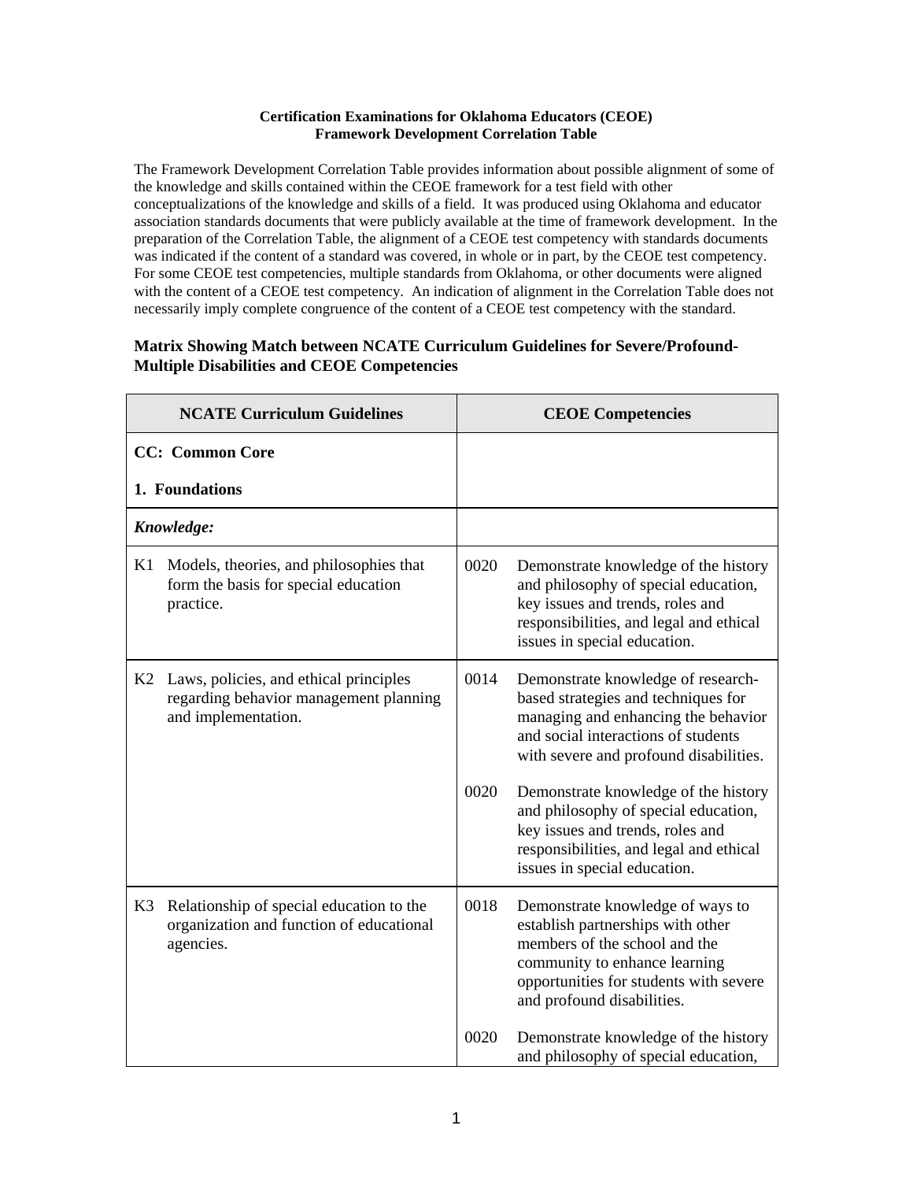**Certification Examinations for Oklahoma Educators (CEOE)**
**Framework Development Correlation Table**

The Framework Development Correlation Table provides information about possible alignment of some of the knowledge and skills contained within the CEOE framework for a test field with other conceptualizations of the knowledge and skills of a field. It was produced using Oklahoma and educator association standards documents that were publicly available at the time of framework development. In the preparation of the Correlation Table, the alignment of a CEOE test competency with standards documents was indicated if the content of a standard was covered, in whole or in part, by the CEOE test competency. For some CEOE test competencies, multiple standards from Oklahoma, or other documents were aligned with the content of a CEOE test competency. An indication of alignment in the Correlation Table does not necessarily imply complete congruence of the content of a CEOE test competency with the standard.

### Matrix Showing Match between NCATE Curriculum Guidelines for Severe/Profound-Multiple Disabilities and CEOE Competencies

| NCATE Curriculum Guidelines | CEOE Competencies |
|---|---|
| **CC: Common Core**<br><br>**1. Foundations** | |
| ***Knowledge:*** | |
| K1 Models, theories, and philosophies that form the basis for special education practice. | 0020 Demonstrate knowledge of the history and philosophy of special education, key issues and trends, roles and responsibilities, and legal and ethical issues in special education. |
| K2 Laws, policies, and ethical principles regarding behavior management planning and implementation. | 0014 Demonstrate knowledge of research-based strategies and techniques for managing and enhancing the behavior and social interactions of students with severe and profound disabilities.<br><br>0020 Demonstrate knowledge of the history and philosophy of special education, key issues and trends, roles and responsibilities, and legal and ethical issues in special education. |
| K3 Relationship of special education to the organization and function of educational agencies. | 0018 Demonstrate knowledge of ways to establish partnerships with other members of the school and the community to enhance learning opportunities for students with severe and profound disabilities.<br><br>0020 Demonstrate knowledge of the history and philosophy of special education, |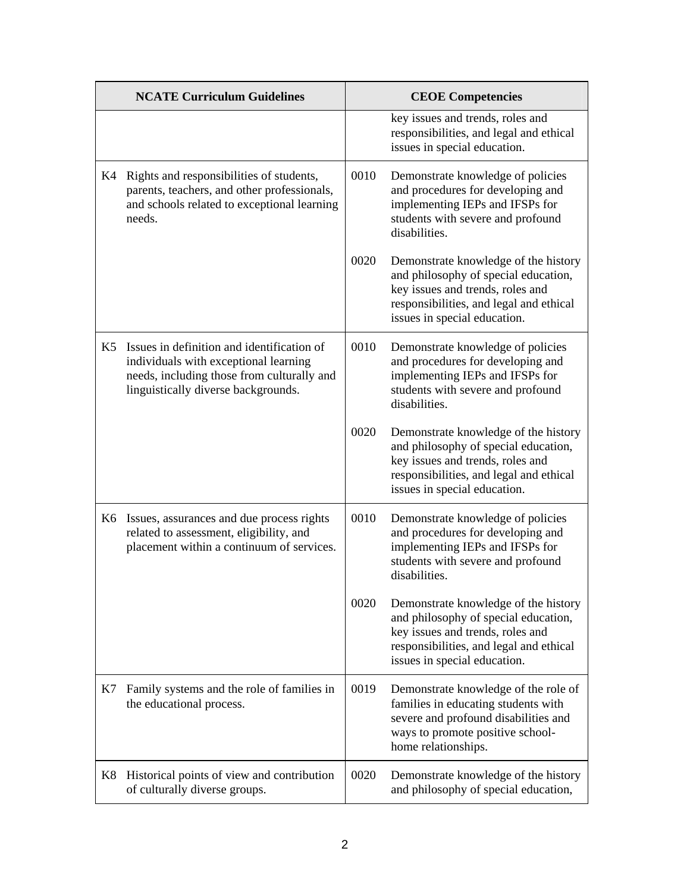| NCATE Curriculum Guidelines | | CEOE Competencies | |
|---|---|---|---|
| | | | key issues and trends, roles and responsibilities, and legal and ethical issues in special education. |
| K4 | Rights and responsibilities of students, parents, teachers, and other professionals, and schools related to exceptional learning needs. | 0010 | Demonstrate knowledge of policies and procedures for developing and implementing IEPs and IFSPs for students with severe and profound disabilities. |
| | | 0020 | Demonstrate knowledge of the history and philosophy of special education, key issues and trends, roles and responsibilities, and legal and ethical issues in special education. |
| K5 | Issues in definition and identification of individuals with exceptional learning needs, including those from culturally and linguistically diverse backgrounds. | 0010 | Demonstrate knowledge of policies and procedures for developing and implementing IEPs and IFSPs for students with severe and profound disabilities. |
| | | 0020 | Demonstrate knowledge of the history and philosophy of special education, key issues and trends, roles and responsibilities, and legal and ethical issues in special education. |
| K6 | Issues, assurances and due process rights related to assessment, eligibility, and placement within a continuum of services. | 0010 | Demonstrate knowledge of policies and procedures for developing and implementing IEPs and IFSPs for students with severe and profound disabilities. |
| | | 0020 | Demonstrate knowledge of the history and philosophy of special education, key issues and trends, roles and responsibilities, and legal and ethical issues in special education. |
| K7 | Family systems and the role of families in the educational process. | 0019 | Demonstrate knowledge of the role of families in educating students with severe and profound disabilities and ways to promote positive school-home relationships. |
| K8 | Historical points of view and contribution of culturally diverse groups. | 0020 | Demonstrate knowledge of the history and philosophy of special education, |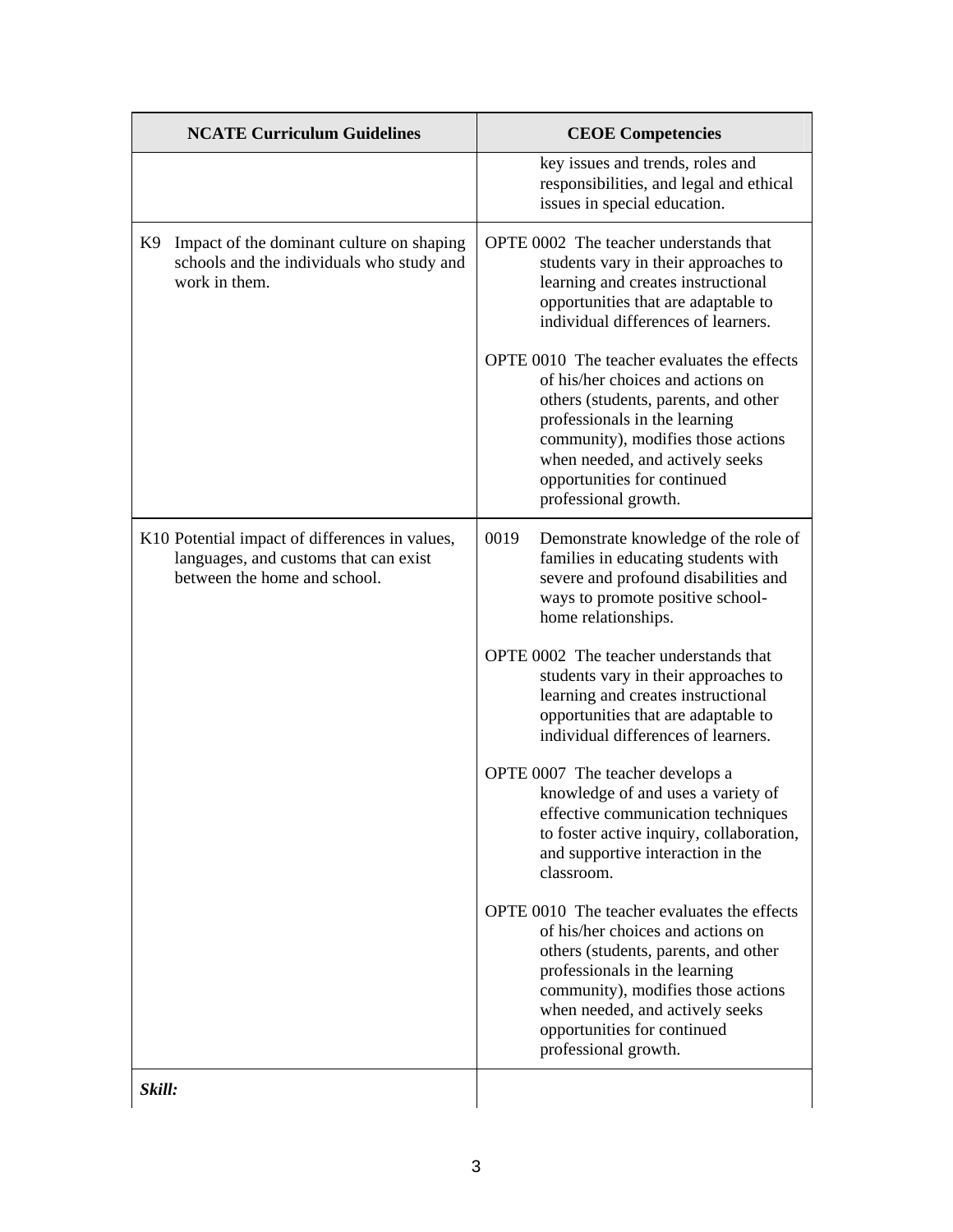| NCATE Curriculum Guidelines | CEOE Competencies |
|---|---|
| | key issues and trends, roles and responsibilities, and legal and ethical issues in special education. |
| K9 Impact of the dominant culture on shaping schools and the individuals who study and work in them. | OPTE 0002 The teacher understands that students vary in their approaches to learning and creates instructional opportunities that are adaptable to individual differences of learners.<br><br>OPTE 0010 The teacher evaluates the effects of his/her choices and actions on others (students, parents, and other professionals in the learning community), modifies those actions when needed, and actively seeks opportunities for continued professional growth. |
| K10 Potential impact of differences in values, languages, and customs that can exist between the home and school. | 0019 Demonstrate knowledge of the role of families in educating students with severe and profound disabilities and ways to promote positive school-home relationships.<br><br>OPTE 0002 The teacher understands that students vary in their approaches to learning and creates instructional opportunities that are adaptable to individual differences of learners.<br><br>OPTE 0007 The teacher develops a knowledge of and uses a variety of effective communication techniques to foster active inquiry, collaboration, and supportive interaction in the classroom.<br><br>OPTE 0010 The teacher evaluates the effects of his/her choices and actions on others (students, parents, and other professionals in the learning community), modifies those actions when needed, and actively seeks opportunities for continued professional growth. |
| ***Skill:*** | |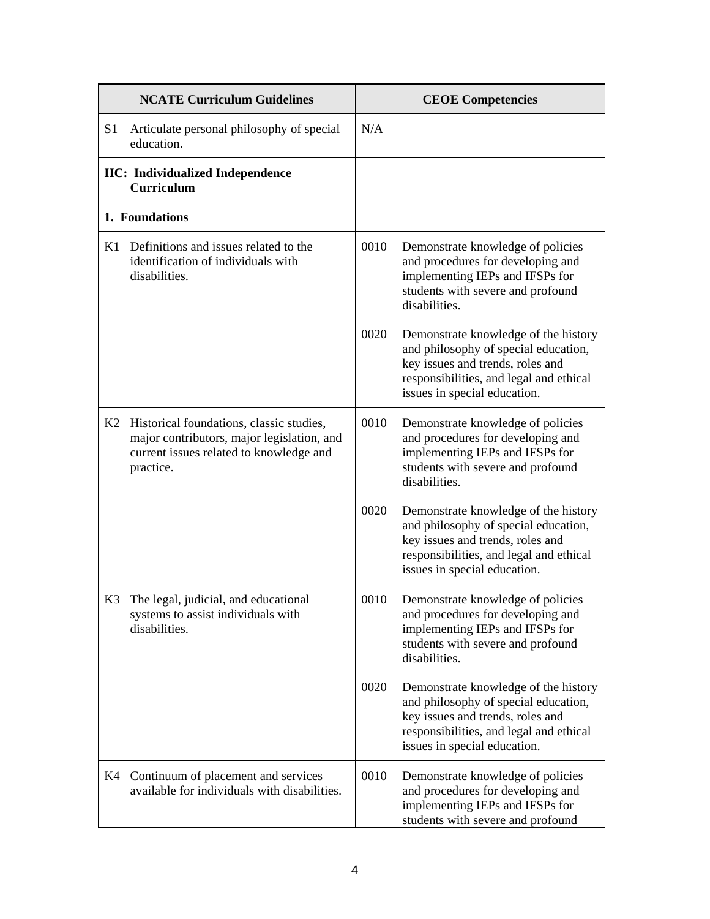| NCATE Curriculum Guidelines | CEOE Competencies |
|---|---|
| S1 Articulate personal philosophy of special education. | N/A |
| **IIC: Individualized Independence Curriculum**<br><br>**1. Foundations** | |
| K1 Definitions and issues related to the identification of individuals with disabilities. | 0010 Demonstrate knowledge of policies and procedures for developing and implementing IEPs and IFSPs for students with severe and profound disabilities.<br><br>0020 Demonstrate knowledge of the history and philosophy of special education, key issues and trends, roles and responsibilities, and legal and ethical issues in special education. |
| K2 Historical foundations, classic studies, major contributors, major legislation, and current issues related to knowledge and practice. | 0010 Demonstrate knowledge of policies and procedures for developing and implementing IEPs and IFSPs for students with severe and profound disabilities.<br><br>0020 Demonstrate knowledge of the history and philosophy of special education, key issues and trends, roles and responsibilities, and legal and ethical issues in special education. |
| K3 The legal, judicial, and educational systems to assist individuals with disabilities. | 0010 Demonstrate knowledge of policies and procedures for developing and implementing IEPs and IFSPs for students with severe and profound disabilities.<br><br>0020 Demonstrate knowledge of the history and philosophy of special education, key issues and trends, roles and responsibilities, and legal and ethical issues in special education. |
| K4 Continuum of placement and services available for individuals with disabilities. | 0010 Demonstrate knowledge of policies and procedures for developing and implementing IEPs and IFSPs for students with severe and profound |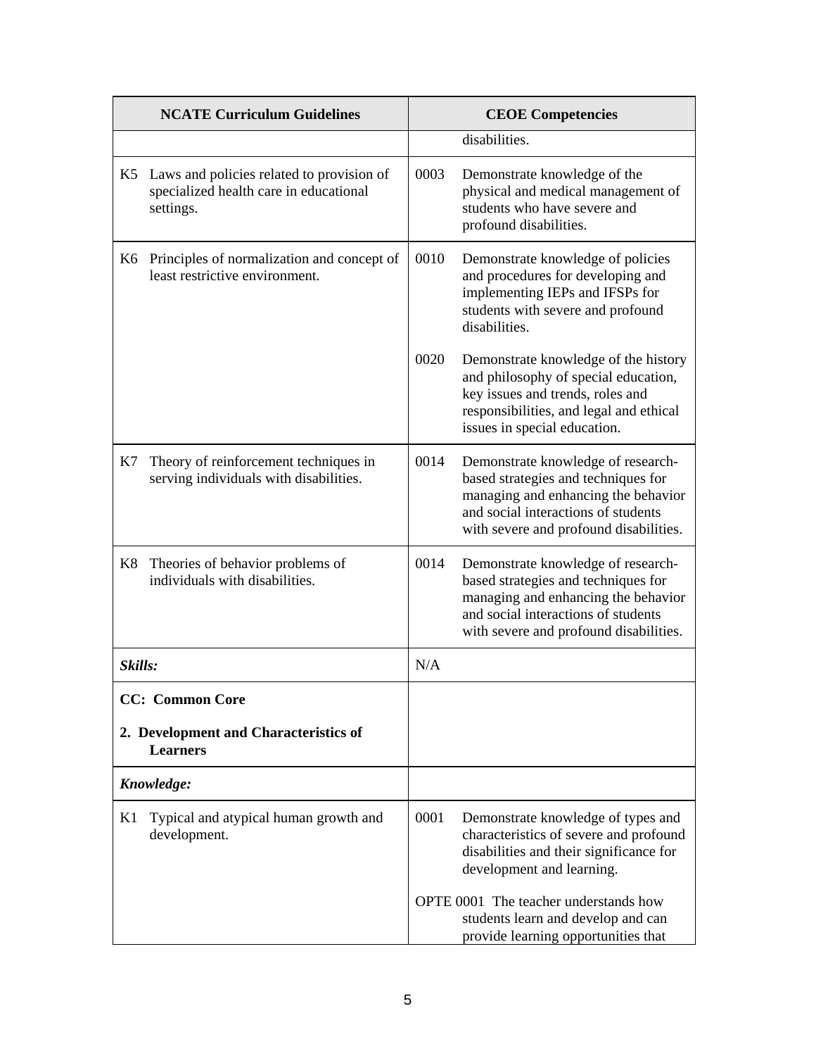| NCATE Curriculum Guidelines | CEOE Competencies |
|---|---|
| | disabilities. |
| K5 Laws and policies related to provision of specialized health care in educational settings. | 0003 Demonstrate knowledge of the physical and medical management of students who have severe and profound disabilities. |
| K6 Principles of normalization and concept of least restrictive environment. | 0010 Demonstrate knowledge of policies and procedures for developing and implementing IEPs and IFSPs for students with severe and profound disabilities.<br><br>0020 Demonstrate knowledge of the history and philosophy of special education, key issues and trends, roles and responsibilities, and legal and ethical issues in special education. |
| K7 Theory of reinforcement techniques in serving individuals with disabilities. | 0014 Demonstrate knowledge of research-based strategies and techniques for managing and enhancing the behavior and social interactions of students with severe and profound disabilities. |
| K8 Theories of behavior problems of individuals with disabilities. | 0014 Demonstrate knowledge of research-based strategies and techniques for managing and enhancing the behavior and social interactions of students with severe and profound disabilities. |
| ***Skills:*** | N/A |
| **CC: Common Core**<br><br>**2. Development and Characteristics of Learners** | |
| ***Knowledge:*** | |
| K1 Typical and atypical human growth and development. | 0001 Demonstrate knowledge of types and characteristics of severe and profound disabilities and their significance for development and learning.<br><br>OPTE 0001 The teacher understands how students learn and develop and can provide learning opportunities that |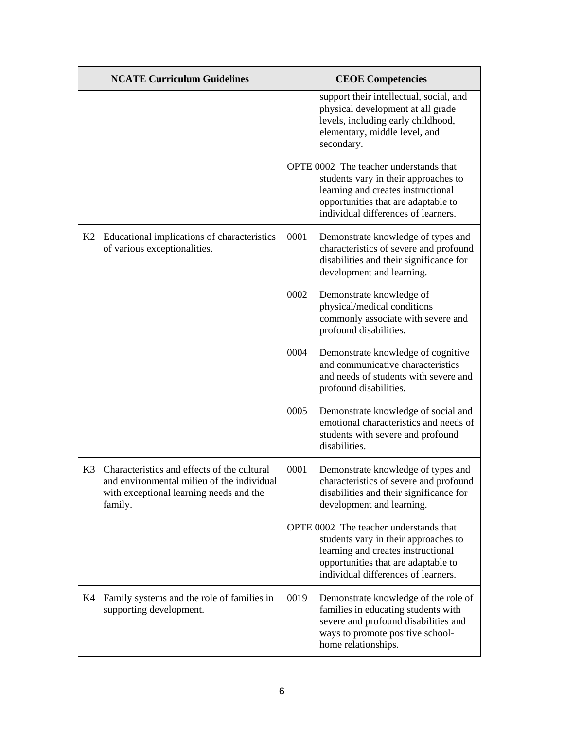| NCATE Curriculum Guidelines | CEOE Competencies |
|---|---|
| | support their intellectual, social, and physical development at all grade levels, including early childhood, elementary, middle level, and secondary.<br><br>OPTE 0002 The teacher understands that students vary in their approaches to learning and creates instructional opportunities that are adaptable to individual differences of learners. |
| K2 Educational implications of characteristics of various exceptionalities. | 0001 Demonstrate knowledge of types and characteristics of severe and profound disabilities and their significance for development and learning.<br><br>0002 Demonstrate knowledge of physical/medical conditions commonly associate with severe and profound disabilities.<br><br>0004 Demonstrate knowledge of cognitive and communicative characteristics and needs of students with severe and profound disabilities.<br><br>0005 Demonstrate knowledge of social and emotional characteristics and needs of students with severe and profound disabilities. |
| K3 Characteristics and effects of the cultural and environmental milieu of the individual with exceptional learning needs and the family. | 0001 Demonstrate knowledge of types and characteristics of severe and profound disabilities and their significance for development and learning.<br><br>OPTE 0002 The teacher understands that students vary in their approaches to learning and creates instructional opportunities that are adaptable to individual differences of learners. |
| K4 Family systems and the role of families in supporting development. | 0019 Demonstrate knowledge of the role of families in educating students with severe and profound disabilities and ways to promote positive school-home relationships. |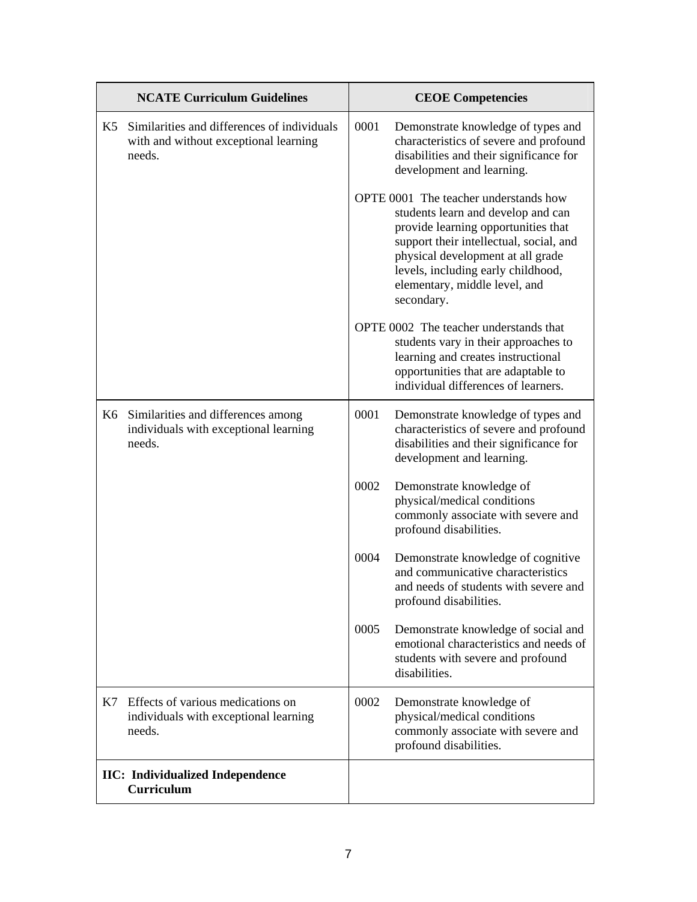| NCATE Curriculum Guidelines | CEOE Competencies |
|---|---|
| K5 Similarities and differences of individuals with and without exceptional learning needs. | 0001 Demonstrate knowledge of types and characteristics of severe and profound disabilities and their significance for development and learning.<br><br>OPTE 0001 The teacher understands how students learn and develop and can provide learning opportunities that support their intellectual, social, and physical development at all grade levels, including early childhood, elementary, middle level, and secondary.<br><br>OPTE 0002 The teacher understands that students vary in their approaches to learning and creates instructional opportunities that are adaptable to individual differences of learners. |
| K6 Similarities and differences among individuals with exceptional learning needs. | 0001 Demonstrate knowledge of types and characteristics of severe and profound disabilities and their significance for development and learning.<br><br>0002 Demonstrate knowledge of physical/medical conditions commonly associate with severe and profound disabilities.<br><br>0004 Demonstrate knowledge of cognitive and communicative characteristics and needs of students with severe and profound disabilities.<br><br>0005 Demonstrate knowledge of social and emotional characteristics and needs of students with severe and profound disabilities. |
| K7 Effects of various medications on individuals with exceptional learning needs. | 0002 Demonstrate knowledge of physical/medical conditions commonly associate with severe and profound disabilities. |
| **IIC: Individualized Independence Curriculum** | |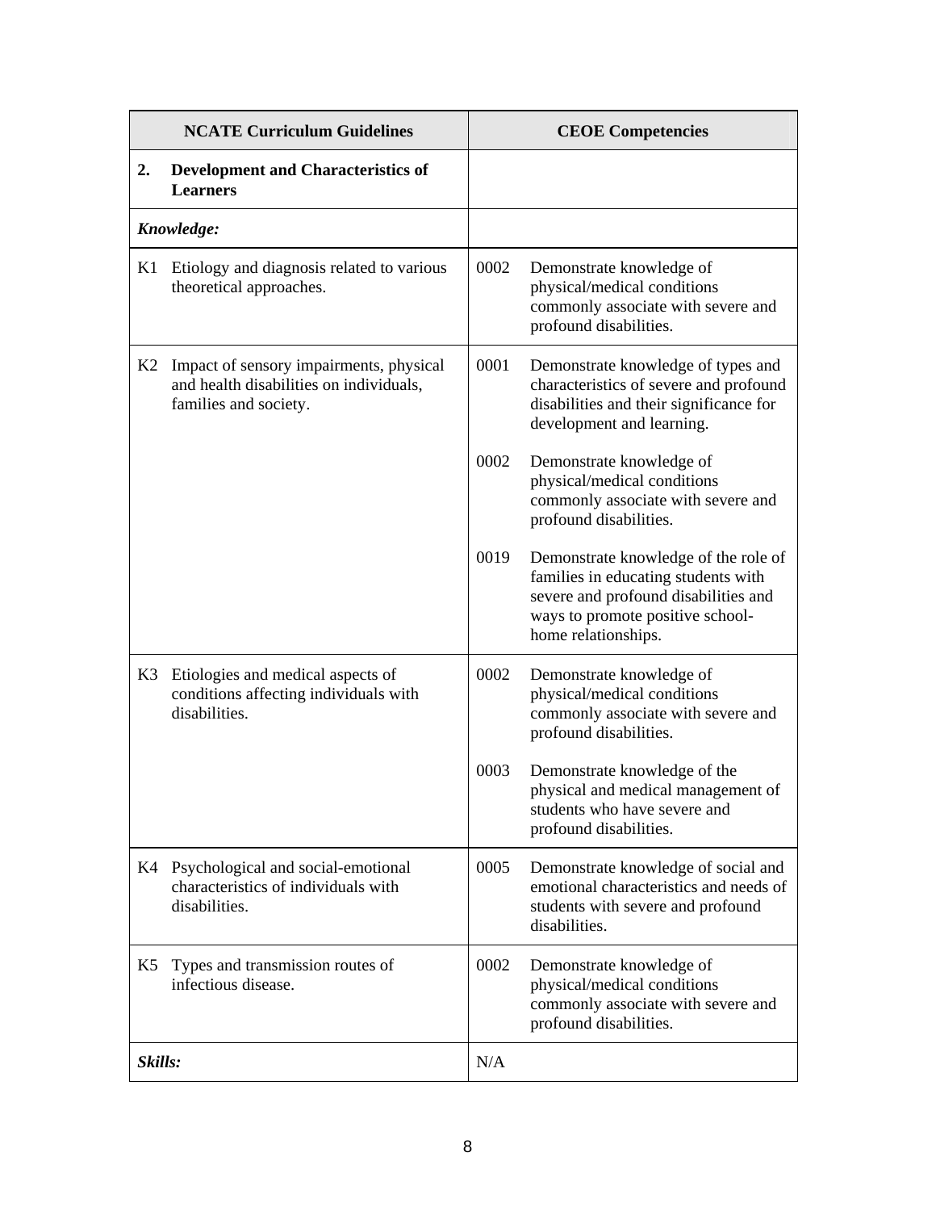| NCATE Curriculum Guidelines | CEOE Competencies |
| --- | --- |
| **2. Development and Characteristics of Learners** | |
| ***Knowledge:*** | |
| K1 Etiology and diagnosis related to various theoretical approaches. | 0002 Demonstrate knowledge of physical/medical conditions commonly associate with severe and profound disabilities. |
| K2 Impact of sensory impairments, physical and health disabilities on individuals, families and society. | 0001 Demonstrate knowledge of types and characteristics of severe and profound disabilities and their significance for development and learning.<br><br>0002 Demonstrate knowledge of physical/medical conditions commonly associate with severe and profound disabilities.<br><br>0019 Demonstrate knowledge of the role of families in educating students with severe and profound disabilities and ways to promote positive school-home relationships. |
| K3 Etiologies and medical aspects of conditions affecting individuals with disabilities. | 0002 Demonstrate knowledge of physical/medical conditions commonly associate with severe and profound disabilities.<br><br>0003 Demonstrate knowledge of the physical and medical management of students who have severe and profound disabilities. |
| K4 Psychological and social-emotional characteristics of individuals with disabilities. | 0005 Demonstrate knowledge of social and emotional characteristics and needs of students with severe and profound disabilities. |
| K5 Types and transmission routes of infectious disease. | 0002 Demonstrate knowledge of physical/medical conditions commonly associate with severe and profound disabilities. |
| ***Skills:*** | N/A |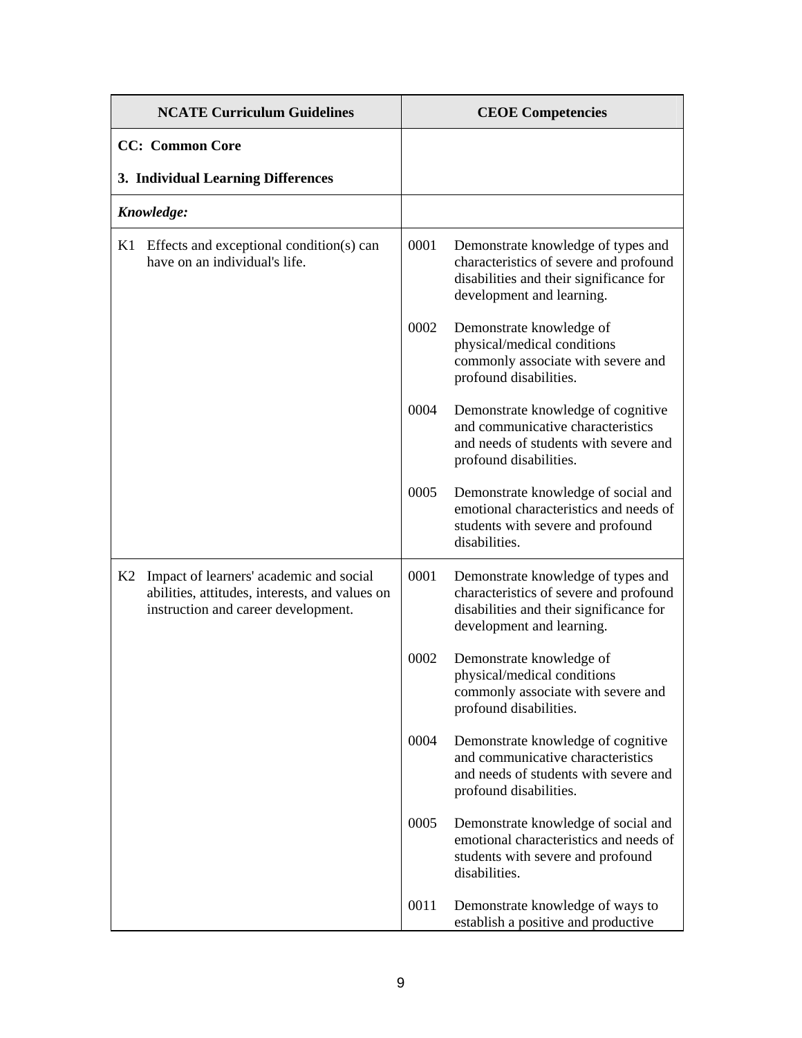| NCATE Curriculum Guidelines | CEOE Competencies |
|---|---|
| **CC: Common Core**<br><br>**3. Individual Learning Differences** | |
| ***Knowledge:*** | |
| K1 Effects and exceptional condition(s) can have on an individual's life. | 0001 Demonstrate knowledge of types and characteristics of severe and profound disabilities and their significance for development and learning.<br><br>0002 Demonstrate knowledge of physical/medical conditions commonly associate with severe and profound disabilities.<br><br>0004 Demonstrate knowledge of cognitive and communicative characteristics and needs of students with severe and profound disabilities.<br><br>0005 Demonstrate knowledge of social and emotional characteristics and needs of students with severe and profound disabilities. |
| K2 Impact of learners' academic and social abilities, attitudes, interests, and values on instruction and career development. | 0001 Demonstrate knowledge of types and characteristics of severe and profound disabilities and their significance for development and learning.<br><br>0002 Demonstrate knowledge of physical/medical conditions commonly associate with severe and profound disabilities.<br><br>0004 Demonstrate knowledge of cognitive and communicative characteristics and needs of students with severe and profound disabilities.<br><br>0005 Demonstrate knowledge of social and emotional characteristics and needs of students with severe and profound disabilities.<br><br>0011 Demonstrate knowledge of ways to establish a positive and productive |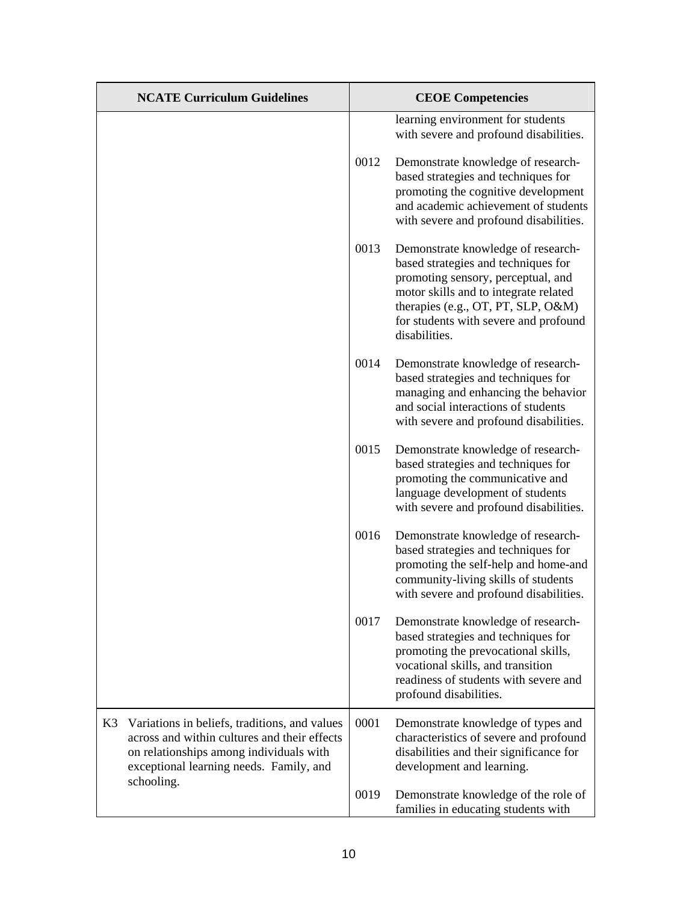| NCATE Curriculum Guidelines | CEOE Competencies |
|---|---|
| | learning environment for students with severe and profound disabilities. |
| | 0012 Demonstrate knowledge of research-based strategies and techniques for promoting the cognitive development and academic achievement of students with severe and profound disabilities. |
| | 0013 Demonstrate knowledge of research-based strategies and techniques for promoting sensory, perceptual, and motor skills and to integrate related therapies (e.g., OT, PT, SLP, O&M) for students with severe and profound disabilities. |
| | 0014 Demonstrate knowledge of research-based strategies and techniques for managing and enhancing the behavior and social interactions of students with severe and profound disabilities. |
| | 0015 Demonstrate knowledge of research-based strategies and techniques for promoting the communicative and language development of students with severe and profound disabilities. |
| | 0016 Demonstrate knowledge of research-based strategies and techniques for promoting the self-help and home-and community-living skills of students with severe and profound disabilities. |
| | 0017 Demonstrate knowledge of research-based strategies and techniques for promoting the prevocational skills, vocational skills, and transition readiness of students with severe and profound disabilities. |
| K3 Variations in beliefs, traditions, and values across and within cultures and their effects on relationships among individuals with exceptional learning needs. Family, and schooling. | 0001 Demonstrate knowledge of types and characteristics of severe and profound disabilities and their significance for development and learning.<br><br>0019 Demonstrate knowledge of the role of families in educating students with |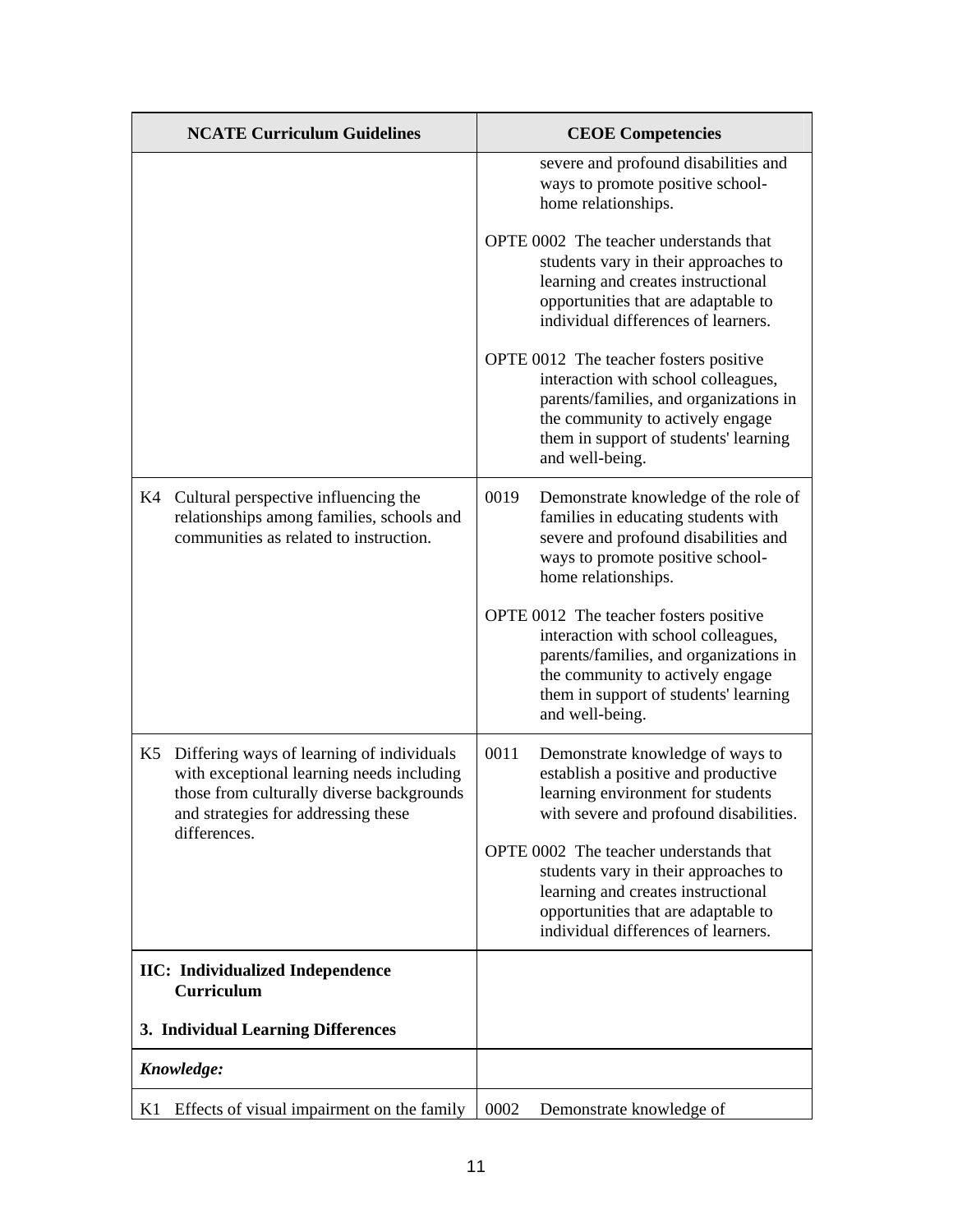| NCATE Curriculum Guidelines | CEOE Competencies |
|---|---|
| | severe and profound disabilities and ways to promote positive school-home relationships.<br><br>OPTE 0002 The teacher understands that students vary in their approaches to learning and creates instructional opportunities that are adaptable to individual differences of learners.<br><br>OPTE 0012 The teacher fosters positive interaction with school colleagues, parents/families, and organizations in the community to actively engage them in support of students' learning and well-being. |
| K4 Cultural perspective influencing the relationships among families, schools and communities as related to instruction. | 0019 Demonstrate knowledge of the role of families in educating students with severe and profound disabilities and ways to promote positive school-home relationships.<br><br>OPTE 0012 The teacher fosters positive interaction with school colleagues, parents/families, and organizations in the community to actively engage them in support of students' learning and well-being. |
| K5 Differing ways of learning of individuals with exceptional learning needs including those from culturally diverse backgrounds and strategies for addressing these differences. | 0011 Demonstrate knowledge of ways to establish a positive and productive learning environment for students with severe and profound disabilities.<br><br>OPTE 0002 The teacher understands that students vary in their approaches to learning and creates instructional opportunities that are adaptable to individual differences of learners. |
| **IIC: Individualized Independence Curriculum**<br><br>**3. Individual Learning Differences** | |
| ***Knowledge:*** | |
| K1 Effects of visual impairment on the family | 0002 Demonstrate knowledge of |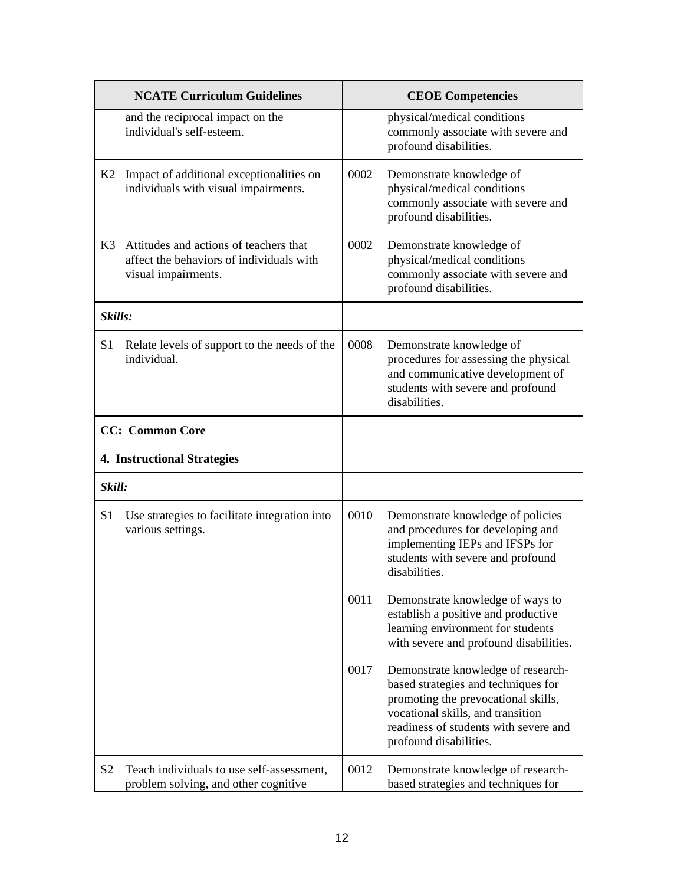| NCATE Curriculum Guidelines | CEOE Competencies |
|---|---|
| and the reciprocal impact on the individual's self-esteem. | physical/medical conditions commonly associate with severe and profound disabilities. |
| K2 Impact of additional exceptionalities on individuals with visual impairments. | 0002 Demonstrate knowledge of physical/medical conditions commonly associate with severe and profound disabilities. |
| K3 Attitudes and actions of teachers that affect the behaviors of individuals with visual impairments. | 0002 Demonstrate knowledge of physical/medical conditions commonly associate with severe and profound disabilities. |
| ***Skills:*** | |
| S1 Relate levels of support to the needs of the individual. | 0008 Demonstrate knowledge of procedures for assessing the physical and communicative development of students with severe and profound disabilities. |
| **CC: Common Core**<br><br>**4. Instructional Strategies** | |
| ***Skill:*** | |
| S1 Use strategies to facilitate integration into various settings. | 0010 Demonstrate knowledge of policies and procedures for developing and implementing IEPs and IFSPs for students with severe and profound disabilities.<br><br>0011 Demonstrate knowledge of ways to establish a positive and productive learning environment for students with severe and profound disabilities.<br><br>0017 Demonstrate knowledge of research-based strategies and techniques for promoting the prevocational skills, vocational skills, and transition readiness of students with severe and profound disabilities. |
| S2 Teach individuals to use self-assessment, problem solving, and other cognitive | 0012 Demonstrate knowledge of research-based strategies and techniques for |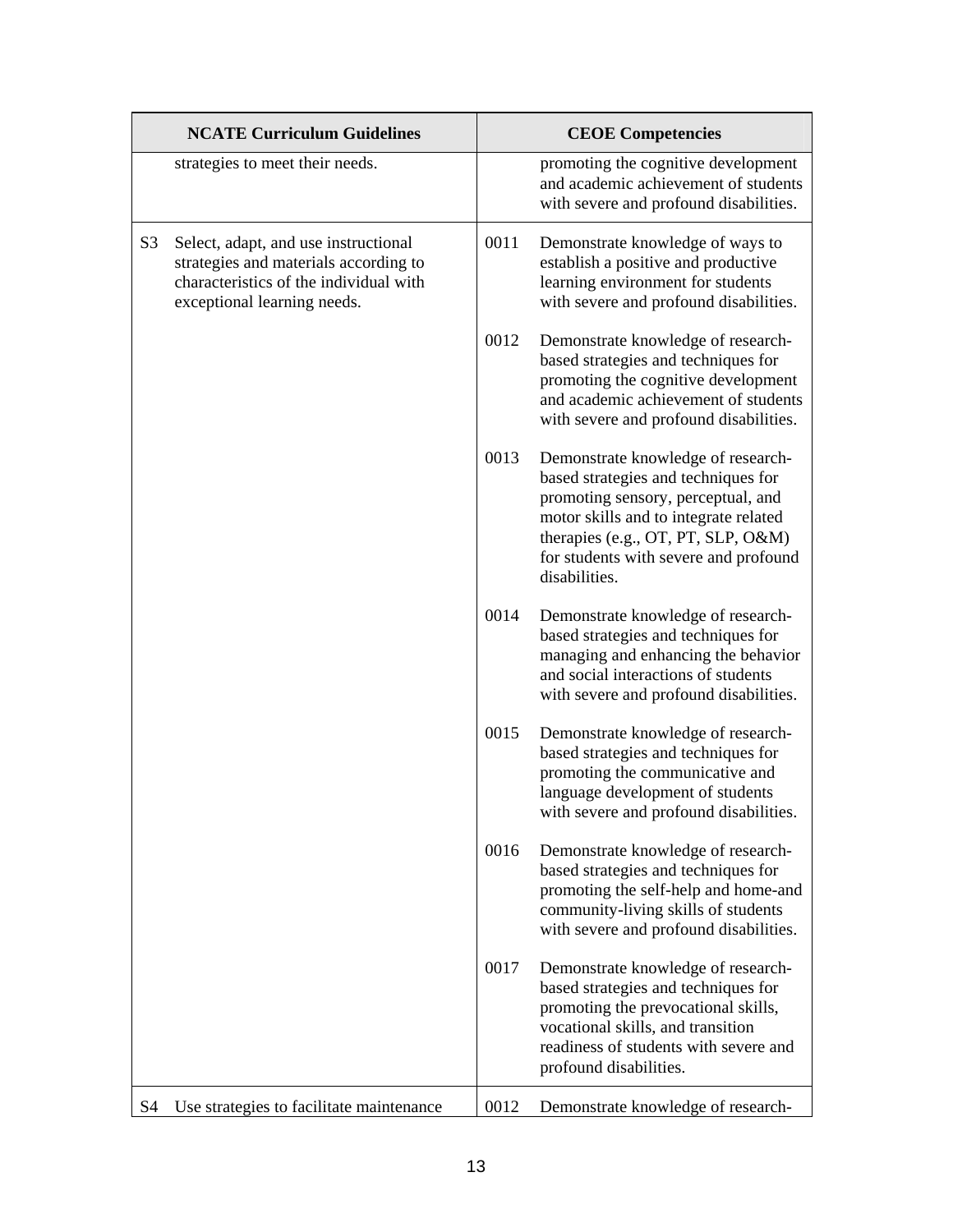| NCATE Curriculum Guidelines | | CEOE Competencies | |
|---|---|---|---|
| | strategies to meet their needs. | | promoting the cognitive development and academic achievement of students with severe and profound disabilities. |
| S3 | Select, adapt, and use instructional strategies and materials according to characteristics of the individual with exceptional learning needs. | 0011 | Demonstrate knowledge of ways to establish a positive and productive learning environment for students with severe and profound disabilities. |
| | | 0012 | Demonstrate knowledge of research-based strategies and techniques for promoting the cognitive development and academic achievement of students with severe and profound disabilities. |
| | | 0013 | Demonstrate knowledge of research-based strategies and techniques for promoting sensory, perceptual, and motor skills and to integrate related therapies (e.g., OT, PT, SLP, O&M) for students with severe and profound disabilities. |
| | | 0014 | Demonstrate knowledge of research-based strategies and techniques for managing and enhancing the behavior and social interactions of students with severe and profound disabilities. |
| | | 0015 | Demonstrate knowledge of research-based strategies and techniques for promoting the communicative and language development of students with severe and profound disabilities. |
| | | 0016 | Demonstrate knowledge of research-based strategies and techniques for promoting the self-help and home-and community-living skills of students with severe and profound disabilities. |
| | | 0017 | Demonstrate knowledge of research-based strategies and techniques for promoting the prevocational skills, vocational skills, and transition readiness of students with severe and profound disabilities. |
| S4 | Use strategies to facilitate maintenance | 0012 | Demonstrate knowledge of research- |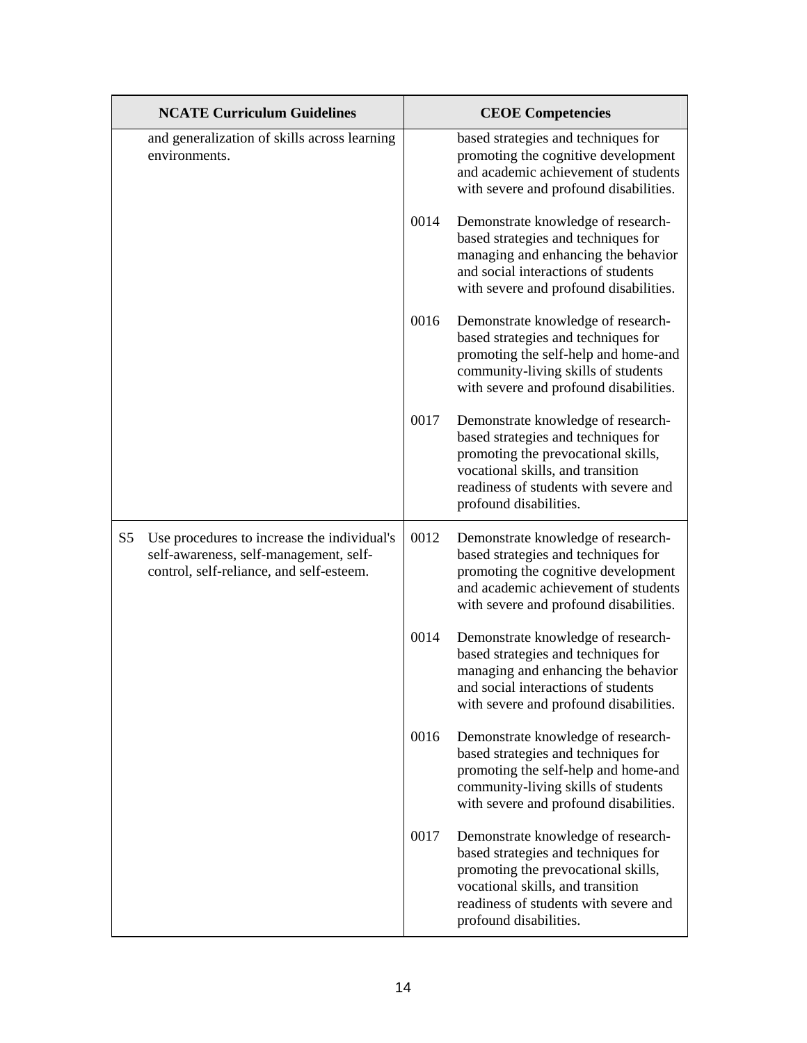| NCATE Curriculum Guidelines | | CEOE Competencies | |
|---|---|---|---|
| | and generalization of skills across learning environments. | | based strategies and techniques for promoting the cognitive development and academic achievement of students with severe and profound disabilities. |
| | | 0014 | Demonstrate knowledge of research-based strategies and techniques for managing and enhancing the behavior and social interactions of students with severe and profound disabilities. |
| | | 0016 | Demonstrate knowledge of research-based strategies and techniques for promoting the self-help and home-and community-living skills of students with severe and profound disabilities. |
| | | 0017 | Demonstrate knowledge of research-based strategies and techniques for promoting the prevocational skills, vocational skills, and transition readiness of students with severe and profound disabilities. |
| S5 | Use procedures to increase the individual's self-awareness, self-management, self-control, self-reliance, and self-esteem. | 0012 | Demonstrate knowledge of research-based strategies and techniques for promoting the cognitive development and academic achievement of students with severe and profound disabilities. |
| | | 0014 | Demonstrate knowledge of research-based strategies and techniques for managing and enhancing the behavior and social interactions of students with severe and profound disabilities. |
| | | 0016 | Demonstrate knowledge of research-based strategies and techniques for promoting the self-help and home-and community-living skills of students with severe and profound disabilities. |
| | | 0017 | Demonstrate knowledge of research-based strategies and techniques for promoting the prevocational skills, vocational skills, and transition readiness of students with severe and profound disabilities. |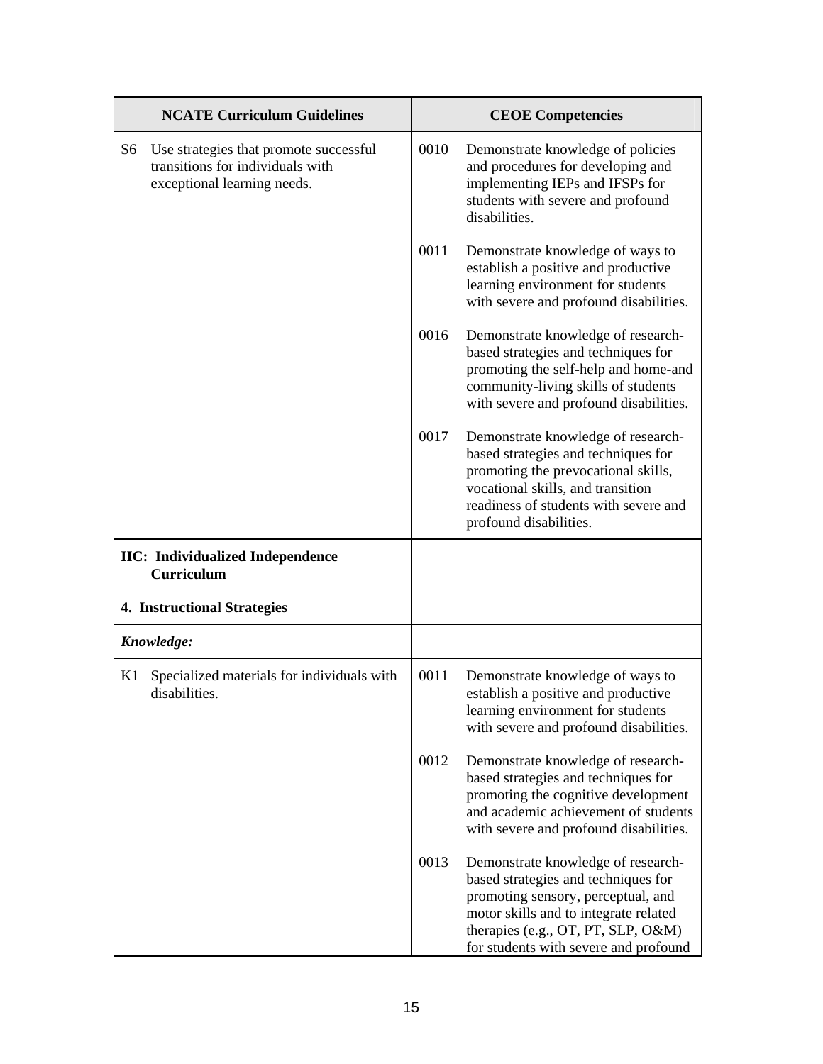| NCATE Curriculum Guidelines | CEOE Competencies |
|---|---|
| S6 Use strategies that promote successful transitions for individuals with exceptional learning needs. | 0010 Demonstrate knowledge of policies and procedures for developing and implementing IEPs and IFSPs for students with severe and profound disabilities.<br><br>0011 Demonstrate knowledge of ways to establish a positive and productive learning environment for students with severe and profound disabilities.<br><br>0016 Demonstrate knowledge of research-based strategies and techniques for promoting the self-help and home-and community-living skills of students with severe and profound disabilities.<br><br>0017 Demonstrate knowledge of research-based strategies and techniques for promoting the prevocational skills, vocational skills, and transition readiness of students with severe and profound disabilities. |
| **IIC: Individualized Independence Curriculum**<br><br>**4. Instructional Strategies** | |
| ***Knowledge:*** | |
| K1 Specialized materials for individuals with disabilities. | 0011 Demonstrate knowledge of ways to establish a positive and productive learning environment for students with severe and profound disabilities.<br><br>0012 Demonstrate knowledge of research-based strategies and techniques for promoting the cognitive development and academic achievement of students with severe and profound disabilities.<br><br>0013 Demonstrate knowledge of research-based strategies and techniques for promoting sensory, perceptual, and motor skills and to integrate related therapies (e.g., OT, PT, SLP, O&M) for students with severe and profound |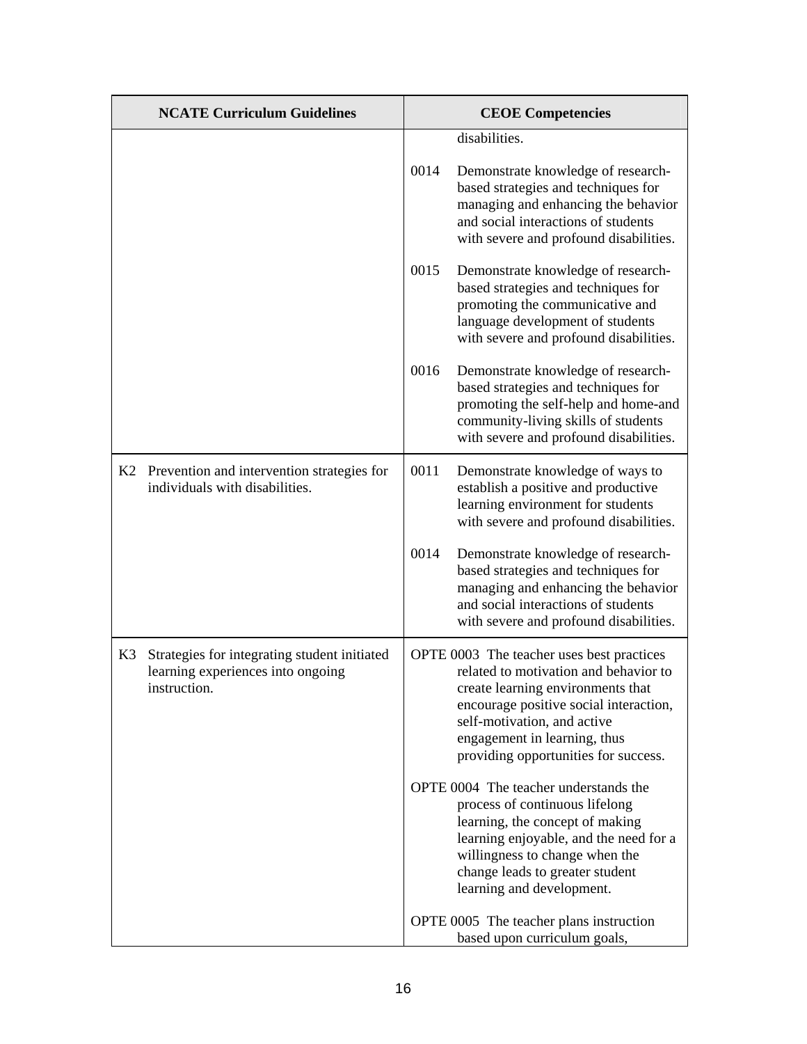| NCATE Curriculum Guidelines | CEOE Competencies |
| --- | --- |
| | disabilities.<br><br>0014 Demonstrate knowledge of research-based strategies and techniques for managing and enhancing the behavior and social interactions of students with severe and profound disabilities.<br><br>0015 Demonstrate knowledge of research-based strategies and techniques for promoting the communicative and language development of students with severe and profound disabilities.<br><br>0016 Demonstrate knowledge of research-based strategies and techniques for promoting the self-help and home-and community-living skills of students with severe and profound disabilities. |
| K2 Prevention and intervention strategies for individuals with disabilities. | 0011 Demonstrate knowledge of ways to establish a positive and productive learning environment for students with severe and profound disabilities.<br><br>0014 Demonstrate knowledge of research-based strategies and techniques for managing and enhancing the behavior and social interactions of students with severe and profound disabilities. |
| K3 Strategies for integrating student initiated learning experiences into ongoing instruction. | OPTE 0003 The teacher uses best practices related to motivation and behavior to create learning environments that encourage positive social interaction, self-motivation, and active engagement in learning, thus providing opportunities for success.<br><br>OPTE 0004 The teacher understands the process of continuous lifelong learning, the concept of making learning enjoyable, and the need for a willingness to change when the change leads to greater student learning and development.<br><br>OPTE 0005 The teacher plans instruction based upon curriculum goals, |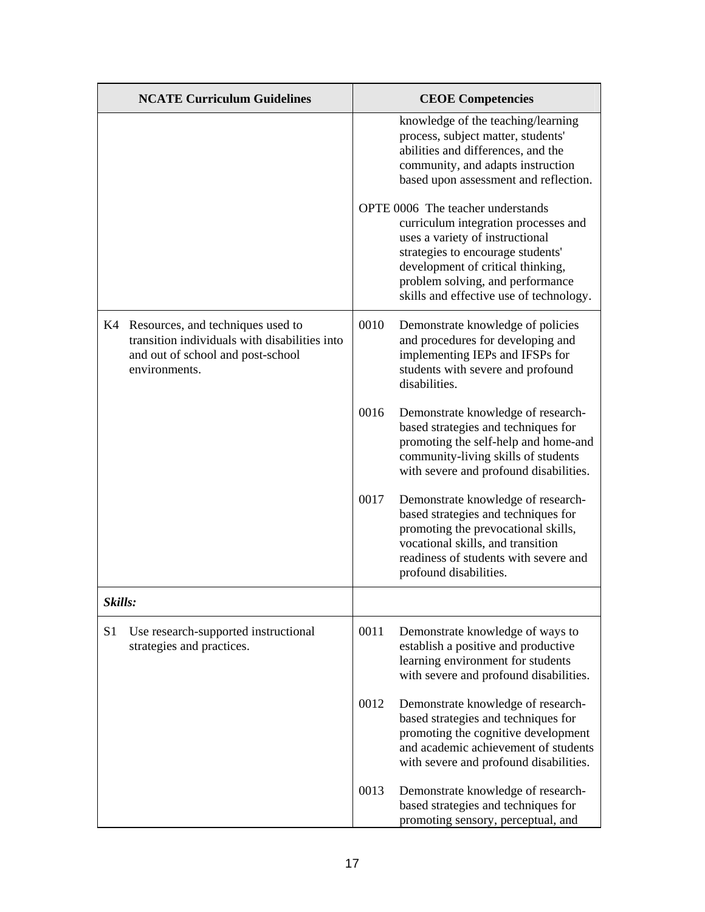| NCATE Curriculum Guidelines | CEOE Competencies |
| --- | --- |
| | knowledge of the teaching/learning process, subject matter, students' abilities and differences, and the community, and adapts instruction based upon assessment and reflection.<br><br>OPTE 0006 The teacher understands curriculum integration processes and uses a variety of instructional strategies to encourage students' development of critical thinking, problem solving, and performance skills and effective use of technology. |
| K4 Resources, and techniques used to transition individuals with disabilities into and out of school and post-school environments. | 0010 Demonstrate knowledge of policies and procedures for developing and implementing IEPs and IFSPs for students with severe and profound disabilities.<br><br>0016 Demonstrate knowledge of research-based strategies and techniques for promoting the self-help and home-and community-living skills of students with severe and profound disabilities.<br><br>0017 Demonstrate knowledge of research-based strategies and techniques for promoting the prevocational skills, vocational skills, and transition readiness of students with severe and profound disabilities. |
| ***Skills:*** | |
| S1 Use research-supported instructional strategies and practices. | 0011 Demonstrate knowledge of ways to establish a positive and productive learning environment for students with severe and profound disabilities.<br><br>0012 Demonstrate knowledge of research-based strategies and techniques for promoting the cognitive development and academic achievement of students with severe and profound disabilities.<br><br>0013 Demonstrate knowledge of research-based strategies and techniques for promoting sensory, perceptual, and |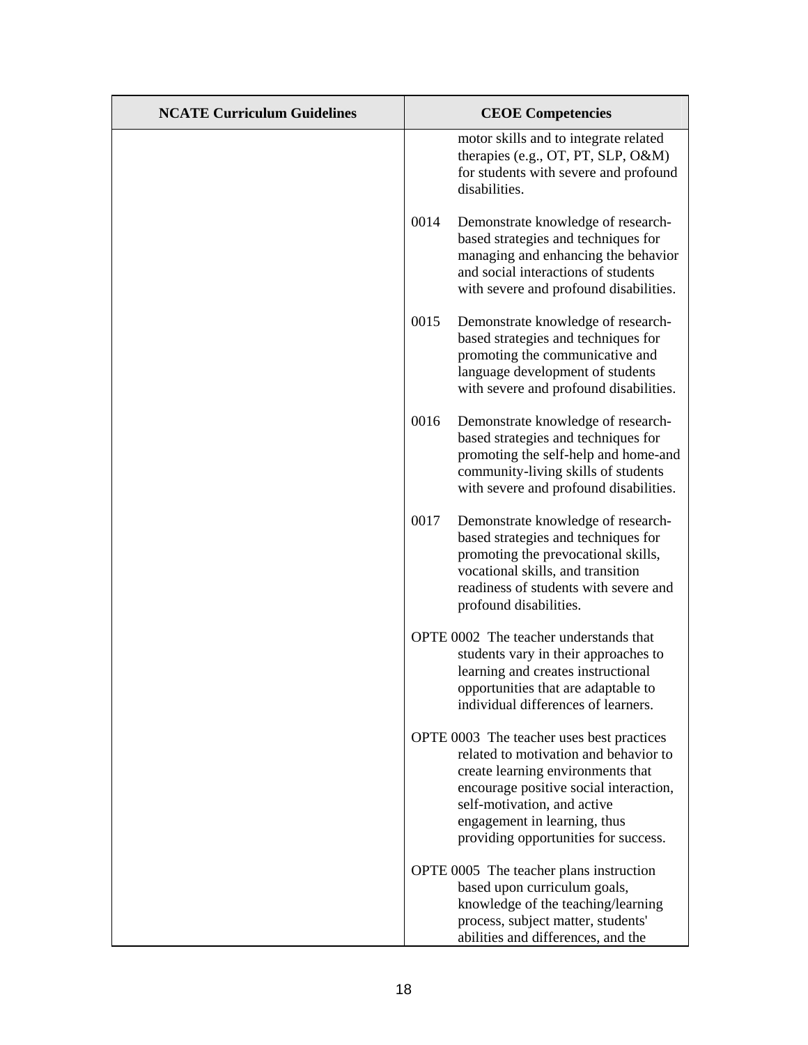| NCATE Curriculum Guidelines | CEOE Competencies |
|---|---|
| | motor skills and to integrate related therapies (e.g., OT, PT, SLP, O&M) for students with severe and profound disabilities.<br><br>0014 Demonstrate knowledge of research-based strategies and techniques for managing and enhancing the behavior and social interactions of students with severe and profound disabilities.<br><br>0015 Demonstrate knowledge of research-based strategies and techniques for promoting the communicative and language development of students with severe and profound disabilities.<br><br>0016 Demonstrate knowledge of research-based strategies and techniques for promoting the self-help and home-and community-living skills of students with severe and profound disabilities.<br><br>0017 Demonstrate knowledge of research-based strategies and techniques for promoting the prevocational skills, vocational skills, and transition readiness of students with severe and profound disabilities.<br><br>OPTE 0002 The teacher understands that students vary in their approaches to learning and creates instructional opportunities that are adaptable to individual differences of learners.<br><br>OPTE 0003 The teacher uses best practices related to motivation and behavior to create learning environments that encourage positive social interaction, self-motivation, and active engagement in learning, thus providing opportunities for success.<br><br>OPTE 0005 The teacher plans instruction based upon curriculum goals, knowledge of the teaching/learning process, subject matter, students' abilities and differences, and the |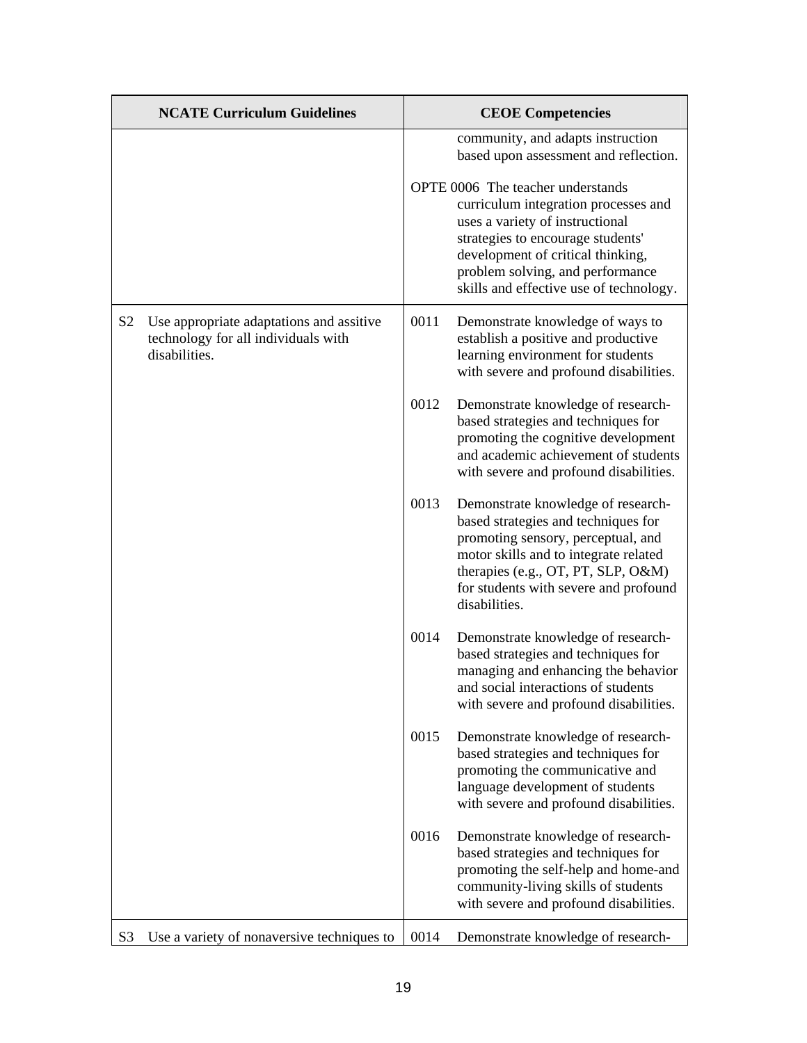| NCATE Curriculum Guidelines | CEOE Competencies |
| --- | --- |
| | community, and adapts instruction based upon assessment and reflection.<br><br>OPTE 0006 The teacher understands curriculum integration processes and uses a variety of instructional strategies to encourage students' development of critical thinking, problem solving, and performance skills and effective use of technology. |
| S2 Use appropriate adaptations and assitive technology for all individuals with disabilities. | 0011 Demonstrate knowledge of ways to establish a positive and productive learning environment for students with severe and profound disabilities.<br><br>0012 Demonstrate knowledge of research-based strategies and techniques for promoting the cognitive development and academic achievement of students with severe and profound disabilities.<br><br>0013 Demonstrate knowledge of research-based strategies and techniques for promoting sensory, perceptual, and motor skills and to integrate related therapies (e.g., OT, PT, SLP, O&M) for students with severe and profound disabilities.<br><br>0014 Demonstrate knowledge of research-based strategies and techniques for managing and enhancing the behavior and social interactions of students with severe and profound disabilities.<br><br>0015 Demonstrate knowledge of research-based strategies and techniques for promoting the communicative and language development of students with severe and profound disabilities.<br><br>0016 Demonstrate knowledge of research-based strategies and techniques for promoting the self-help and home-and community-living skills of students with severe and profound disabilities. |
| S3 Use a variety of nonaversive techniques to | 0014 Demonstrate knowledge of research- |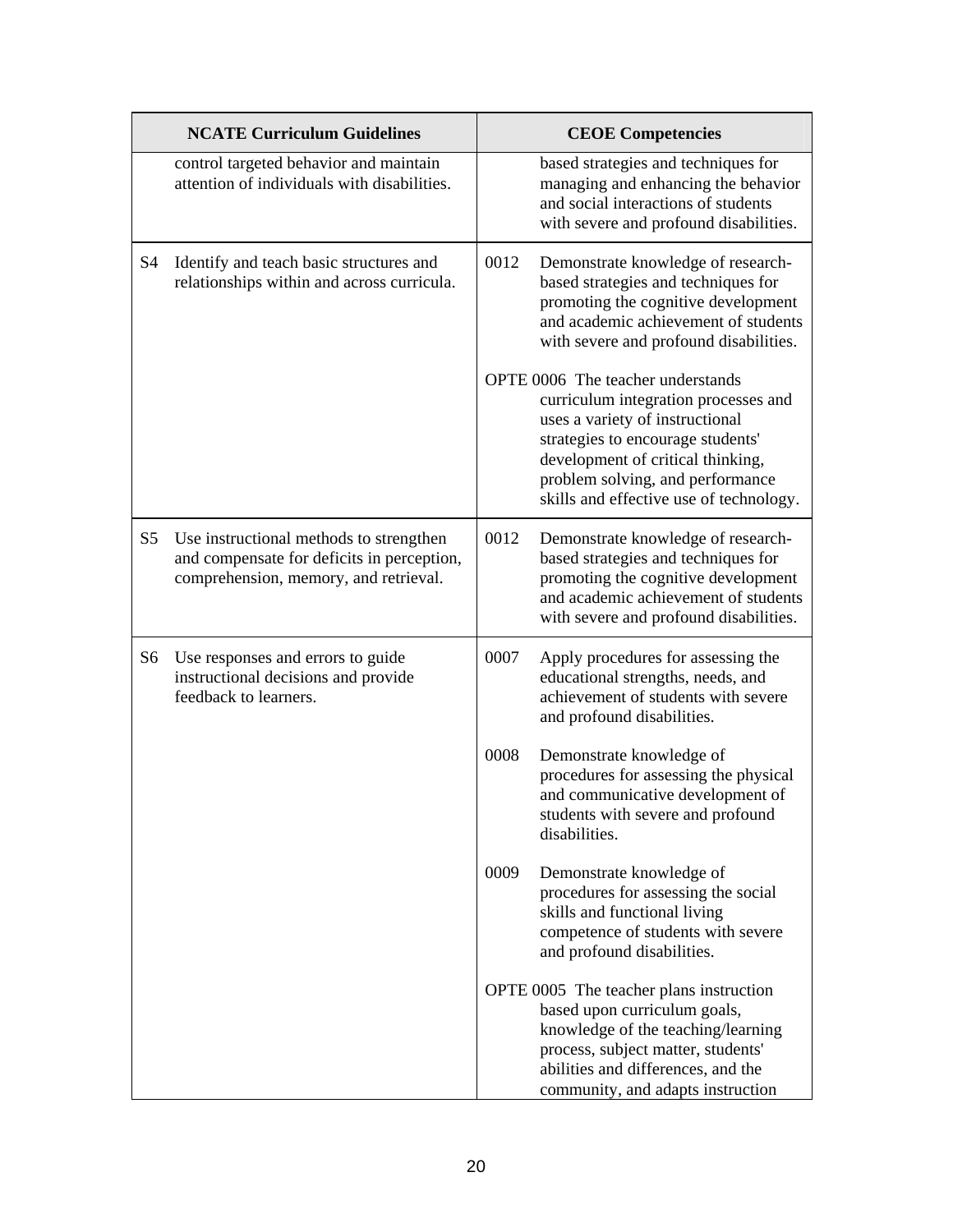| NCATE Curriculum Guidelines | CEOE Competencies |
|---|---|
| control targeted behavior and maintain attention of individuals with disabilities. | based strategies and techniques for managing and enhancing the behavior and social interactions of students with severe and profound disabilities. |
| S4 Identify and teach basic structures and relationships within and across curricula. | 0012 Demonstrate knowledge of research-based strategies and techniques for promoting the cognitive development and academic achievement of students with severe and profound disabilities.<br><br>OPTE 0006 The teacher understands curriculum integration processes and uses a variety of instructional strategies to encourage students' development of critical thinking, problem solving, and performance skills and effective use of technology. |
| S5 Use instructional methods to strengthen and compensate for deficits in perception, comprehension, memory, and retrieval. | 0012 Demonstrate knowledge of research-based strategies and techniques for promoting the cognitive development and academic achievement of students with severe and profound disabilities. |
| S6 Use responses and errors to guide instructional decisions and provide feedback to learners. | 0007 Apply procedures for assessing the educational strengths, needs, and achievement of students with severe and profound disabilities.<br><br>0008 Demonstrate knowledge of procedures for assessing the physical and communicative development of students with severe and profound disabilities.<br><br>0009 Demonstrate knowledge of procedures for assessing the social skills and functional living competence of students with severe and profound disabilities.<br><br>OPTE 0005 The teacher plans instruction based upon curriculum goals, knowledge of the teaching/learning process, subject matter, students' abilities and differences, and the community, and adapts instruction |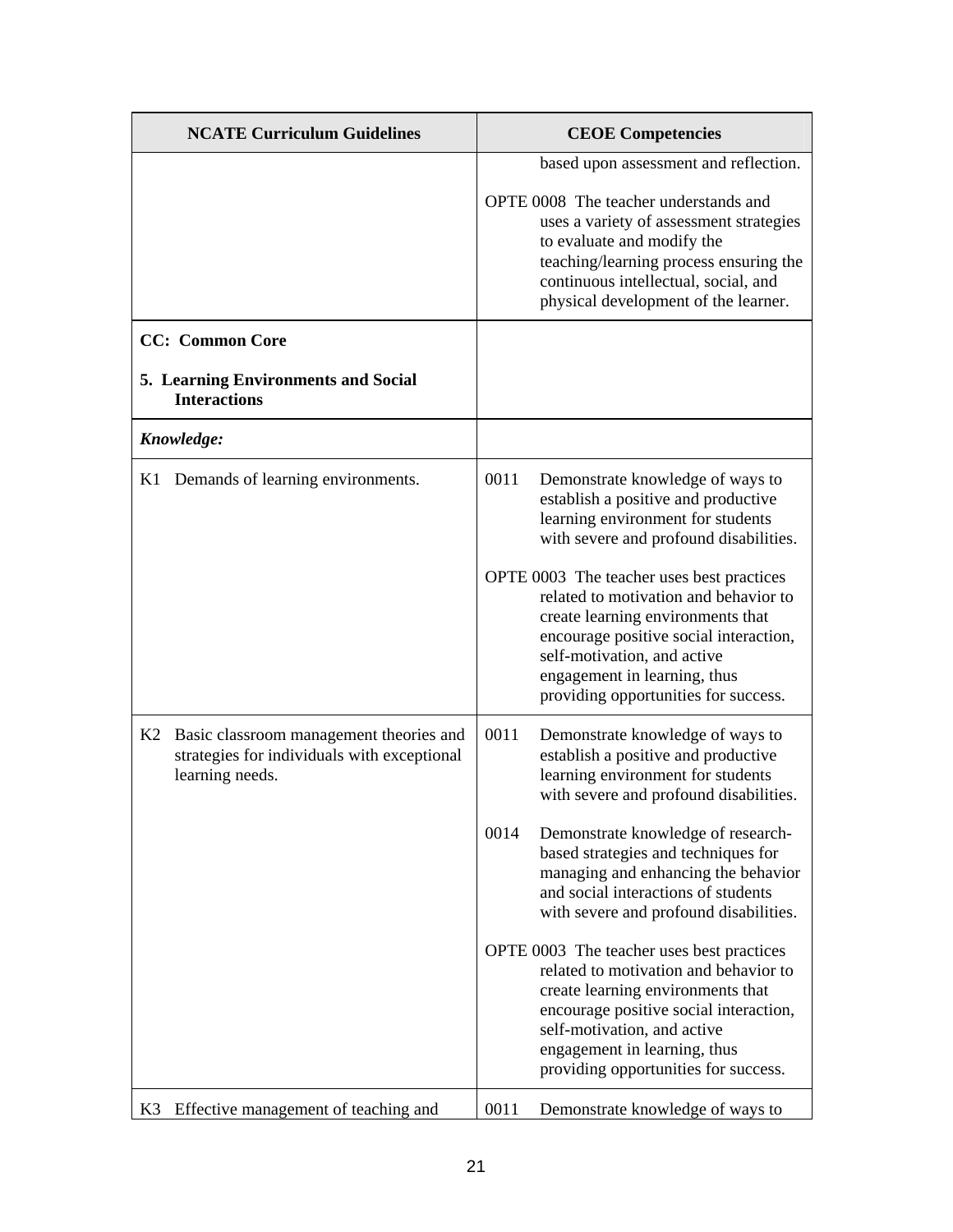| NCATE Curriculum Guidelines | CEOE Competencies |
| --- | --- |
| | based upon assessment and reflection.<br><br>OPTE 0008 The teacher understands and uses a variety of assessment strategies to evaluate and modify the teaching/learning process ensuring the continuous intellectual, social, and physical development of the learner. |
| **CC: Common Core**<br><br>**5. Learning Environments and Social Interactions** | |
| ***Knowledge:*** | |
| K1 Demands of learning environments. | 0011 Demonstrate knowledge of ways to establish a positive and productive learning environment for students with severe and profound disabilities.<br><br>OPTE 0003 The teacher uses best practices related to motivation and behavior to create learning environments that encourage positive social interaction, self-motivation, and active engagement in learning, thus providing opportunities for success. |
| K2 Basic classroom management theories and strategies for individuals with exceptional learning needs. | 0011 Demonstrate knowledge of ways to establish a positive and productive learning environment for students with severe and profound disabilities.<br><br>0014 Demonstrate knowledge of research-based strategies and techniques for managing and enhancing the behavior and social interactions of students with severe and profound disabilities.<br><br>OPTE 0003 The teacher uses best practices related to motivation and behavior to create learning environments that encourage positive social interaction, self-motivation, and active engagement in learning, thus providing opportunities for success. |
| K3 Effective management of teaching and | 0011 Demonstrate knowledge of ways to |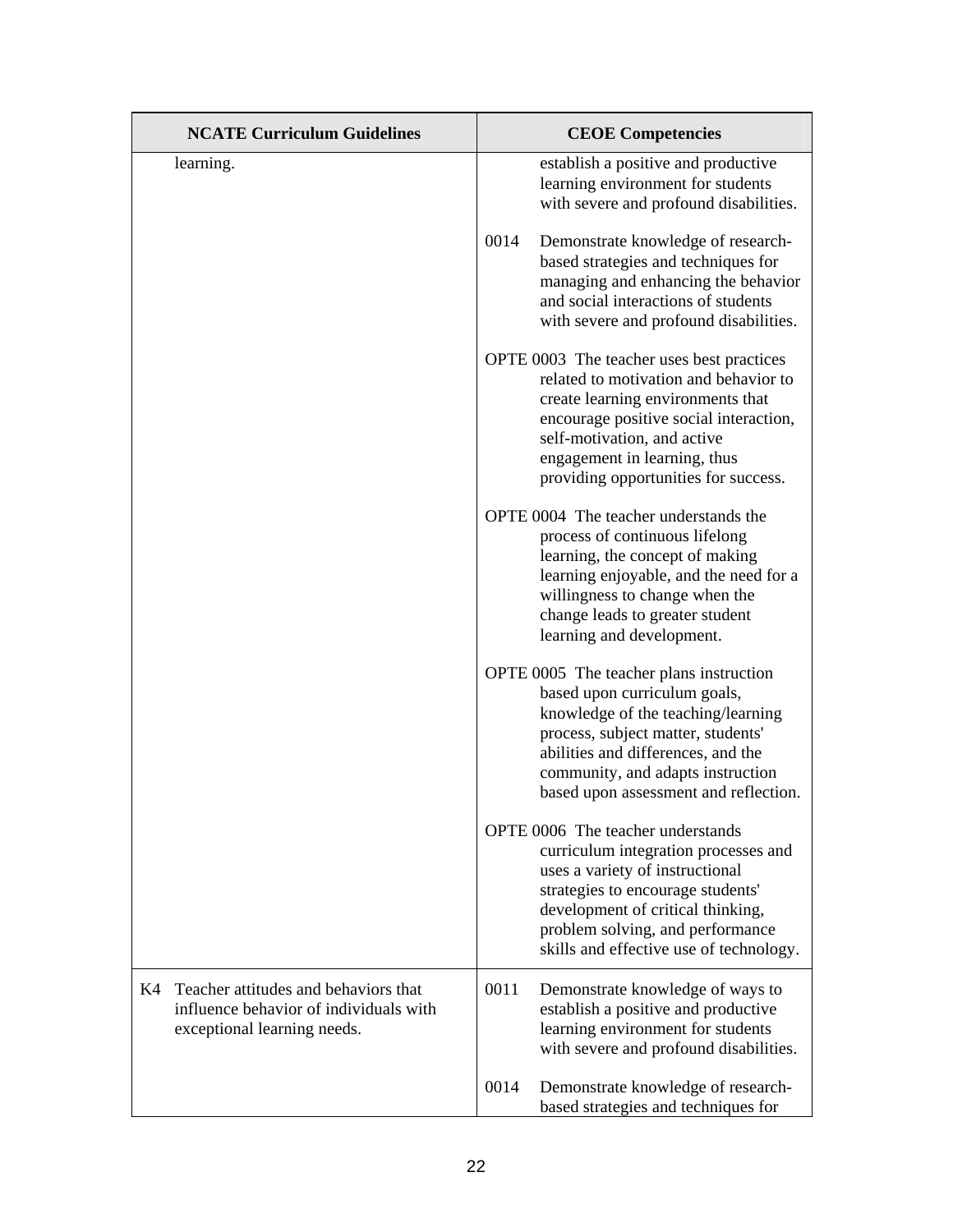| NCATE Curriculum Guidelines | CEOE Competencies |
|---|---|
| learning. | establish a positive and productive learning environment for students with severe and profound disabilities.<br><br>0014 Demonstrate knowledge of research-based strategies and techniques for managing and enhancing the behavior and social interactions of students with severe and profound disabilities.<br><br>OPTE 0003 The teacher uses best practices related to motivation and behavior to create learning environments that encourage positive social interaction, self-motivation, and active engagement in learning, thus providing opportunities for success.<br><br>OPTE 0004 The teacher understands the process of continuous lifelong learning, the concept of making learning enjoyable, and the need for a willingness to change when the change leads to greater student learning and development.<br><br>OPTE 0005 The teacher plans instruction based upon curriculum goals, knowledge of the teaching/learning process, subject matter, students' abilities and differences, and the community, and adapts instruction based upon assessment and reflection.<br><br>OPTE 0006 The teacher understands curriculum integration processes and uses a variety of instructional strategies to encourage students' development of critical thinking, problem solving, and performance skills and effective use of technology. |
| K4 Teacher attitudes and behaviors that influence behavior of individuals with exceptional learning needs. | 0011 Demonstrate knowledge of ways to establish a positive and productive learning environment for students with severe and profound disabilities.<br><br>0014 Demonstrate knowledge of research-based strategies and techniques for |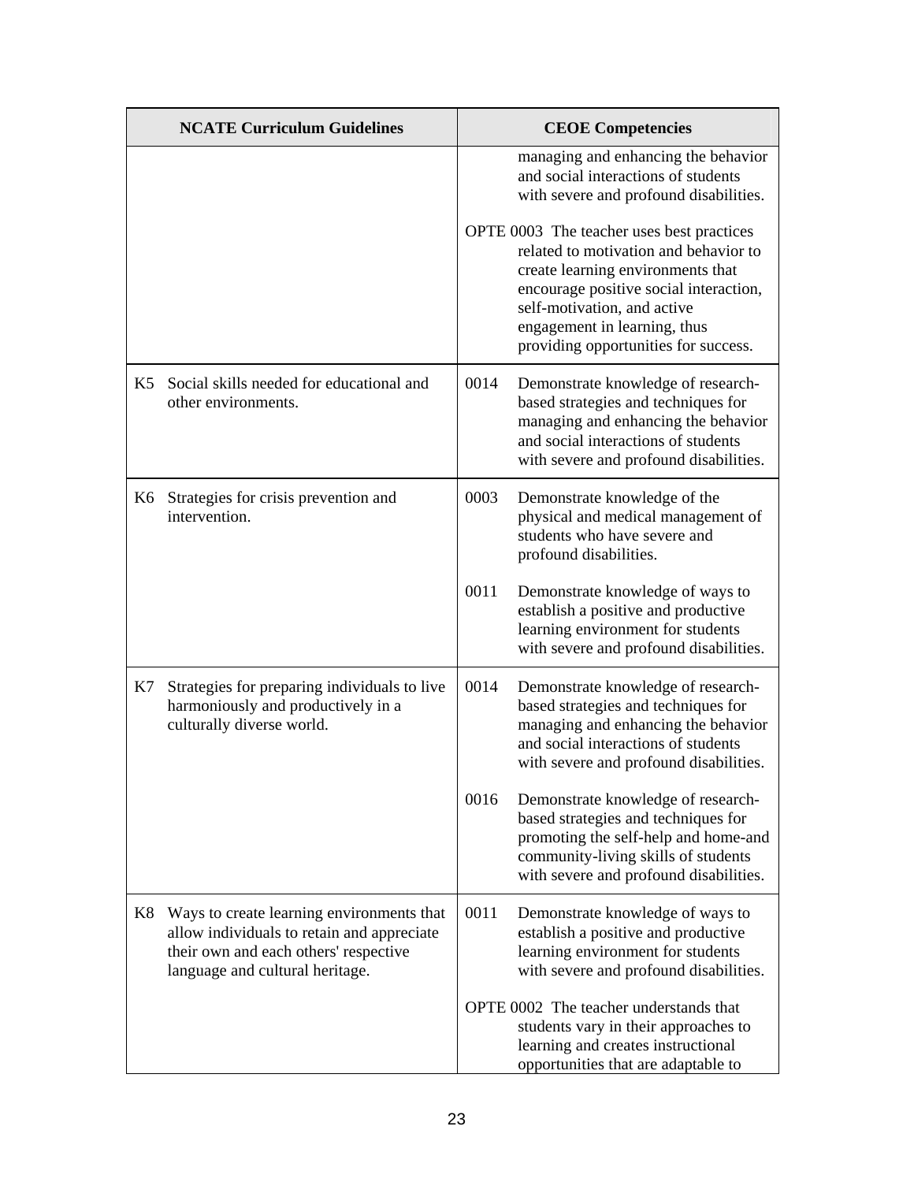| NCATE Curriculum Guidelines | CEOE Competencies |
|---|---|
| | managing and enhancing the behavior and social interactions of students with severe and profound disabilities.<br><br>OPTE 0003 The teacher uses best practices related to motivation and behavior to create learning environments that encourage positive social interaction, self-motivation, and active engagement in learning, thus providing opportunities for success. |
| K5 Social skills needed for educational and other environments. | 0014 Demonstrate knowledge of research-based strategies and techniques for managing and enhancing the behavior and social interactions of students with severe and profound disabilities. |
| K6 Strategies for crisis prevention and intervention. | 0003 Demonstrate knowledge of the physical and medical management of students who have severe and profound disabilities.<br><br>0011 Demonstrate knowledge of ways to establish a positive and productive learning environment for students with severe and profound disabilities. |
| K7 Strategies for preparing individuals to live harmoniously and productively in a culturally diverse world. | 0014 Demonstrate knowledge of research-based strategies and techniques for managing and enhancing the behavior and social interactions of students with severe and profound disabilities.<br><br>0016 Demonstrate knowledge of research-based strategies and techniques for promoting the self-help and home-and community-living skills of students with severe and profound disabilities. |
| K8 Ways to create learning environments that allow individuals to retain and appreciate their own and each others' respective language and cultural heritage. | 0011 Demonstrate knowledge of ways to establish a positive and productive learning environment for students with severe and profound disabilities.<br><br>OPTE 0002 The teacher understands that students vary in their approaches to learning and creates instructional opportunities that are adaptable to |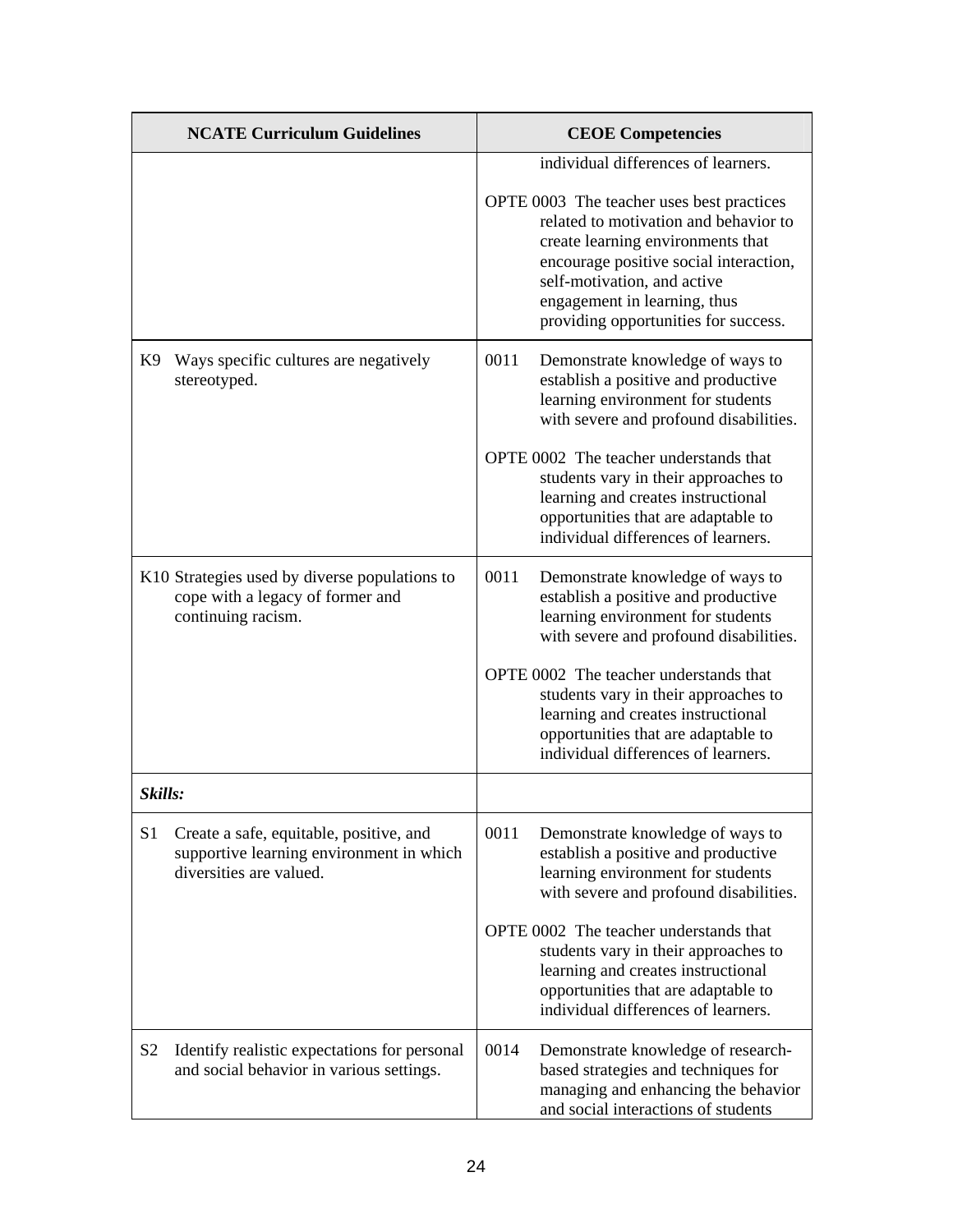| NCATE Curriculum Guidelines | CEOE Competencies |
|---|---|
| | individual differences of learners.<br><br>OPTE 0003 The teacher uses best practices related to motivation and behavior to create learning environments that encourage positive social interaction, self-motivation, and active engagement in learning, thus providing opportunities for success. |
| K9 Ways specific cultures are negatively stereotyped. | 0011 Demonstrate knowledge of ways to establish a positive and productive learning environment for students with severe and profound disabilities.<br><br>OPTE 0002 The teacher understands that students vary in their approaches to learning and creates instructional opportunities that are adaptable to individual differences of learners. |
| K10 Strategies used by diverse populations to cope with a legacy of former and continuing racism. | 0011 Demonstrate knowledge of ways to establish a positive and productive learning environment for students with severe and profound disabilities.<br><br>OPTE 0002 The teacher understands that students vary in their approaches to learning and creates instructional opportunities that are adaptable to individual differences of learners. |
| ***Skills:*** | |
| S1 Create a safe, equitable, positive, and supportive learning environment in which diversities are valued. | 0011 Demonstrate knowledge of ways to establish a positive and productive learning environment for students with severe and profound disabilities.<br><br>OPTE 0002 The teacher understands that students vary in their approaches to learning and creates instructional opportunities that are adaptable to individual differences of learners. |
| S2 Identify realistic expectations for personal and social behavior in various settings. | 0014 Demonstrate knowledge of research-based strategies and techniques for managing and enhancing the behavior and social interactions of students |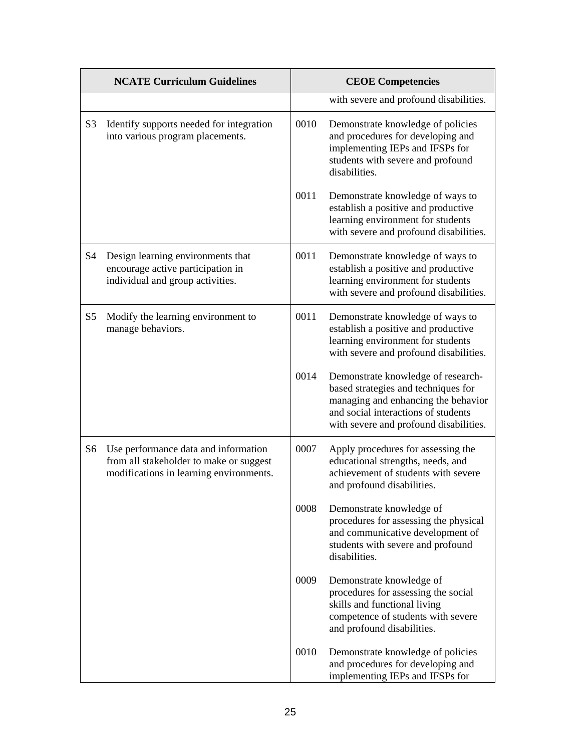| NCATE Curriculum Guidelines | | CEOE Competencies | |
|---|---|---|---|
| | | | with severe and profound disabilities. |
| S3 | Identify supports needed for integration into various program placements. | 0010 | Demonstrate knowledge of policies and procedures for developing and implementing IEPs and IFSPs for students with severe and profound disabilities. |
| | | 0011 | Demonstrate knowledge of ways to establish a positive and productive learning environment for students with severe and profound disabilities. |
| S4 | Design learning environments that encourage active participation in individual and group activities. | 0011 | Demonstrate knowledge of ways to establish a positive and productive learning environment for students with severe and profound disabilities. |
| S5 | Modify the learning environment to manage behaviors. | 0011 | Demonstrate knowledge of ways to establish a positive and productive learning environment for students with severe and profound disabilities. |
| | | 0014 | Demonstrate knowledge of research-based strategies and techniques for managing and enhancing the behavior and social interactions of students with severe and profound disabilities. |
| S6 | Use performance data and information from all stakeholder to make or suggest modifications in learning environments. | 0007 | Apply procedures for assessing the educational strengths, needs, and achievement of students with severe and profound disabilities. |
| | | 0008 | Demonstrate knowledge of procedures for assessing the physical and communicative development of students with severe and profound disabilities. |
| | | 0009 | Demonstrate knowledge of procedures for assessing the social skills and functional living competence of students with severe and profound disabilities. |
| | | 0010 | Demonstrate knowledge of policies and procedures for developing and implementing IEPs and IFSPs for |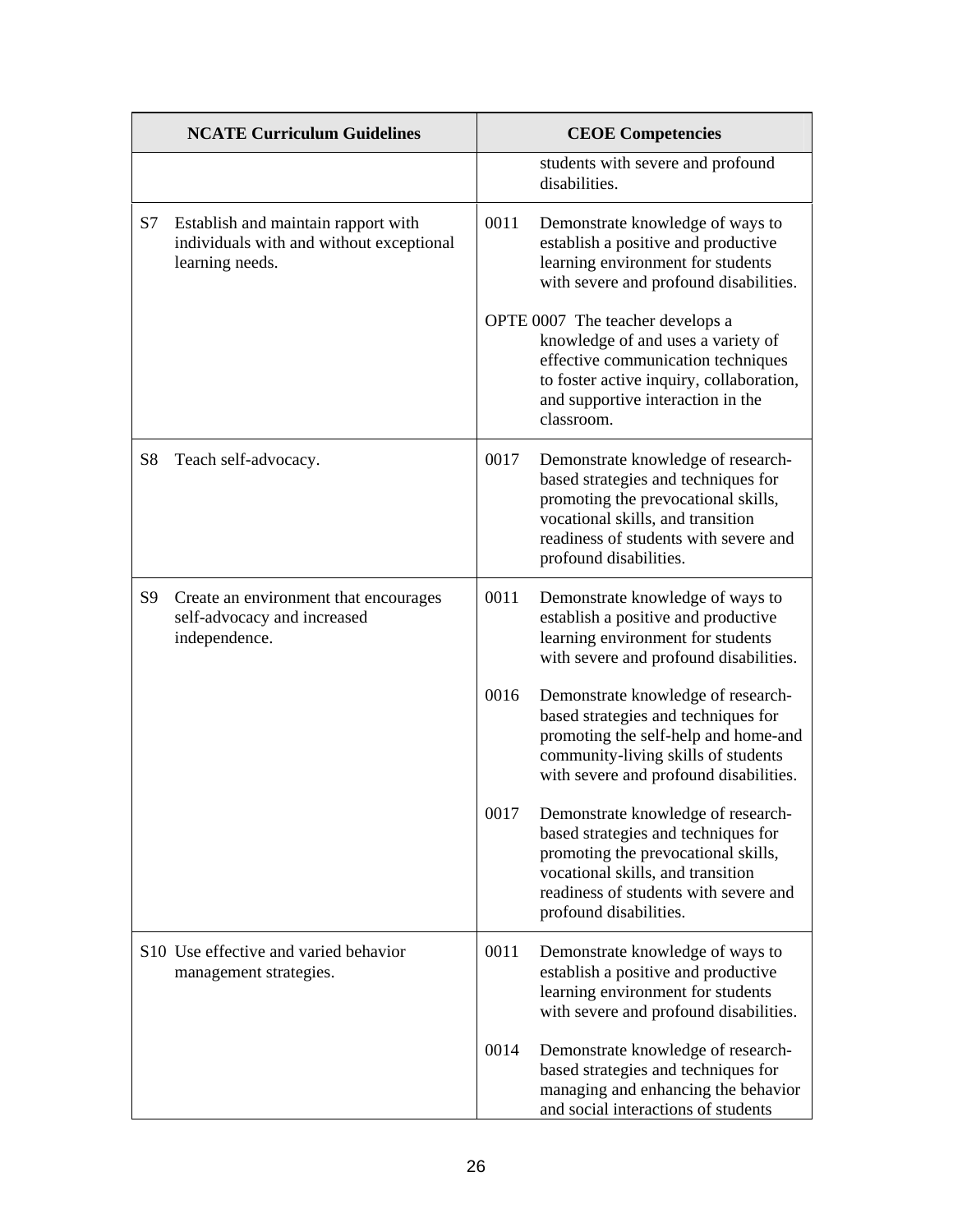| NCATE Curriculum Guidelines | CEOE Competencies |
| --- | --- |
| | students with severe and profound disabilities. |
| S7 Establish and maintain rapport with individuals with and without exceptional learning needs. | 0011 Demonstrate knowledge of ways to establish a positive and productive learning environment for students with severe and profound disabilities.<br><br>OPTE 0007 The teacher develops a knowledge of and uses a variety of effective communication techniques to foster active inquiry, collaboration, and supportive interaction in the classroom. |
| S8 Teach self-advocacy. | 0017 Demonstrate knowledge of research-based strategies and techniques for promoting the prevocational skills, vocational skills, and transition readiness of students with severe and profound disabilities. |
| S9 Create an environment that encourages self-advocacy and increased independence. | 0011 Demonstrate knowledge of ways to establish a positive and productive learning environment for students with severe and profound disabilities.<br><br>0016 Demonstrate knowledge of research-based strategies and techniques for promoting the self-help and home-and community-living skills of students with severe and profound disabilities.<br><br>0017 Demonstrate knowledge of research-based strategies and techniques for promoting the prevocational skills, vocational skills, and transition readiness of students with severe and profound disabilities. |
| S10 Use effective and varied behavior management strategies. | 0011 Demonstrate knowledge of ways to establish a positive and productive learning environment for students with severe and profound disabilities.<br><br>0014 Demonstrate knowledge of research-based strategies and techniques for managing and enhancing the behavior and social interactions of students |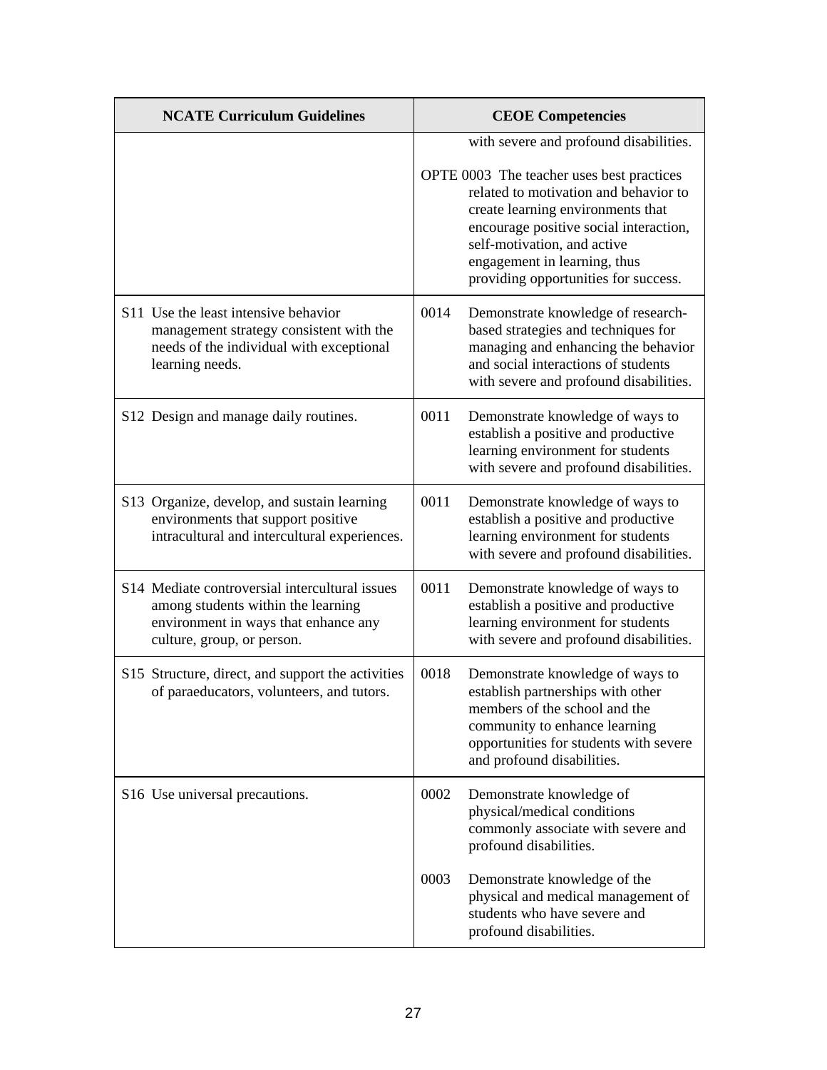| NCATE Curriculum Guidelines | CEOE Competencies |
|---|---|
| | with severe and profound disabilities.<br><br>OPTE 0003 The teacher uses best practices related to motivation and behavior to create learning environments that encourage positive social interaction, self-motivation, and active engagement in learning, thus providing opportunities for success. |
| S11 Use the least intensive behavior management strategy consistent with the needs of the individual with exceptional learning needs. | 0014 Demonstrate knowledge of research-based strategies and techniques for managing and enhancing the behavior and social interactions of students with severe and profound disabilities. |
| S12 Design and manage daily routines. | 0011 Demonstrate knowledge of ways to establish a positive and productive learning environment for students with severe and profound disabilities. |
| S13 Organize, develop, and sustain learning environments that support positive intracultural and intercultural experiences. | 0011 Demonstrate knowledge of ways to establish a positive and productive learning environment for students with severe and profound disabilities. |
| S14 Mediate controversial intercultural issues among students within the learning environment in ways that enhance any culture, group, or person. | 0011 Demonstrate knowledge of ways to establish a positive and productive learning environment for students with severe and profound disabilities. |
| S15 Structure, direct, and support the activities of paraeducators, volunteers, and tutors. | 0018 Demonstrate knowledge of ways to establish partnerships with other members of the school and the community to enhance learning opportunities for students with severe and profound disabilities. |
| S16 Use universal precautions. | 0002 Demonstrate knowledge of physical/medical conditions commonly associate with severe and profound disabilities.<br><br>0003 Demonstrate knowledge of the physical and medical management of students who have severe and profound disabilities. |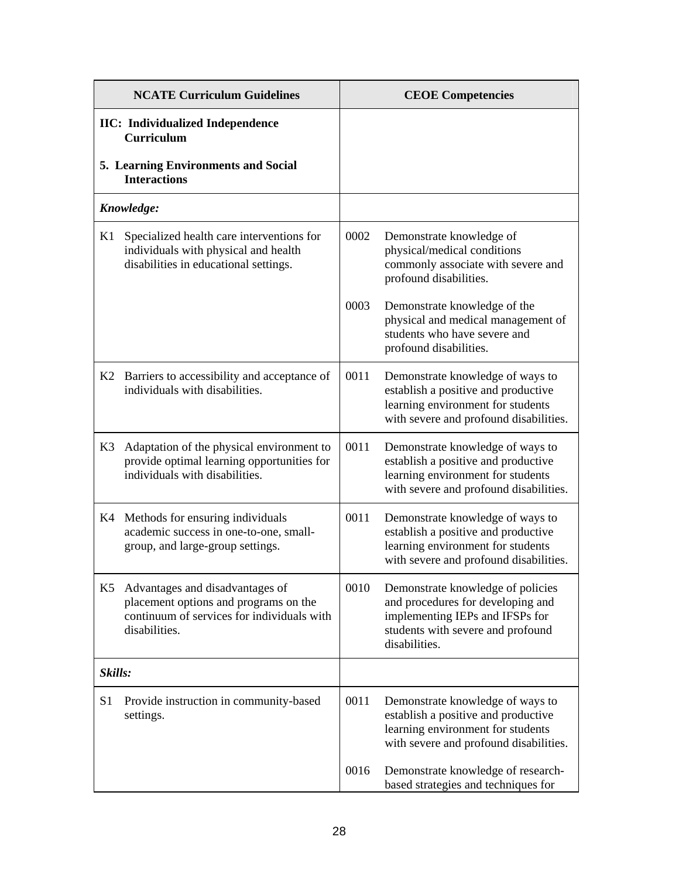| NCATE Curriculum Guidelines | CEOE Competencies |
|---|---|
| **IIC: Individualized Independence Curriculum**<br><br>**5. Learning Environments and Social Interactions** | |
| ***Knowledge:*** | |
| K1 Specialized health care interventions for individuals with physical and health disabilities in educational settings. | 0002 Demonstrate knowledge of physical/medical conditions commonly associate with severe and profound disabilities.<br><br>0003 Demonstrate knowledge of the physical and medical management of students who have severe and profound disabilities. |
| K2 Barriers to accessibility and acceptance of individuals with disabilities. | 0011 Demonstrate knowledge of ways to establish a positive and productive learning environment for students with severe and profound disabilities. |
| K3 Adaptation of the physical environment to provide optimal learning opportunities for individuals with disabilities. | 0011 Demonstrate knowledge of ways to establish a positive and productive learning environment for students with severe and profound disabilities. |
| K4 Methods for ensuring individuals academic success in one-to-one, small-group, and large-group settings. | 0011 Demonstrate knowledge of ways to establish a positive and productive learning environment for students with severe and profound disabilities. |
| K5 Advantages and disadvantages of placement options and programs on the continuum of services for individuals with disabilities. | 0010 Demonstrate knowledge of policies and procedures for developing and implementing IEPs and IFSPs for students with severe and profound disabilities. |
| ***Skills:*** | |
| S1 Provide instruction in community-based settings. | 0011 Demonstrate knowledge of ways to establish a positive and productive learning environment for students with severe and profound disabilities.<br><br>0016 Demonstrate knowledge of research-based strategies and techniques for |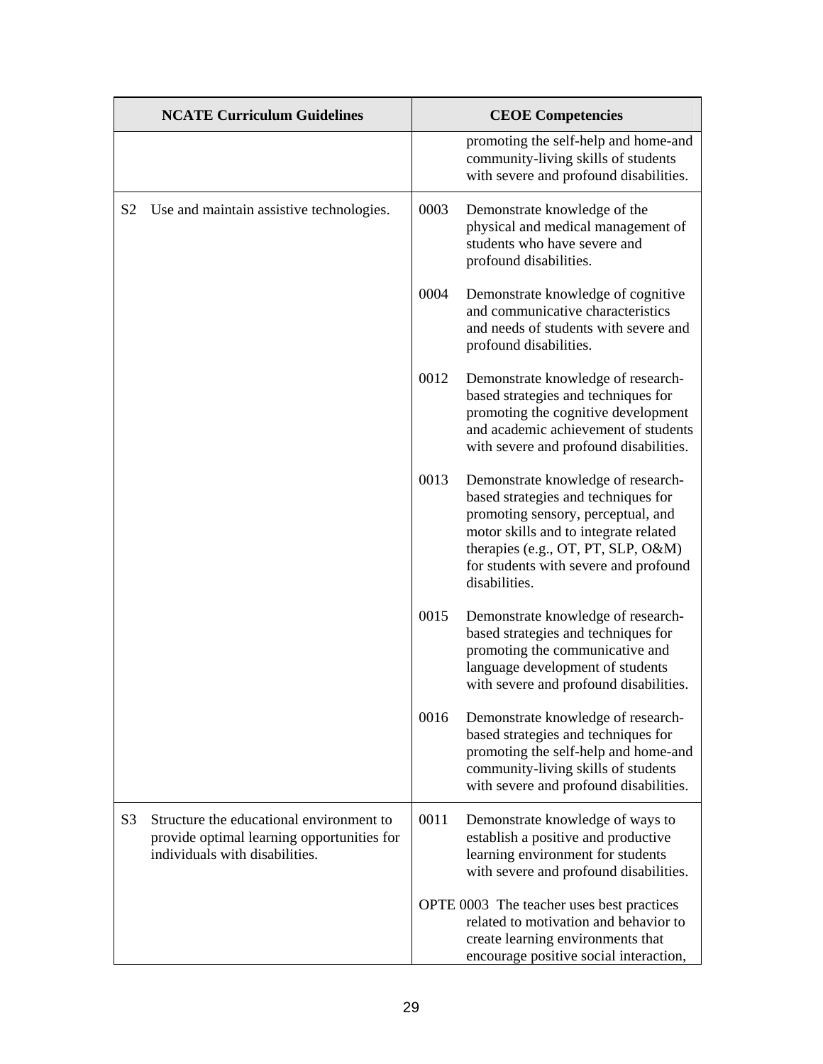| NCATE Curriculum Guidelines | CEOE Competencies |
|---|---|
| | promoting the self-help and home-and community-living skills of students with severe and profound disabilities. |
| S2 Use and maintain assistive technologies. | 0003 Demonstrate knowledge of the physical and medical management of students who have severe and profound disabilities. |
| | 0004 Demonstrate knowledge of cognitive and communicative characteristics and needs of students with severe and profound disabilities. |
| | 0012 Demonstrate knowledge of research-based strategies and techniques for promoting the cognitive development and academic achievement of students with severe and profound disabilities. |
| | 0013 Demonstrate knowledge of research-based strategies and techniques for promoting sensory, perceptual, and motor skills and to integrate related therapies (e.g., OT, PT, SLP, O&M) for students with severe and profound disabilities. |
| | 0015 Demonstrate knowledge of research-based strategies and techniques for promoting the communicative and language development of students with severe and profound disabilities. |
| | 0016 Demonstrate knowledge of research-based strategies and techniques for promoting the self-help and home-and community-living skills of students with severe and profound disabilities. |
| S3 Structure the educational environment to provide optimal learning opportunities for individuals with disabilities. | 0011 Demonstrate knowledge of ways to establish a positive and productive learning environment for students with severe and profound disabilities. |
| | OPTE 0003 The teacher uses best practices related to motivation and behavior to create learning environments that encourage positive social interaction, |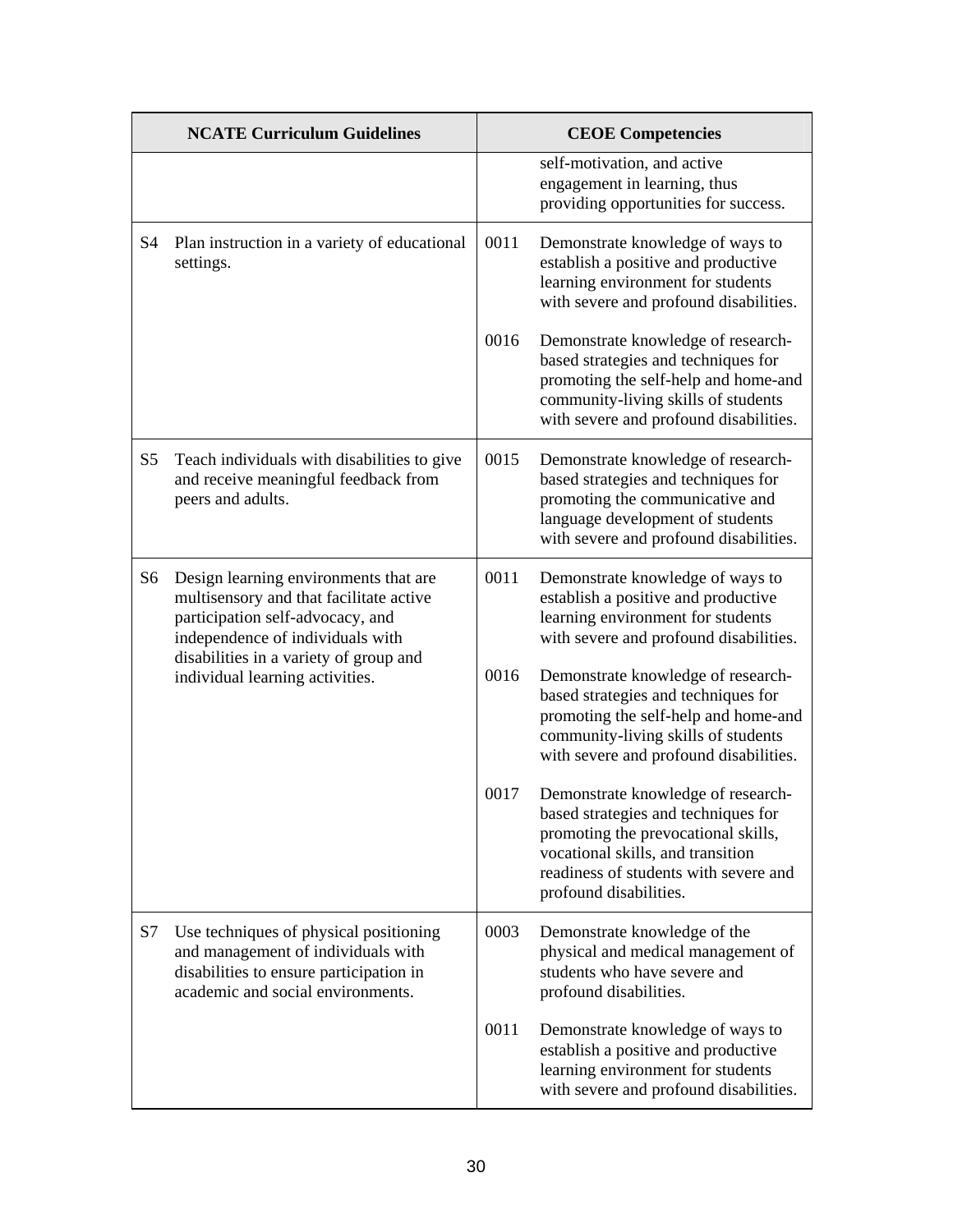| NCATE Curriculum Guidelines | | CEOE Competencies | |
|---|---|---|---|
| | | | self-motivation, and active engagement in learning, thus providing opportunities for success. |
| S4 | Plan instruction in a variety of educational settings. | 0011 | Demonstrate knowledge of ways to establish a positive and productive learning environment for students with severe and profound disabilities. |
| | | 0016 | Demonstrate knowledge of research-based strategies and techniques for promoting the self-help and home-and community-living skills of students with severe and profound disabilities. |
| S5 | Teach individuals with disabilities to give and receive meaningful feedback from peers and adults. | 0015 | Demonstrate knowledge of research-based strategies and techniques for promoting the communicative and language development of students with severe and profound disabilities. |
| S6 | Design learning environments that are multisensory and that facilitate active participation self-advocacy, and independence of individuals with disabilities in a variety of group and individual learning activities. | 0011 | Demonstrate knowledge of ways to establish a positive and productive learning environment for students with severe and profound disabilities. |
| | | 0016 | Demonstrate knowledge of research-based strategies and techniques for promoting the self-help and home-and community-living skills of students with severe and profound disabilities. |
| | | 0017 | Demonstrate knowledge of research-based strategies and techniques for promoting the prevocational skills, vocational skills, and transition readiness of students with severe and profound disabilities. |
| S7 | Use techniques of physical positioning and management of individuals with disabilities to ensure participation in academic and social environments. | 0003 | Demonstrate knowledge of the physical and medical management of students who have severe and profound disabilities. |
| | | 0011 | Demonstrate knowledge of ways to establish a positive and productive learning environment for students with severe and profound disabilities. |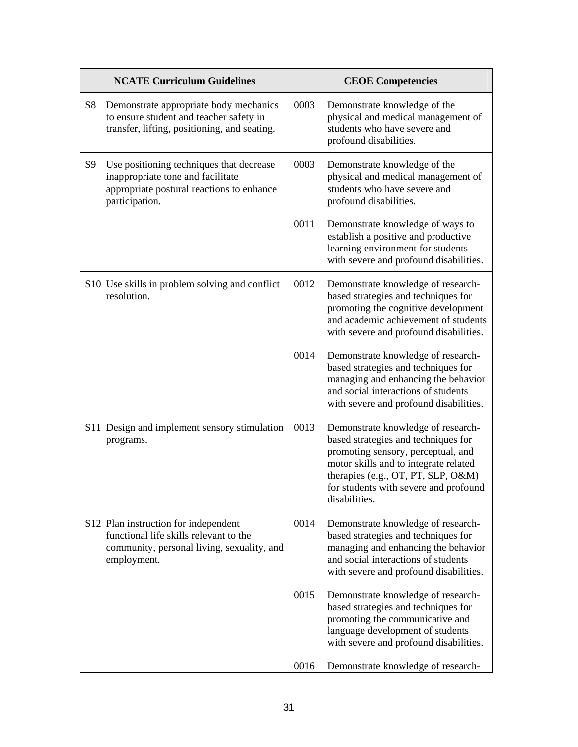| NCATE Curriculum Guidelines | CEOE Competencies |
|---|---|
| S8 Demonstrate appropriate body mechanics to ensure student and teacher safety in transfer, lifting, positioning, and seating. | 0003 Demonstrate knowledge of the physical and medical management of students who have severe and profound disabilities. |
| S9 Use positioning techniques that decrease inappropriate tone and facilitate appropriate postural reactions to enhance participation. | 0003 Demonstrate knowledge of the physical and medical management of students who have severe and profound disabilities.<br><br>0011 Demonstrate knowledge of ways to establish a positive and productive learning environment for students with severe and profound disabilities. |
| S10 Use skills in problem solving and conflict resolution. | 0012 Demonstrate knowledge of research-based strategies and techniques for promoting the cognitive development and academic achievement of students with severe and profound disabilities.<br><br>0014 Demonstrate knowledge of research-based strategies and techniques for managing and enhancing the behavior and social interactions of students with severe and profound disabilities. |
| S11 Design and implement sensory stimulation programs. | 0013 Demonstrate knowledge of research-based strategies and techniques for promoting sensory, perceptual, and motor skills and to integrate related therapies (e.g., OT, PT, SLP, O&M) for students with severe and profound disabilities. |
| S12 Plan instruction for independent functional life skills relevant to the community, personal living, sexuality, and employment. | 0014 Demonstrate knowledge of research-based strategies and techniques for managing and enhancing the behavior and social interactions of students with severe and profound disabilities.<br><br>0015 Demonstrate knowledge of research-based strategies and techniques for promoting the communicative and language development of students with severe and profound disabilities.<br><br>0016 Demonstrate knowledge of research- |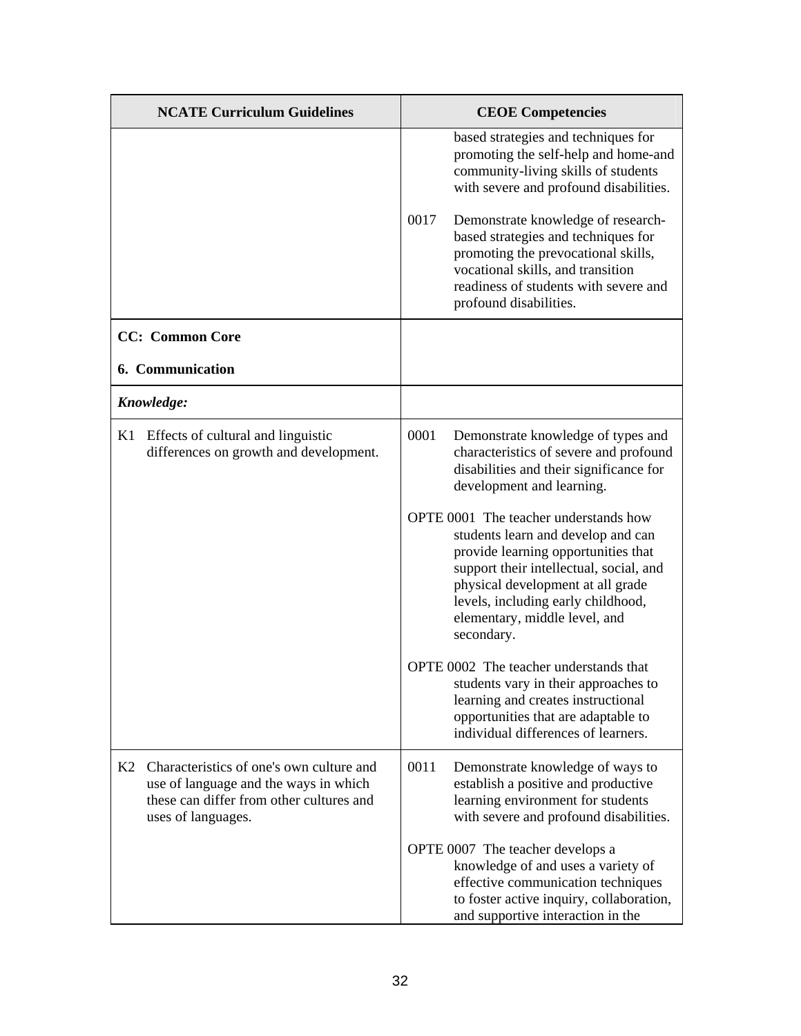| NCATE Curriculum Guidelines | CEOE Competencies |
|---|---|
| | based strategies and techniques for promoting the self-help and home-and community-living skills of students with severe and profound disabilities.<br><br>0017 Demonstrate knowledge of research-based strategies and techniques for promoting the prevocational skills, vocational skills, and transition readiness of students with severe and profound disabilities. |
| **CC: Common Core**<br><br>**6. Communication** | |
| ***Knowledge:*** | |
| K1 Effects of cultural and linguistic differences on growth and development. | 0001 Demonstrate knowledge of types and characteristics of severe and profound disabilities and their significance for development and learning.<br><br>OPTE 0001 The teacher understands how students learn and develop and can provide learning opportunities that support their intellectual, social, and physical development at all grade levels, including early childhood, elementary, middle level, and secondary.<br><br>OPTE 0002 The teacher understands that students vary in their approaches to learning and creates instructional opportunities that are adaptable to individual differences of learners. |
| K2 Characteristics of one's own culture and use of language and the ways in which these can differ from other cultures and uses of languages. | 0011 Demonstrate knowledge of ways to establish a positive and productive learning environment for students with severe and profound disabilities.<br><br>OPTE 0007 The teacher develops a knowledge of and uses a variety of effective communication techniques to foster active inquiry, collaboration, and supportive interaction in the |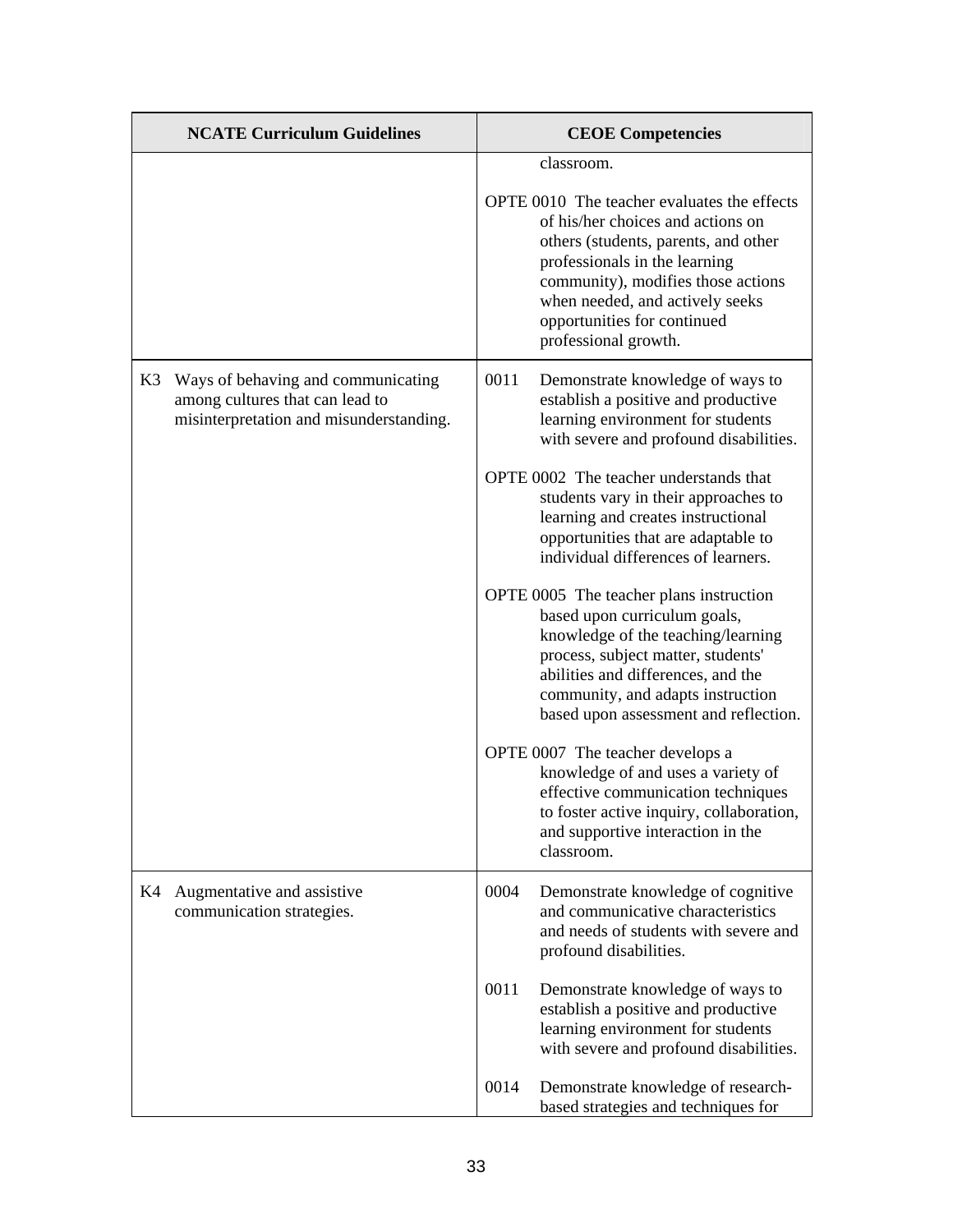| NCATE Curriculum Guidelines | CEOE Competencies |
|---|---|
| | classroom.<br><br>OPTE 0010 The teacher evaluates the effects of his/her choices and actions on others (students, parents, and other professionals in the learning community), modifies those actions when needed, and actively seeks opportunities for continued professional growth. |
| K3 Ways of behaving and communicating among cultures that can lead to misinterpretation and misunderstanding. | 0011 Demonstrate knowledge of ways to establish a positive and productive learning environment for students with severe and profound disabilities.<br><br>OPTE 0002 The teacher understands that students vary in their approaches to learning and creates instructional opportunities that are adaptable to individual differences of learners.<br><br>OPTE 0005 The teacher plans instruction based upon curriculum goals, knowledge of the teaching/learning process, subject matter, students' abilities and differences, and the community, and adapts instruction based upon assessment and reflection.<br><br>OPTE 0007 The teacher develops a knowledge of and uses a variety of effective communication techniques to foster active inquiry, collaboration, and supportive interaction in the classroom. |
| K4 Augmentative and assistive communication strategies. | 0004 Demonstrate knowledge of cognitive and communicative characteristics and needs of students with severe and profound disabilities.<br><br>0011 Demonstrate knowledge of ways to establish a positive and productive learning environment for students with severe and profound disabilities.<br><br>0014 Demonstrate knowledge of research-based strategies and techniques for |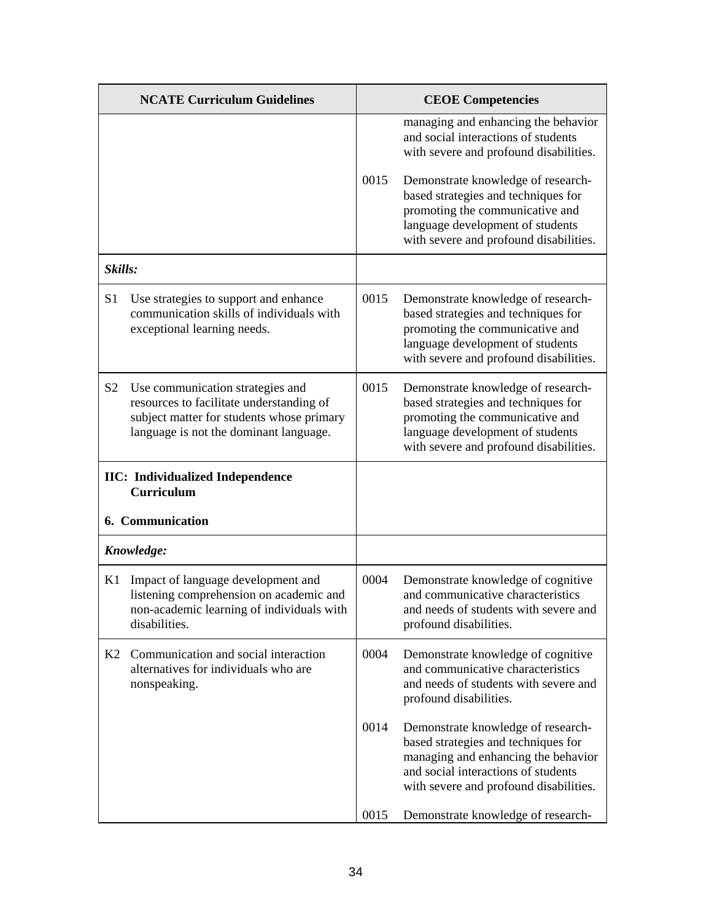| NCATE Curriculum Guidelines | CEOE Competencies |
|---|---|
| | managing and enhancing the behavior and social interactions of students with severe and profound disabilities.<br><br>0015 Demonstrate knowledge of research-based strategies and techniques for promoting the communicative and language development of students with severe and profound disabilities. |
| ***Skills:*** | |
| S1 Use strategies to support and enhance communication skills of individuals with exceptional learning needs. | 0015 Demonstrate knowledge of research-based strategies and techniques for promoting the communicative and language development of students with severe and profound disabilities. |
| S2 Use communication strategies and resources to facilitate understanding of subject matter for students whose primary language is not the dominant language. | 0015 Demonstrate knowledge of research-based strategies and techniques for promoting the communicative and language development of students with severe and profound disabilities. |
| **IIC: Individualized Independence Curriculum**<br><br>**6. Communication** | |
| ***Knowledge:*** | |
| K1 Impact of language development and listening comprehension on academic and non-academic learning of individuals with disabilities. | 0004 Demonstrate knowledge of cognitive and communicative characteristics and needs of students with severe and profound disabilities. |
| K2 Communication and social interaction alternatives for individuals who are nonspeaking. | 0004 Demonstrate knowledge of cognitive and communicative characteristics and needs of students with severe and profound disabilities.<br><br>0014 Demonstrate knowledge of research-based strategies and techniques for managing and enhancing the behavior and social interactions of students with severe and profound disabilities.<br><br>0015 Demonstrate knowledge of research- |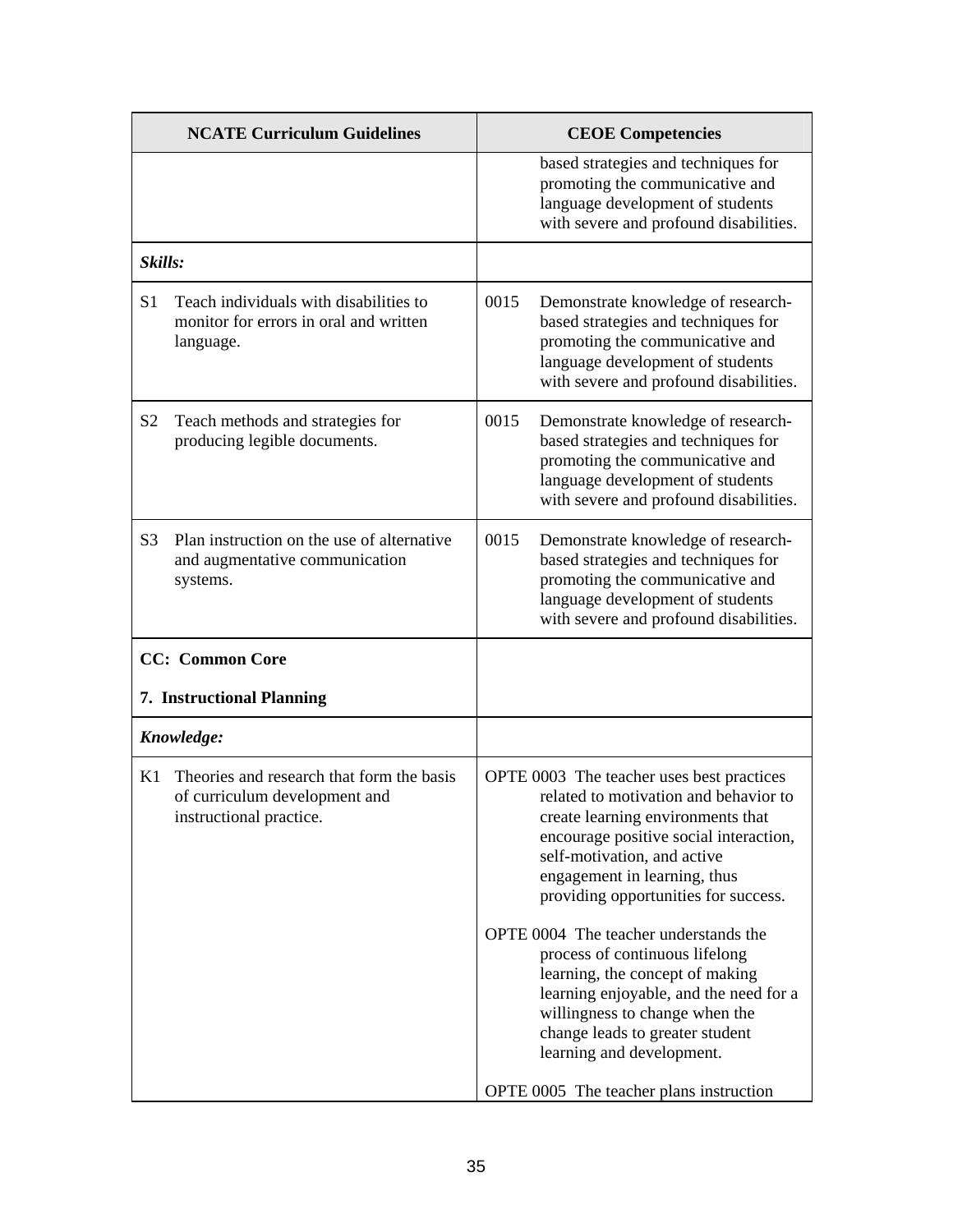| NCATE Curriculum Guidelines | CEOE Competencies |
|---|---|
| | based strategies and techniques for promoting the communicative and language development of students with severe and profound disabilities. |
| ***Skills:*** | |
| S1 Teach individuals with disabilities to monitor for errors in oral and written language. | 0015 Demonstrate knowledge of research-based strategies and techniques for promoting the communicative and language development of students with severe and profound disabilities. |
| S2 Teach methods and strategies for producing legible documents. | 0015 Demonstrate knowledge of research-based strategies and techniques for promoting the communicative and language development of students with severe and profound disabilities. |
| S3 Plan instruction on the use of alternative and augmentative communication systems. | 0015 Demonstrate knowledge of research-based strategies and techniques for promoting the communicative and language development of students with severe and profound disabilities. |
| **CC: Common Core**<br><br>**7. Instructional Planning** | |
| ***Knowledge:*** | |
| K1 Theories and research that form the basis of curriculum development and instructional practice. | OPTE 0003 The teacher uses best practices related to motivation and behavior to create learning environments that encourage positive social interaction, self-motivation, and active engagement in learning, thus providing opportunities for success.<br><br>OPTE 0004 The teacher understands the process of continuous lifelong learning, the concept of making learning enjoyable, and the need for a willingness to change when the change leads to greater student learning and development.<br><br>OPTE 0005 The teacher plans instruction |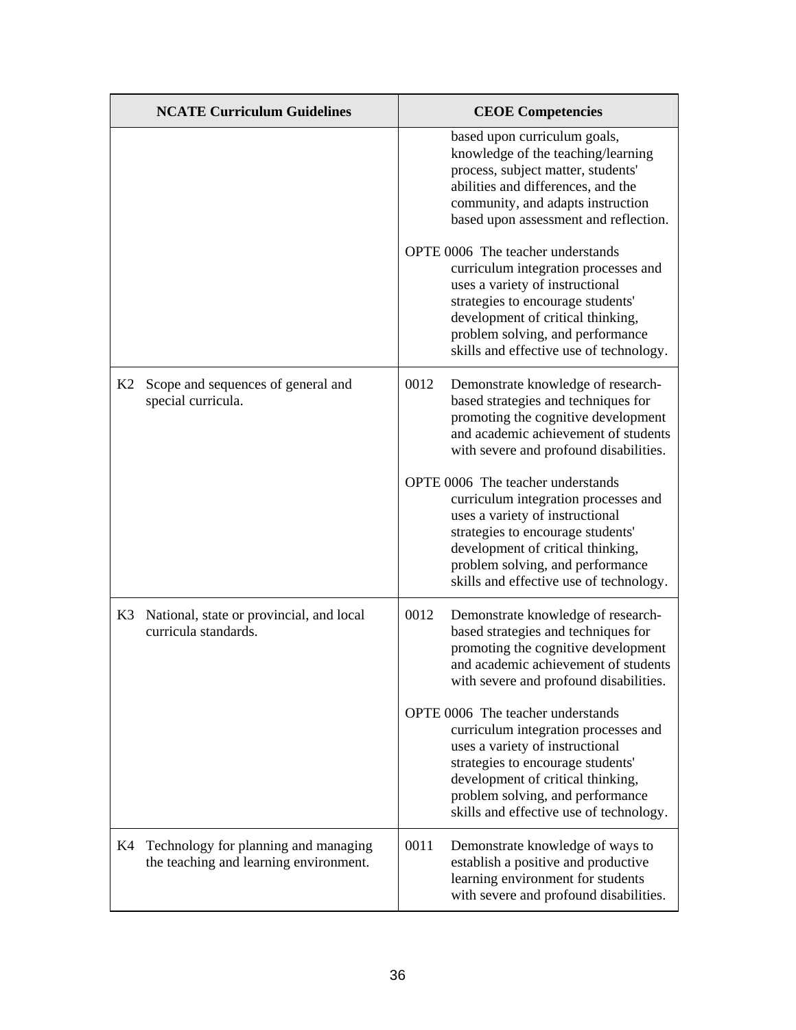| NCATE Curriculum Guidelines | CEOE Competencies |
|---|---|
| | based upon curriculum goals, knowledge of the teaching/learning process, subject matter, students' abilities and differences, and the community, and adapts instruction based upon assessment and reflection.<br><br>OPTE 0006 The teacher understands curriculum integration processes and uses a variety of instructional strategies to encourage students' development of critical thinking, problem solving, and performance skills and effective use of technology. |
| K2 Scope and sequences of general and special curricula. | 0012 Demonstrate knowledge of research-based strategies and techniques for promoting the cognitive development and academic achievement of students with severe and profound disabilities.<br><br>OPTE 0006 The teacher understands curriculum integration processes and uses a variety of instructional strategies to encourage students' development of critical thinking, problem solving, and performance skills and effective use of technology. |
| K3 National, state or provincial, and local curricula standards. | 0012 Demonstrate knowledge of research-based strategies and techniques for promoting the cognitive development and academic achievement of students with severe and profound disabilities.<br><br>OPTE 0006 The teacher understands curriculum integration processes and uses a variety of instructional strategies to encourage students' development of critical thinking, problem solving, and performance skills and effective use of technology. |
| K4 Technology for planning and managing the teaching and learning environment. | 0011 Demonstrate knowledge of ways to establish a positive and productive learning environment for students with severe and profound disabilities. |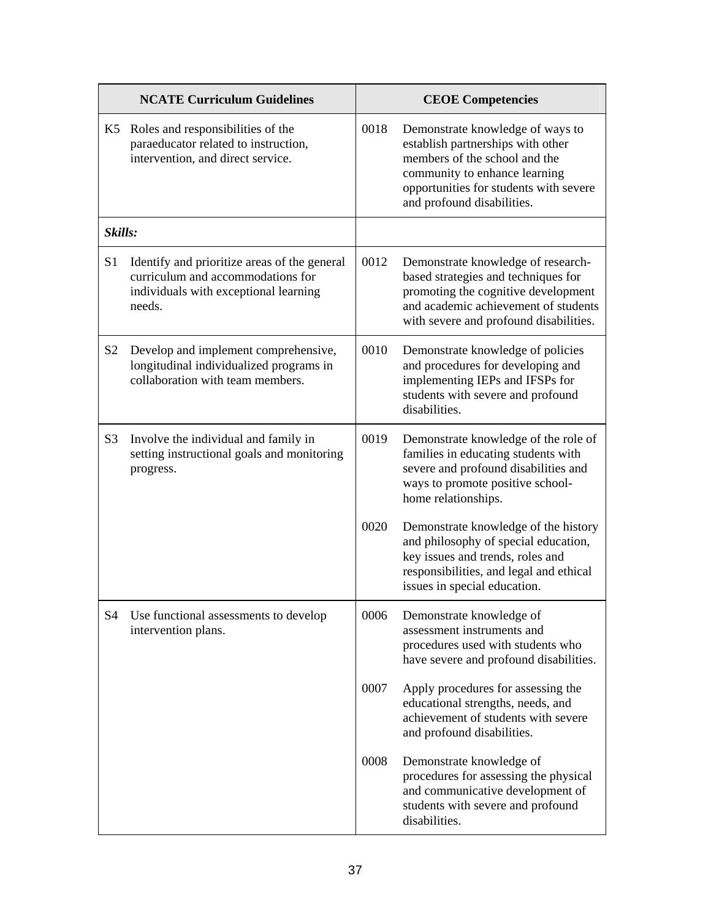| NCATE Curriculum Guidelines | CEOE Competencies |
|---|---|
| K5 Roles and responsibilities of the paraeducator related to instruction, intervention, and direct service. | 0018 Demonstrate knowledge of ways to establish partnerships with other members of the school and the community to enhance learning opportunities for students with severe and profound disabilities. |
| ***Skills:*** | |
| S1 Identify and prioritize areas of the general curriculum and accommodations for individuals with exceptional learning needs. | 0012 Demonstrate knowledge of research-based strategies and techniques for promoting the cognitive development and academic achievement of students with severe and profound disabilities. |
| S2 Develop and implement comprehensive, longitudinal individualized programs in collaboration with team members. | 0010 Demonstrate knowledge of policies and procedures for developing and implementing IEPs and IFSPs for students with severe and profound disabilities. |
| S3 Involve the individual and family in setting instructional goals and monitoring progress. | 0019 Demonstrate knowledge of the role of families in educating students with severe and profound disabilities and ways to promote positive school-home relationships. |
| | 0020 Demonstrate knowledge of the history and philosophy of special education, key issues and trends, roles and responsibilities, and legal and ethical issues in special education. |
| S4 Use functional assessments to develop intervention plans. | 0006 Demonstrate knowledge of assessment instruments and procedures used with students who have severe and profound disabilities. |
| | 0007 Apply procedures for assessing the educational strengths, needs, and achievement of students with severe and profound disabilities. |
| | 0008 Demonstrate knowledge of procedures for assessing the physical and communicative development of students with severe and profound disabilities. |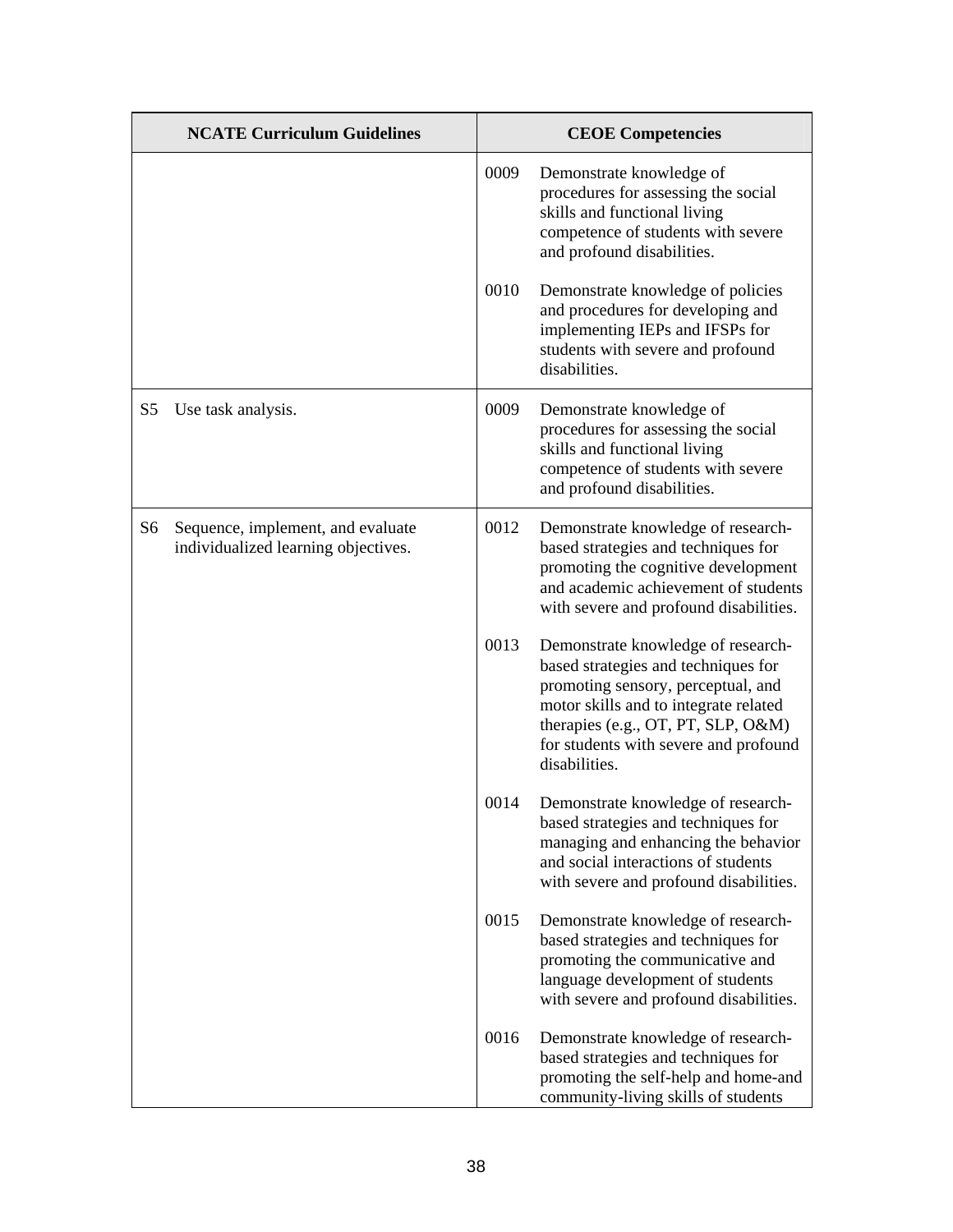| NCATE Curriculum Guidelines | CEOE Competencies |
|---|---|
| | 0009 Demonstrate knowledge of procedures for assessing the social skills and functional living competence of students with severe and profound disabilities. |
| | 0010 Demonstrate knowledge of policies and procedures for developing and implementing IEPs and IFSPs for students with severe and profound disabilities. |
| S5 Use task analysis. | 0009 Demonstrate knowledge of procedures for assessing the social skills and functional living competence of students with severe and profound disabilities. |
| S6 Sequence, implement, and evaluate individualized learning objectives. | 0012 Demonstrate knowledge of research-based strategies and techniques for promoting the cognitive development and academic achievement of students with severe and profound disabilities. |
| | 0013 Demonstrate knowledge of research-based strategies and techniques for promoting sensory, perceptual, and motor skills and to integrate related therapies (e.g., OT, PT, SLP, O&M) for students with severe and profound disabilities. |
| | 0014 Demonstrate knowledge of research-based strategies and techniques for managing and enhancing the behavior and social interactions of students with severe and profound disabilities. |
| | 0015 Demonstrate knowledge of research-based strategies and techniques for promoting the communicative and language development of students with severe and profound disabilities. |
| | 0016 Demonstrate knowledge of research-based strategies and techniques for promoting the self-help and home-and community-living skills of students |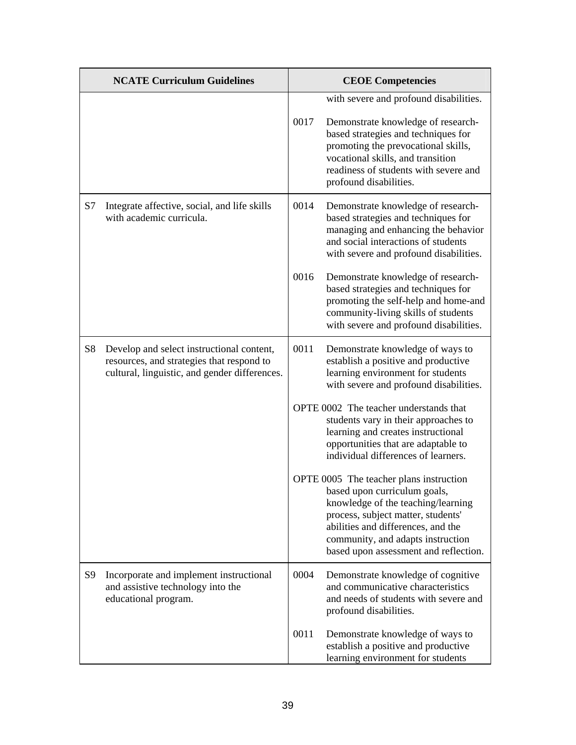| NCATE Curriculum Guidelines | CEOE Competencies |
|---|---|
| | with severe and profound disabilities.<br><br>0017 Demonstrate knowledge of research-based strategies and techniques for promoting the prevocational skills, vocational skills, and transition readiness of students with severe and profound disabilities. |
| S7 Integrate affective, social, and life skills with academic curricula. | 0014 Demonstrate knowledge of research-based strategies and techniques for managing and enhancing the behavior and social interactions of students with severe and profound disabilities.<br><br>0016 Demonstrate knowledge of research-based strategies and techniques for promoting the self-help and home-and community-living skills of students with severe and profound disabilities. |
| S8 Develop and select instructional content, resources, and strategies that respond to cultural, linguistic, and gender differences. | 0011 Demonstrate knowledge of ways to establish a positive and productive learning environment for students with severe and profound disabilities.<br><br>OPTE 0002 The teacher understands that students vary in their approaches to learning and creates instructional opportunities that are adaptable to individual differences of learners.<br><br>OPTE 0005 The teacher plans instruction based upon curriculum goals, knowledge of the teaching/learning process, subject matter, students' abilities and differences, and the community, and adapts instruction based upon assessment and reflection. |
| S9 Incorporate and implement instructional and assistive technology into the educational program. | 0004 Demonstrate knowledge of cognitive and communicative characteristics and needs of students with severe and profound disabilities.<br><br>0011 Demonstrate knowledge of ways to establish a positive and productive learning environment for students |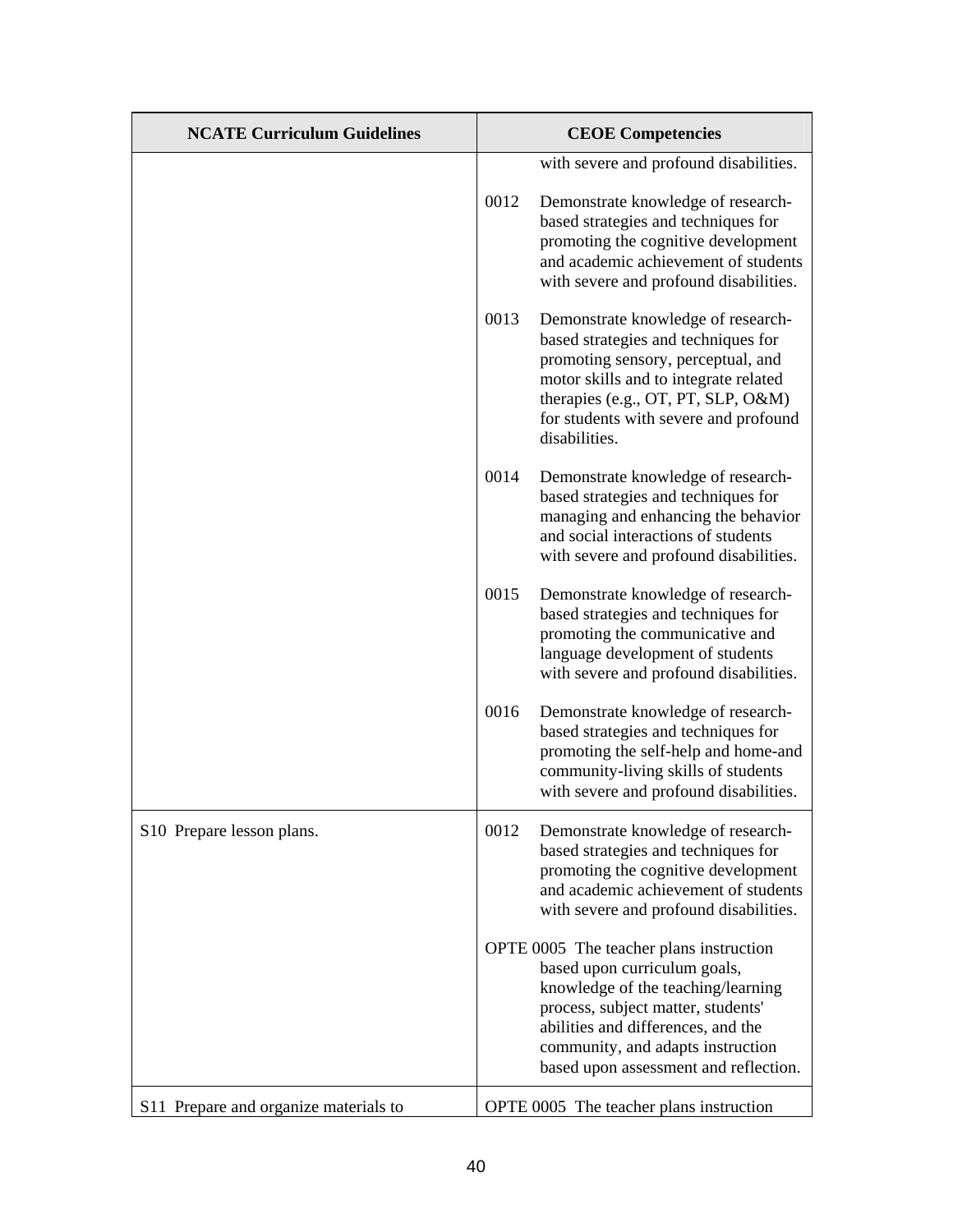| NCATE Curriculum Guidelines | CEOE Competencies |
|---|---|
| | with severe and profound disabilities.<br><br>0012 Demonstrate knowledge of research-based strategies and techniques for promoting the cognitive development and academic achievement of students with severe and profound disabilities.<br><br>0013 Demonstrate knowledge of research-based strategies and techniques for promoting sensory, perceptual, and motor skills and to integrate related therapies (e.g., OT, PT, SLP, O&M) for students with severe and profound disabilities.<br><br>0014 Demonstrate knowledge of research-based strategies and techniques for managing and enhancing the behavior and social interactions of students with severe and profound disabilities.<br><br>0015 Demonstrate knowledge of research-based strategies and techniques for promoting the communicative and language development of students with severe and profound disabilities.<br><br>0016 Demonstrate knowledge of research-based strategies and techniques for promoting the self-help and home-and community-living skills of students with severe and profound disabilities. |
| S10 Prepare lesson plans. | 0012 Demonstrate knowledge of research-based strategies and techniques for promoting the cognitive development and academic achievement of students with severe and profound disabilities.<br><br>OPTE 0005 The teacher plans instruction based upon curriculum goals, knowledge of the teaching/learning process, subject matter, students' abilities and differences, and the community, and adapts instruction based upon assessment and reflection. |
| S11 Prepare and organize materials to | OPTE 0005 The teacher plans instruction |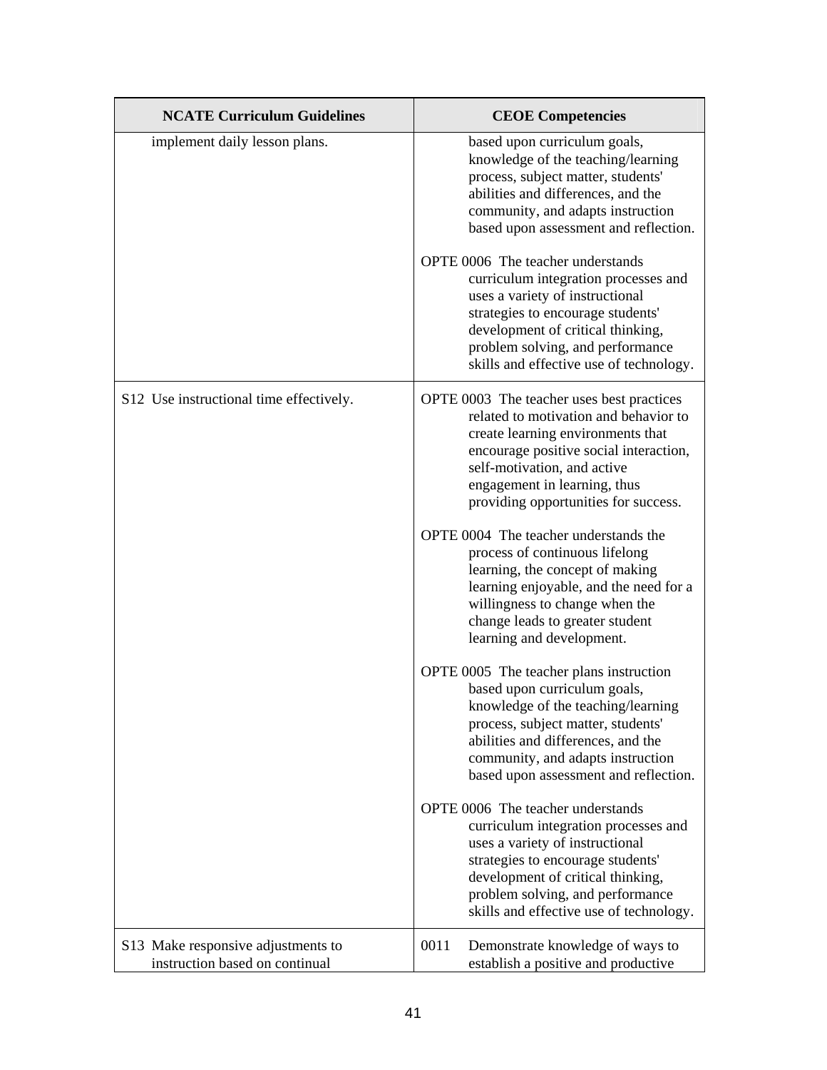| NCATE Curriculum Guidelines | CEOE Competencies |
|---|---|
| implement daily lesson plans. | based upon curriculum goals, knowledge of the teaching/learning process, subject matter, students' abilities and differences, and the community, and adapts instruction based upon assessment and reflection.<br><br>OPTE 0006 The teacher understands curriculum integration processes and uses a variety of instructional strategies to encourage students' development of critical thinking, problem solving, and performance skills and effective use of technology. |
| S12 Use instructional time effectively. | OPTE 0003 The teacher uses best practices related to motivation and behavior to create learning environments that encourage positive social interaction, self-motivation, and active engagement in learning, thus providing opportunities for success.<br><br>OPTE 0004 The teacher understands the process of continuous lifelong learning, the concept of making learning enjoyable, and the need for a willingness to change when the change leads to greater student learning and development.<br><br>OPTE 0005 The teacher plans instruction based upon curriculum goals, knowledge of the teaching/learning process, subject matter, students' abilities and differences, and the community, and adapts instruction based upon assessment and reflection.<br><br>OPTE 0006 The teacher understands curriculum integration processes and uses a variety of instructional strategies to encourage students' development of critical thinking, problem solving, and performance skills and effective use of technology. |
| S13 Make responsive adjustments to instruction based on continual | 0011 Demonstrate knowledge of ways to establish a positive and productive |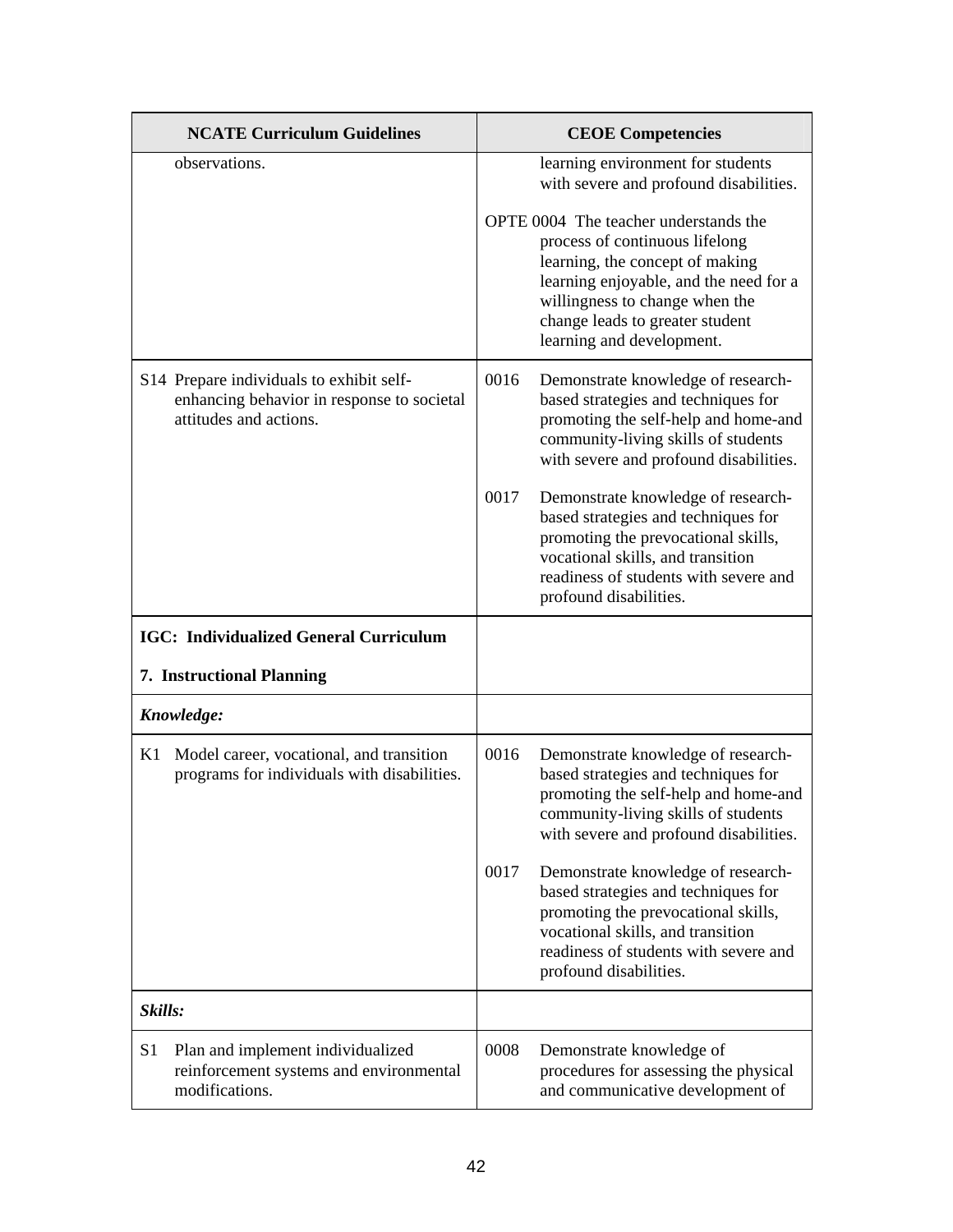| NCATE Curriculum Guidelines | CEOE Competencies |
|---|---|
| observations. | learning environment for students with severe and profound disabilities.<br><br>OPTE 0004 The teacher understands the process of continuous lifelong learning, the concept of making learning enjoyable, and the need for a willingness to change when the change leads to greater student learning and development. |
| S14 Prepare individuals to exhibit self-enhancing behavior in response to societal attitudes and actions. | 0016 Demonstrate knowledge of research-based strategies and techniques for promoting the self-help and home-and community-living skills of students with severe and profound disabilities.<br><br>0017 Demonstrate knowledge of research-based strategies and techniques for promoting the prevocational skills, vocational skills, and transition readiness of students with severe and profound disabilities. |
| **IGC: Individualized General Curriculum**<br><br>**7. Instructional Planning** | |
| ***Knowledge:*** | |
| K1 Model career, vocational, and transition programs for individuals with disabilities. | 0016 Demonstrate knowledge of research-based strategies and techniques for promoting the self-help and home-and community-living skills of students with severe and profound disabilities.<br><br>0017 Demonstrate knowledge of research-based strategies and techniques for promoting the prevocational skills, vocational skills, and transition readiness of students with severe and profound disabilities. |
| ***Skills:*** | |
| S1 Plan and implement individualized reinforcement systems and environmental modifications. | 0008 Demonstrate knowledge of procedures for assessing the physical and communicative development of |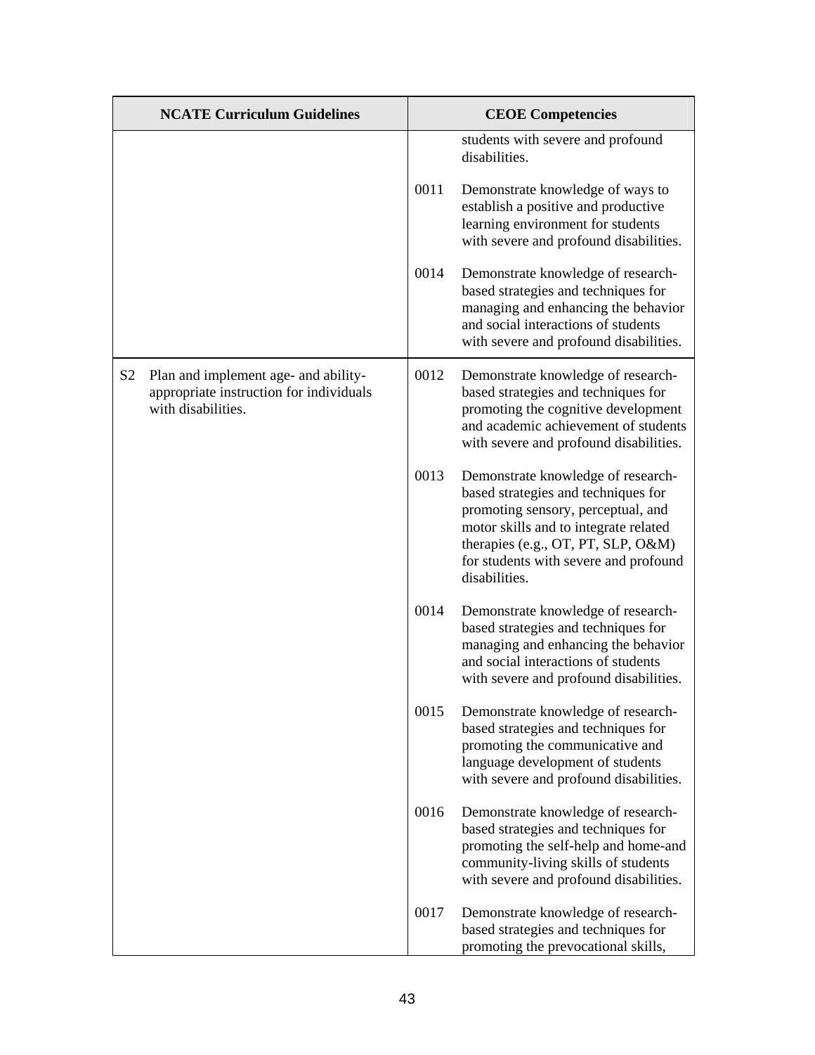| NCATE Curriculum Guidelines | CEOE Competencies |
|---|---|
| | students with severe and profound disabilities. |
| | 0011 Demonstrate knowledge of ways to establish a positive and productive learning environment for students with severe and profound disabilities. |
| | 0014 Demonstrate knowledge of research-based strategies and techniques for managing and enhancing the behavior and social interactions of students with severe and profound disabilities. |
| S2 Plan and implement age- and ability-appropriate instruction for individuals with disabilities. | 0012 Demonstrate knowledge of research-based strategies and techniques for promoting the cognitive development and academic achievement of students with severe and profound disabilities. |
| | 0013 Demonstrate knowledge of research-based strategies and techniques for promoting sensory, perceptual, and motor skills and to integrate related therapies (e.g., OT, PT, SLP, O&M) for students with severe and profound disabilities. |
| | 0014 Demonstrate knowledge of research-based strategies and techniques for managing and enhancing the behavior and social interactions of students with severe and profound disabilities. |
| | 0015 Demonstrate knowledge of research-based strategies and techniques for promoting the communicative and language development of students with severe and profound disabilities. |
| | 0016 Demonstrate knowledge of research-based strategies and techniques for promoting the self-help and home-and community-living skills of students with severe and profound disabilities. |
| | 0017 Demonstrate knowledge of research-based strategies and techniques for promoting the prevocational skills, |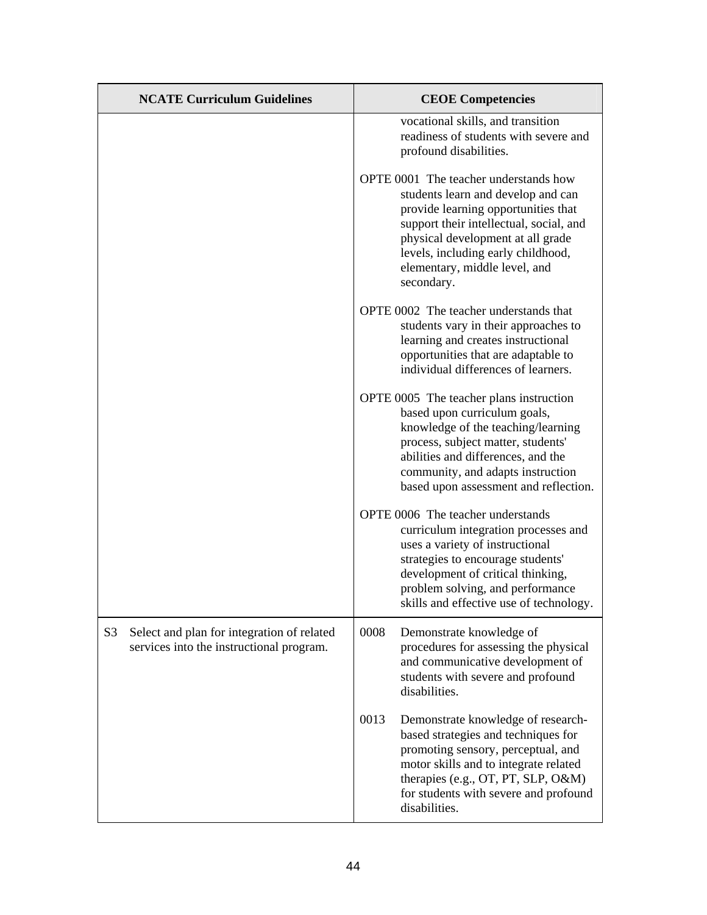| NCATE Curriculum Guidelines | CEOE Competencies |
|---|---|
| | vocational skills, and transition readiness of students with severe and profound disabilities.<br><br>OPTE 0001 The teacher understands how students learn and develop and can provide learning opportunities that support their intellectual, social, and physical development at all grade levels, including early childhood, elementary, middle level, and secondary.<br><br>OPTE 0002 The teacher understands that students vary in their approaches to learning and creates instructional opportunities that are adaptable to individual differences of learners.<br><br>OPTE 0005 The teacher plans instruction based upon curriculum goals, knowledge of the teaching/learning process, subject matter, students' abilities and differences, and the community, and adapts instruction based upon assessment and reflection.<br><br>OPTE 0006 The teacher understands curriculum integration processes and uses a variety of instructional strategies to encourage students' development of critical thinking, problem solving, and performance skills and effective use of technology. |
| S3 Select and plan for integration of related services into the instructional program. | 0008 Demonstrate knowledge of procedures for assessing the physical and communicative development of students with severe and profound disabilities.<br><br>0013 Demonstrate knowledge of research-based strategies and techniques for promoting sensory, perceptual, and motor skills and to integrate related therapies (e.g., OT, PT, SLP, O&M) for students with severe and profound disabilities. |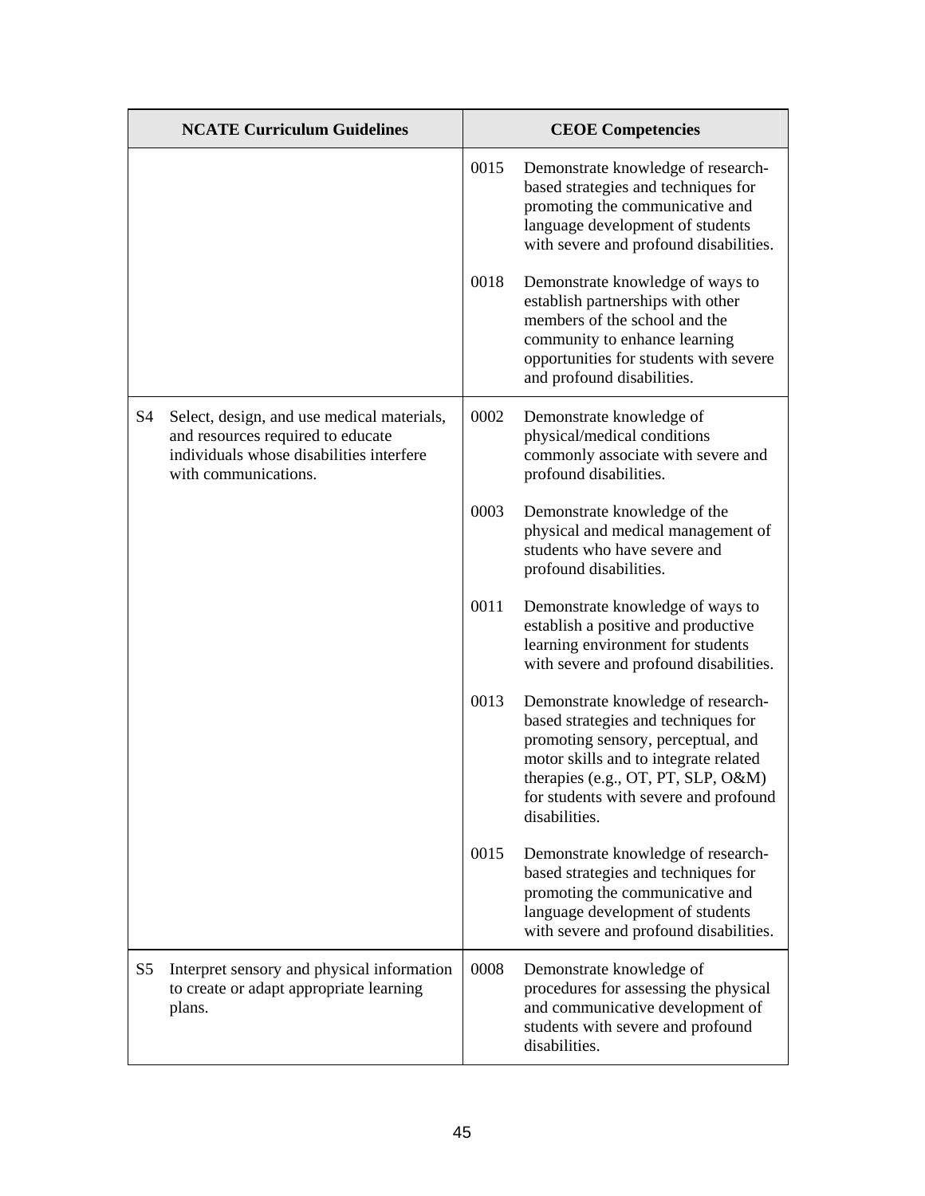| NCATE Curriculum Guidelines | CEOE Competencies |
|---|---|
| | 0015 Demonstrate knowledge of research-based strategies and techniques for promoting the communicative and language development of students with severe and profound disabilities.<br><br>0018 Demonstrate knowledge of ways to establish partnerships with other members of the school and the community to enhance learning opportunities for students with severe and profound disabilities. |
| S4 Select, design, and use medical materials, and resources required to educate individuals whose disabilities interfere with communications. | 0002 Demonstrate knowledge of physical/medical conditions commonly associate with severe and profound disabilities.<br><br>0003 Demonstrate knowledge of the physical and medical management of students who have severe and profound disabilities.<br><br>0011 Demonstrate knowledge of ways to establish a positive and productive learning environment for students with severe and profound disabilities.<br><br>0013 Demonstrate knowledge of research-based strategies and techniques for promoting sensory, perceptual, and motor skills and to integrate related therapies (e.g., OT, PT, SLP, O&M) for students with severe and profound disabilities.<br><br>0015 Demonstrate knowledge of research-based strategies and techniques for promoting the communicative and language development of students with severe and profound disabilities. |
| S5 Interpret sensory and physical information to create or adapt appropriate learning plans. | 0008 Demonstrate knowledge of procedures for assessing the physical and communicative development of students with severe and profound disabilities. |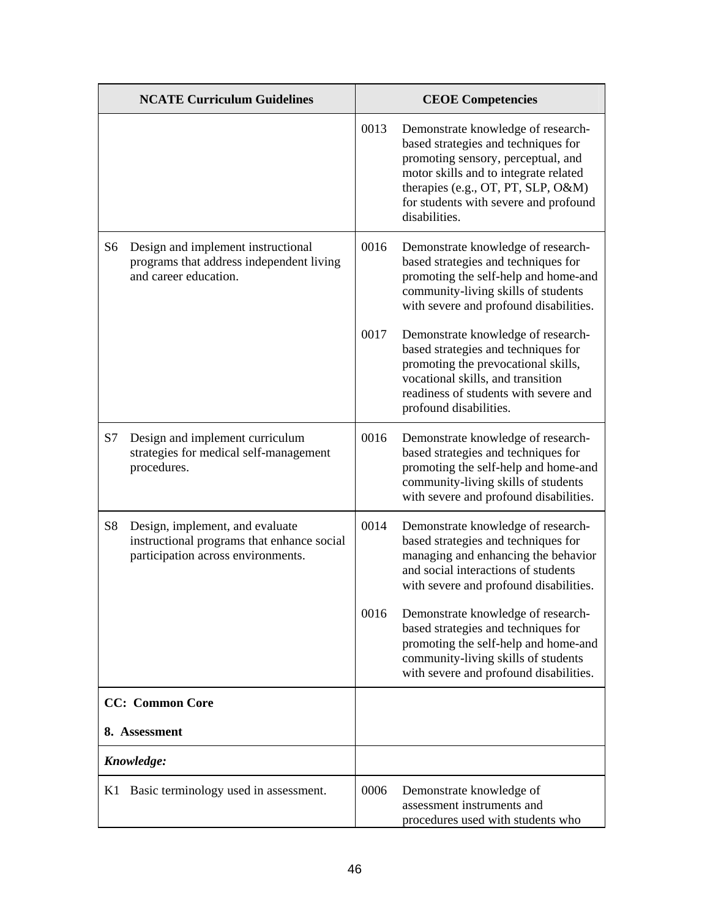| NCATE Curriculum Guidelines | CEOE Competencies |
| --- | --- |
| | 0013 Demonstrate knowledge of research-based strategies and techniques for promoting sensory, perceptual, and motor skills and to integrate related therapies (e.g., OT, PT, SLP, O&M) for students with severe and profound disabilities. |
| S6 Design and implement instructional programs that address independent living and career education. | 0016 Demonstrate knowledge of research-based strategies and techniques for promoting the self-help and home-and community-living skills of students with severe and profound disabilities.<br><br>0017 Demonstrate knowledge of research-based strategies and techniques for promoting the prevocational skills, vocational skills, and transition readiness of students with severe and profound disabilities. |
| S7 Design and implement curriculum strategies for medical self-management procedures. | 0016 Demonstrate knowledge of research-based strategies and techniques for promoting the self-help and home-and community-living skills of students with severe and profound disabilities. |
| S8 Design, implement, and evaluate instructional programs that enhance social participation across environments. | 0014 Demonstrate knowledge of research-based strategies and techniques for managing and enhancing the behavior and social interactions of students with severe and profound disabilities.<br><br>0016 Demonstrate knowledge of research-based strategies and techniques for promoting the self-help and home-and community-living skills of students with severe and profound disabilities. |
| **CC: Common Core**<br><br>**8. Assessment** | |
| ***Knowledge:*** | |
| K1 Basic terminology used in assessment. | 0006 Demonstrate knowledge of assessment instruments and procedures used with students who |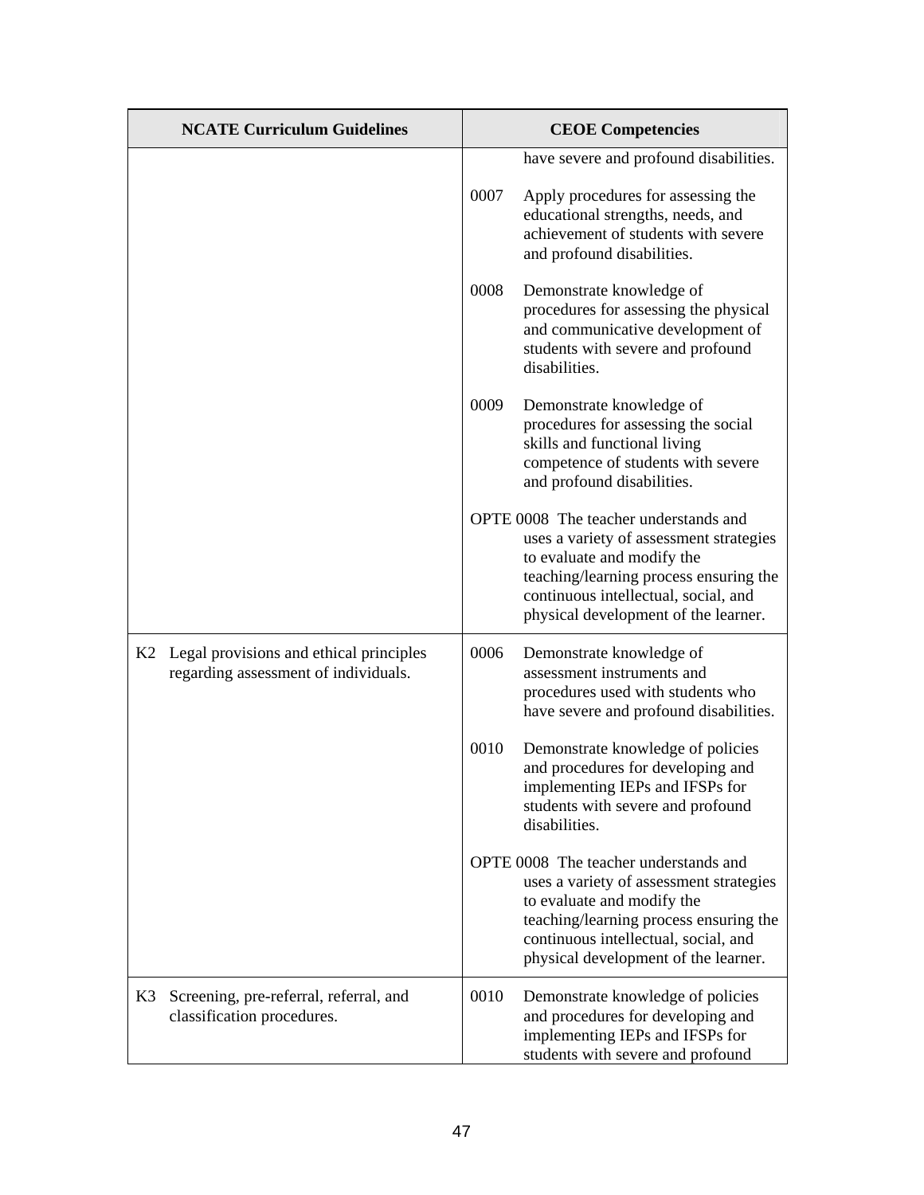| NCATE Curriculum Guidelines | CEOE Competencies |
|---|---|
| | have severe and profound disabilities.<br><br>0007 Apply procedures for assessing the educational strengths, needs, and achievement of students with severe and profound disabilities.<br><br>0008 Demonstrate knowledge of procedures for assessing the physical and communicative development of students with severe and profound disabilities.<br><br>0009 Demonstrate knowledge of procedures for assessing the social skills and functional living competence of students with severe and profound disabilities.<br><br>OPTE 0008 The teacher understands and uses a variety of assessment strategies to evaluate and modify the teaching/learning process ensuring the continuous intellectual, social, and physical development of the learner. |
| K2 Legal provisions and ethical principles regarding assessment of individuals. | 0006 Demonstrate knowledge of assessment instruments and procedures used with students who have severe and profound disabilities.<br><br>0010 Demonstrate knowledge of policies and procedures for developing and implementing IEPs and IFSPs for students with severe and profound disabilities.<br><br>OPTE 0008 The teacher understands and uses a variety of assessment strategies to evaluate and modify the teaching/learning process ensuring the continuous intellectual, social, and physical development of the learner. |
| K3 Screening, pre-referral, referral, and classification procedures. | 0010 Demonstrate knowledge of policies and procedures for developing and implementing IEPs and IFSPs for students with severe and profound |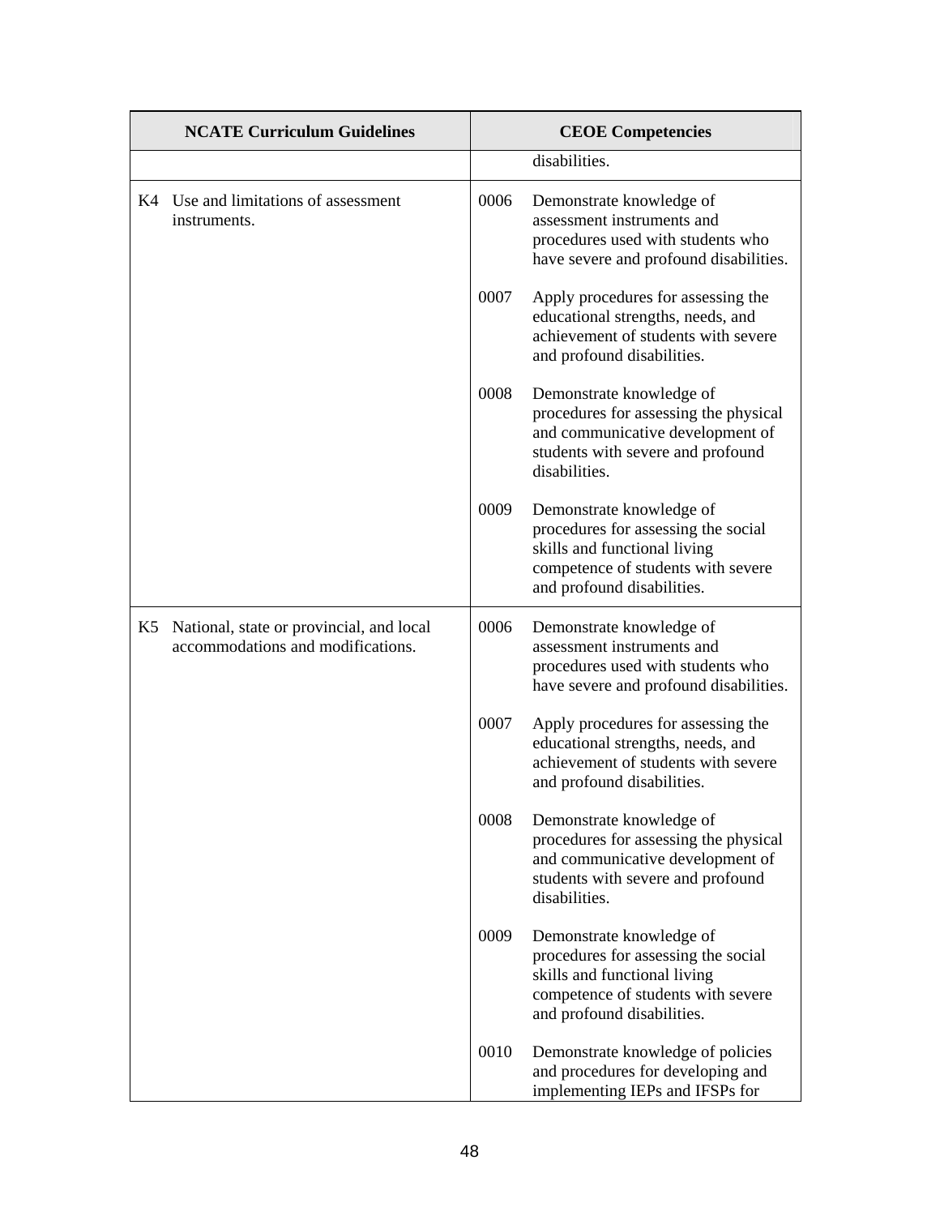| NCATE Curriculum Guidelines | CEOE Competencies |
|---|---|
| | disabilities. |
| K4 Use and limitations of assessment instruments. | 0006 Demonstrate knowledge of assessment instruments and procedures used with students who have severe and profound disabilities.<br><br>0007 Apply procedures for assessing the educational strengths, needs, and achievement of students with severe and profound disabilities.<br><br>0008 Demonstrate knowledge of procedures for assessing the physical and communicative development of students with severe and profound disabilities.<br><br>0009 Demonstrate knowledge of procedures for assessing the social skills and functional living competence of students with severe and profound disabilities. |
| K5 National, state or provincial, and local accommodations and modifications. | 0006 Demonstrate knowledge of assessment instruments and procedures used with students who have severe and profound disabilities.<br><br>0007 Apply procedures for assessing the educational strengths, needs, and achievement of students with severe and profound disabilities.<br><br>0008 Demonstrate knowledge of procedures for assessing the physical and communicative development of students with severe and profound disabilities.<br><br>0009 Demonstrate knowledge of procedures for assessing the social skills and functional living competence of students with severe and profound disabilities.<br><br>0010 Demonstrate knowledge of policies and procedures for developing and implementing IEPs and IFSPs for |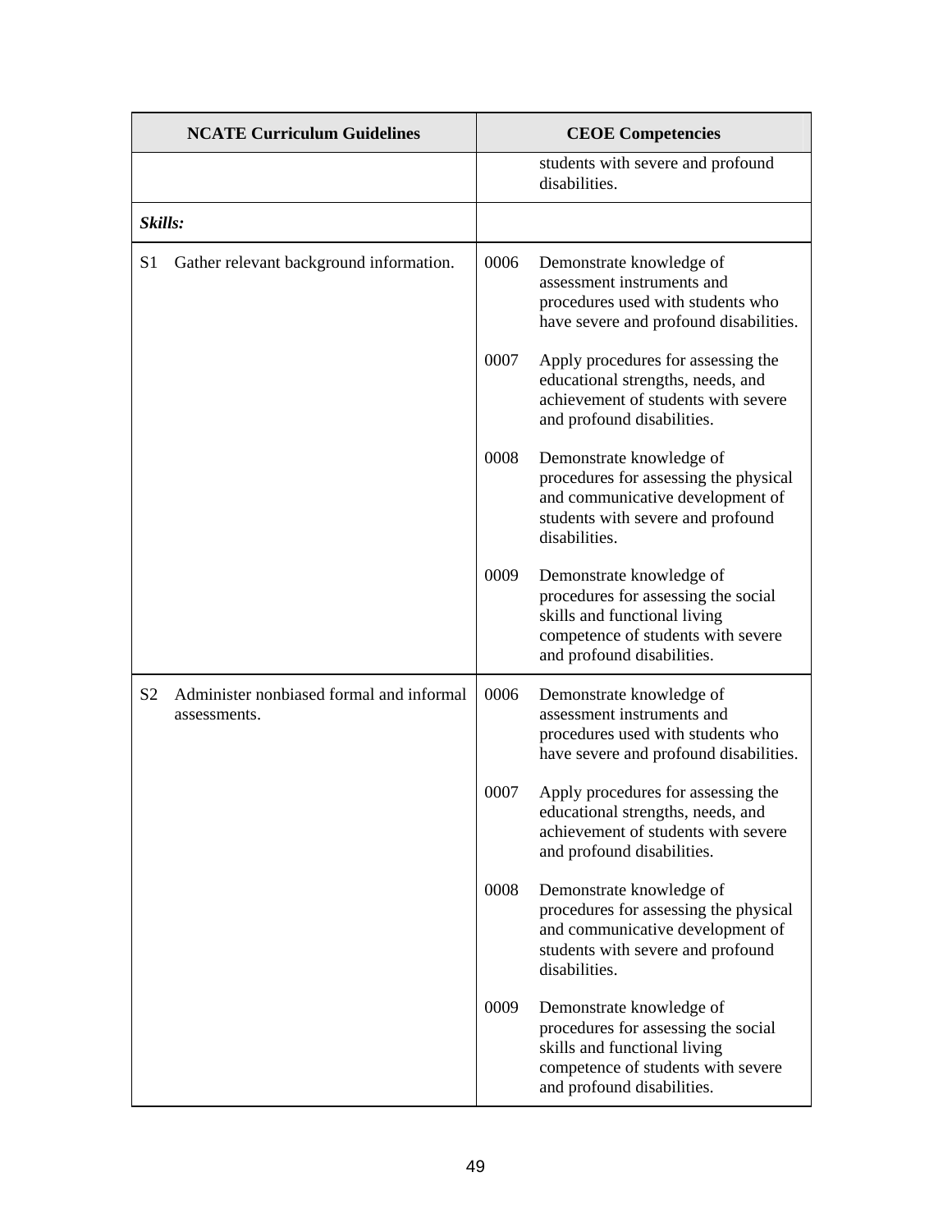| NCATE Curriculum Guidelines | CEOE Competencies |
|---|---|
| | students with severe and profound disabilities. |
| ***Skills:*** | |
| S1 Gather relevant background information. | 0006 Demonstrate knowledge of assessment instruments and procedures used with students who have severe and profound disabilities.<br><br>0007 Apply procedures for assessing the educational strengths, needs, and achievement of students with severe and profound disabilities.<br><br>0008 Demonstrate knowledge of procedures for assessing the physical and communicative development of students with severe and profound disabilities.<br><br>0009 Demonstrate knowledge of procedures for assessing the social skills and functional living competence of students with severe and profound disabilities. |
| S2 Administer nonbiased formal and informal assessments. | 0006 Demonstrate knowledge of assessment instruments and procedures used with students who have severe and profound disabilities.<br><br>0007 Apply procedures for assessing the educational strengths, needs, and achievement of students with severe and profound disabilities.<br><br>0008 Demonstrate knowledge of procedures for assessing the physical and communicative development of students with severe and profound disabilities.<br><br>0009 Demonstrate knowledge of procedures for assessing the social skills and functional living competence of students with severe and profound disabilities. |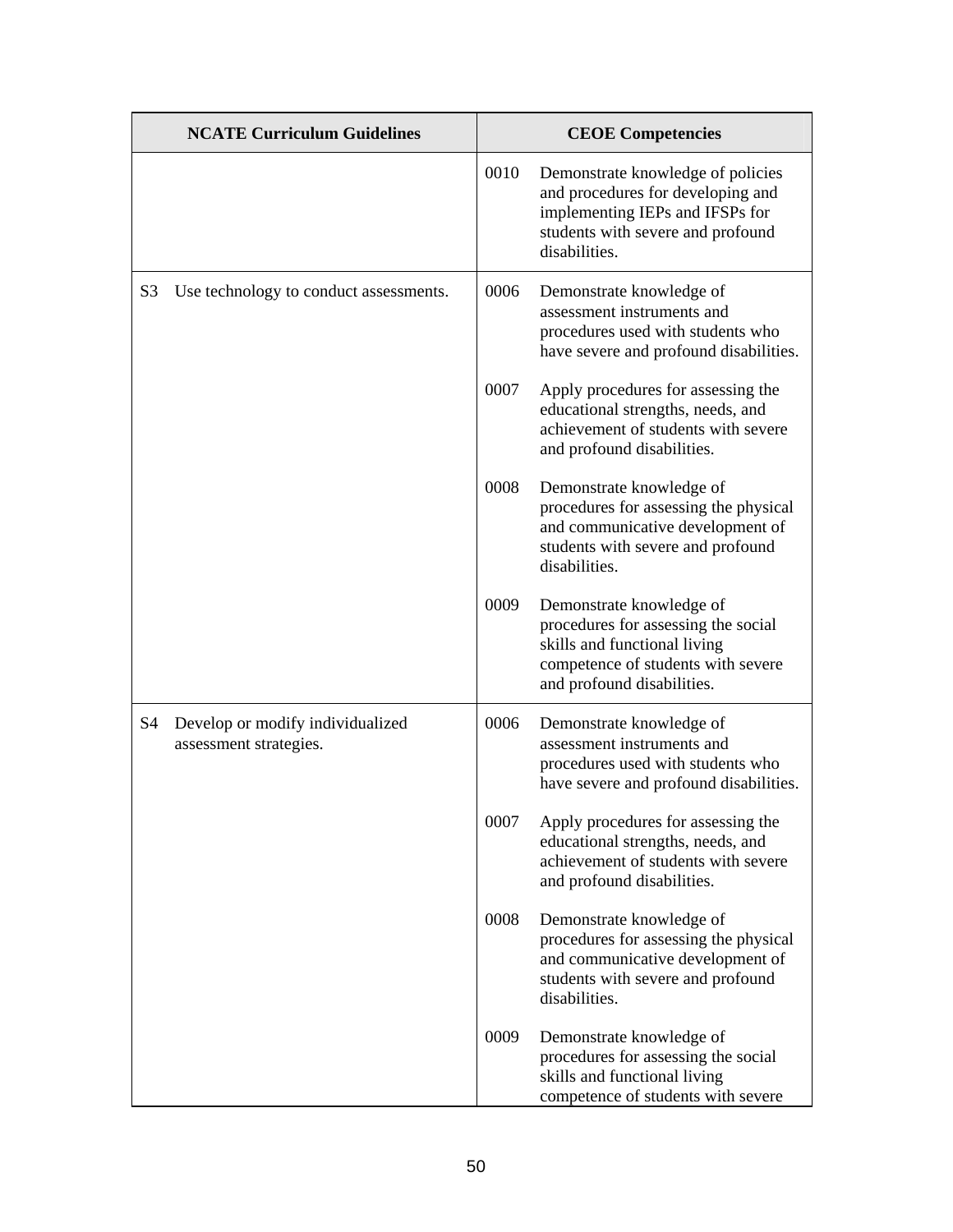| NCATE Curriculum Guidelines | CEOE Competencies |
|---|---|
| | 0010 Demonstrate knowledge of policies and procedures for developing and implementing IEPs and IFSPs for students with severe and profound disabilities. |
| S3 Use technology to conduct assessments. | 0006 Demonstrate knowledge of assessment instruments and procedures used with students who have severe and profound disabilities. |
| | 0007 Apply procedures for assessing the educational strengths, needs, and achievement of students with severe and profound disabilities. |
| | 0008 Demonstrate knowledge of procedures for assessing the physical and communicative development of students with severe and profound disabilities. |
| | 0009 Demonstrate knowledge of procedures for assessing the social skills and functional living competence of students with severe and profound disabilities. |
| S4 Develop or modify individualized assessment strategies. | 0006 Demonstrate knowledge of assessment instruments and procedures used with students who have severe and profound disabilities. |
| | 0007 Apply procedures for assessing the educational strengths, needs, and achievement of students with severe and profound disabilities. |
| | 0008 Demonstrate knowledge of procedures for assessing the physical and communicative development of students with severe and profound disabilities. |
| | 0009 Demonstrate knowledge of procedures for assessing the social skills and functional living competence of students with severe |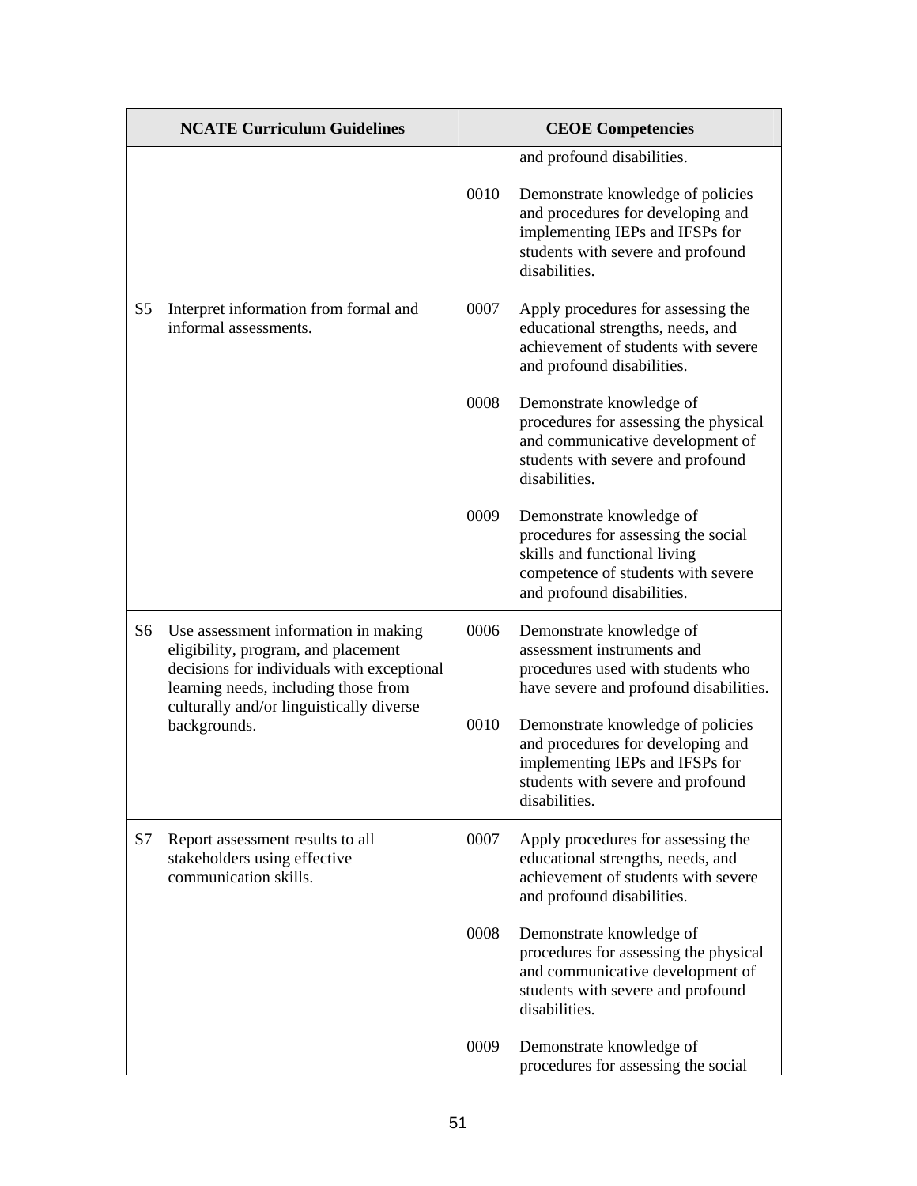| NCATE Curriculum Guidelines | CEOE Competencies |
|---|---|
| | and profound disabilities.<br><br>0010 Demonstrate knowledge of policies and procedures for developing and implementing IEPs and IFSPs for students with severe and profound disabilities. |
| S5 Interpret information from formal and informal assessments. | 0007 Apply procedures for assessing the educational strengths, needs, and achievement of students with severe and profound disabilities.<br><br>0008 Demonstrate knowledge of procedures for assessing the physical and communicative development of students with severe and profound disabilities.<br><br>0009 Demonstrate knowledge of procedures for assessing the social skills and functional living competence of students with severe and profound disabilities. |
| S6 Use assessment information in making eligibility, program, and placement decisions for individuals with exceptional learning needs, including those from culturally and/or linguistically diverse backgrounds. | 0006 Demonstrate knowledge of assessment instruments and procedures used with students who have severe and profound disabilities.<br><br>0010 Demonstrate knowledge of policies and procedures for developing and implementing IEPs and IFSPs for students with severe and profound disabilities. |
| S7 Report assessment results to all stakeholders using effective communication skills. | 0007 Apply procedures for assessing the educational strengths, needs, and achievement of students with severe and profound disabilities.<br><br>0008 Demonstrate knowledge of procedures for assessing the physical and communicative development of students with severe and profound disabilities.<br><br>0009 Demonstrate knowledge of procedures for assessing the social |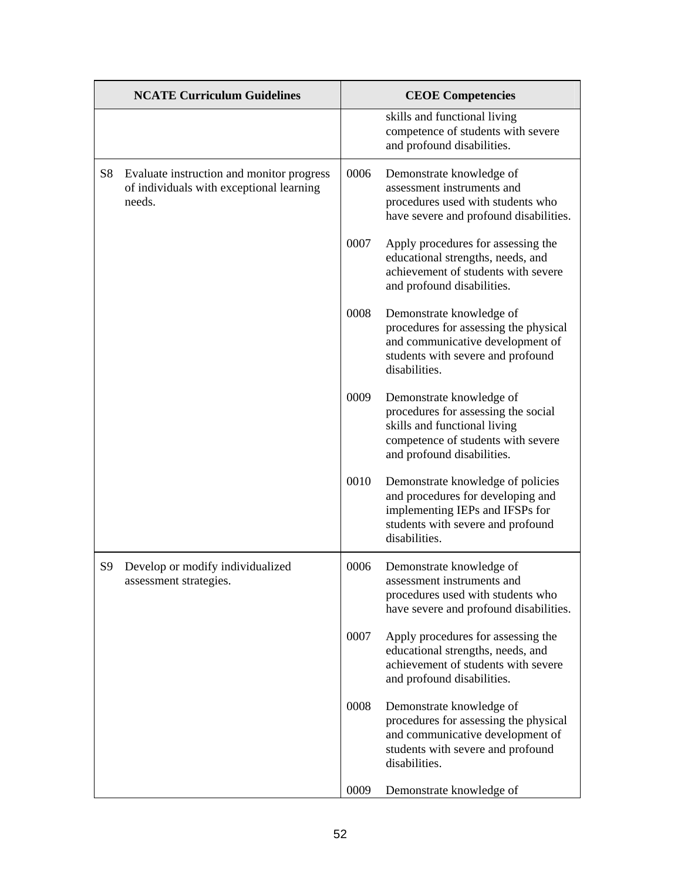| NCATE Curriculum Guidelines | CEOE Competencies |
|---|---|
| | skills and functional living competence of students with severe and profound disabilities. |
| S8 Evaluate instruction and monitor progress of individuals with exceptional learning needs. | 0006 Demonstrate knowledge of assessment instruments and procedures used with students who have severe and profound disabilities.<br><br>0007 Apply procedures for assessing the educational strengths, needs, and achievement of students with severe and profound disabilities.<br><br>0008 Demonstrate knowledge of procedures for assessing the physical and communicative development of students with severe and profound disabilities.<br><br>0009 Demonstrate knowledge of procedures for assessing the social skills and functional living competence of students with severe and profound disabilities.<br><br>0010 Demonstrate knowledge of policies and procedures for developing and implementing IEPs and IFSPs for students with severe and profound disabilities. |
| S9 Develop or modify individualized assessment strategies. | 0006 Demonstrate knowledge of assessment instruments and procedures used with students who have severe and profound disabilities.<br><br>0007 Apply procedures for assessing the educational strengths, needs, and achievement of students with severe and profound disabilities.<br><br>0008 Demonstrate knowledge of procedures for assessing the physical and communicative development of students with severe and profound disabilities.<br><br>0009 Demonstrate knowledge of |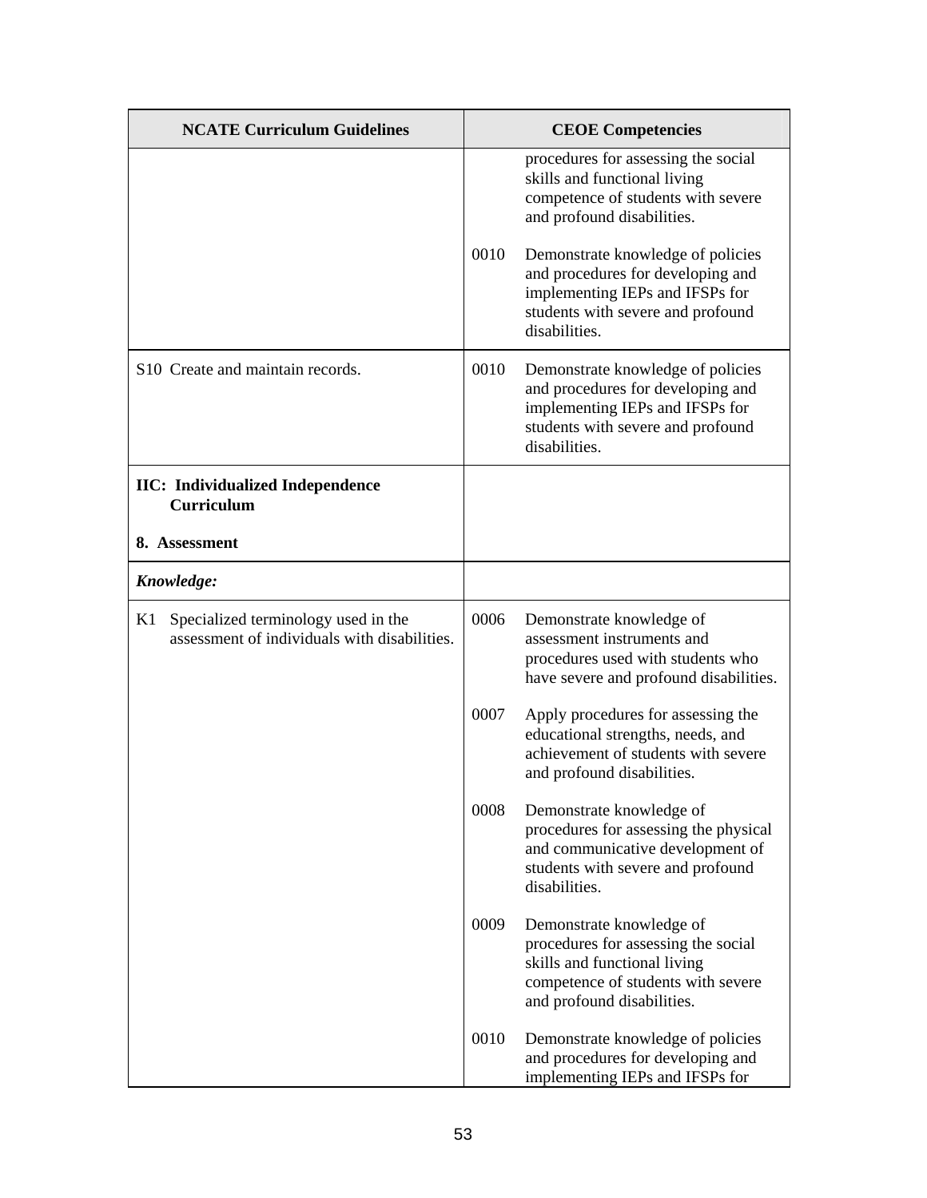| NCATE Curriculum Guidelines | CEOE Competencies |
|---|---|
| | procedures for assessing the social skills and functional living competence of students with severe and profound disabilities.<br><br>0010 Demonstrate knowledge of policies and procedures for developing and implementing IEPs and IFSPs for students with severe and profound disabilities. |
| S10 Create and maintain records. | 0010 Demonstrate knowledge of policies and procedures for developing and implementing IEPs and IFSPs for students with severe and profound disabilities. |
| **IIC: Individualized Independence Curriculum**<br><br>**8. Assessment** | |
| ***Knowledge:*** | |
| K1 Specialized terminology used in the assessment of individuals with disabilities. | 0006 Demonstrate knowledge of assessment instruments and procedures used with students who have severe and profound disabilities.<br><br>0007 Apply procedures for assessing the educational strengths, needs, and achievement of students with severe and profound disabilities.<br><br>0008 Demonstrate knowledge of procedures for assessing the physical and communicative development of students with severe and profound disabilities.<br><br>0009 Demonstrate knowledge of procedures for assessing the social skills and functional living competence of students with severe and profound disabilities.<br><br>0010 Demonstrate knowledge of policies and procedures for developing and implementing IEPs and IFSPs for |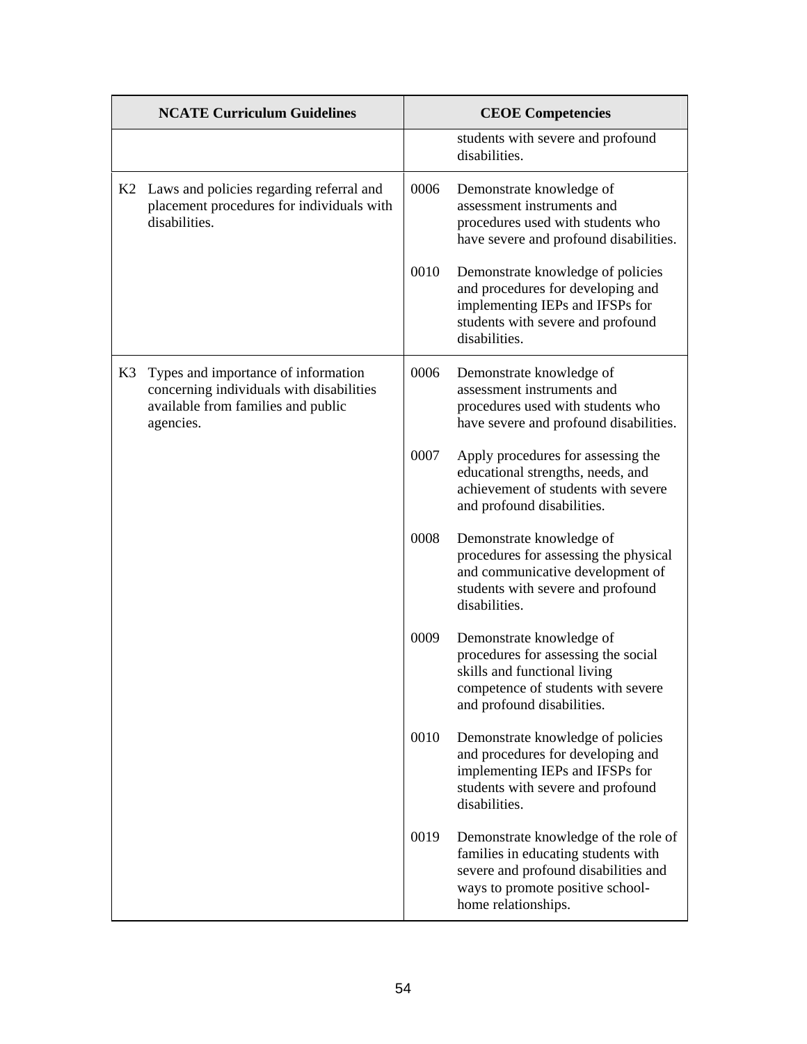| NCATE Curriculum Guidelines | CEOE Competencies |
| --- | --- |
| | students with severe and profound disabilities. |
| K2 Laws and policies regarding referral and placement procedures for individuals with disabilities. | 0006 Demonstrate knowledge of assessment instruments and procedures used with students who have severe and profound disabilities.<br><br>0010 Demonstrate knowledge of policies and procedures for developing and implementing IEPs and IFSPs for students with severe and profound disabilities. |
| K3 Types and importance of information concerning individuals with disabilities available from families and public agencies. | 0006 Demonstrate knowledge of assessment instruments and procedures used with students who have severe and profound disabilities.<br><br>0007 Apply procedures for assessing the educational strengths, needs, and achievement of students with severe and profound disabilities.<br><br>0008 Demonstrate knowledge of procedures for assessing the physical and communicative development of students with severe and profound disabilities.<br><br>0009 Demonstrate knowledge of procedures for assessing the social skills and functional living competence of students with severe and profound disabilities.<br><br>0010 Demonstrate knowledge of policies and procedures for developing and implementing IEPs and IFSPs for students with severe and profound disabilities.<br><br>0019 Demonstrate knowledge of the role of families in educating students with severe and profound disabilities and ways to promote positive school-home relationships. |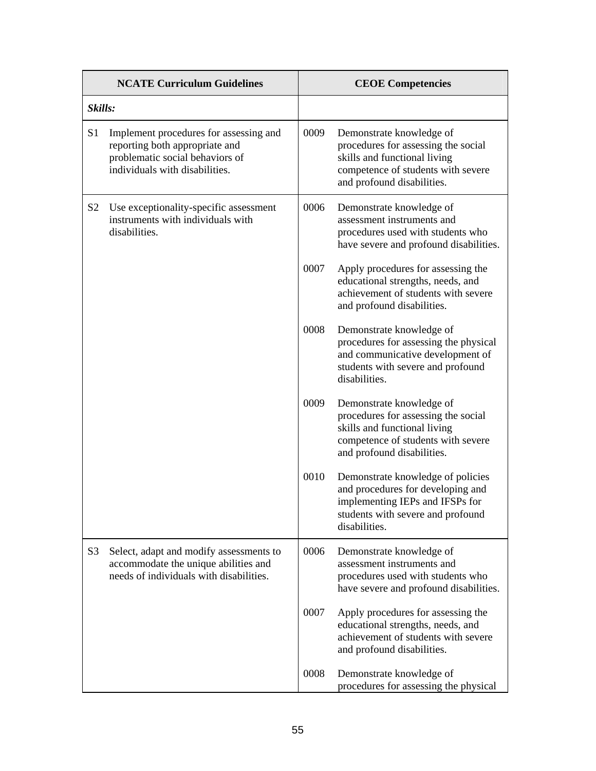| NCATE Curriculum Guidelines | CEOE Competencies |
|---|---|
| ***Skills:*** | |
| S1 Implement procedures for assessing and reporting both appropriate and problematic social behaviors of individuals with disabilities. | 0009 Demonstrate knowledge of procedures for assessing the social skills and functional living competence of students with severe and profound disabilities. |
| S2 Use exceptionality-specific assessment instruments with individuals with disabilities. | 0006 Demonstrate knowledge of assessment instruments and procedures used with students who have severe and profound disabilities. |
| | 0007 Apply procedures for assessing the educational strengths, needs, and achievement of students with severe and profound disabilities. |
| | 0008 Demonstrate knowledge of procedures for assessing the physical and communicative development of students with severe and profound disabilities. |
| | 0009 Demonstrate knowledge of procedures for assessing the social skills and functional living competence of students with severe and profound disabilities. |
| | 0010 Demonstrate knowledge of policies and procedures for developing and implementing IEPs and IFSPs for students with severe and profound disabilities. |
| S3 Select, adapt and modify assessments to accommodate the unique abilities and needs of individuals with disabilities. | 0006 Demonstrate knowledge of assessment instruments and procedures used with students who have severe and profound disabilities. |
| | 0007 Apply procedures for assessing the educational strengths, needs, and achievement of students with severe and profound disabilities. |
| | 0008 Demonstrate knowledge of procedures for assessing the physical |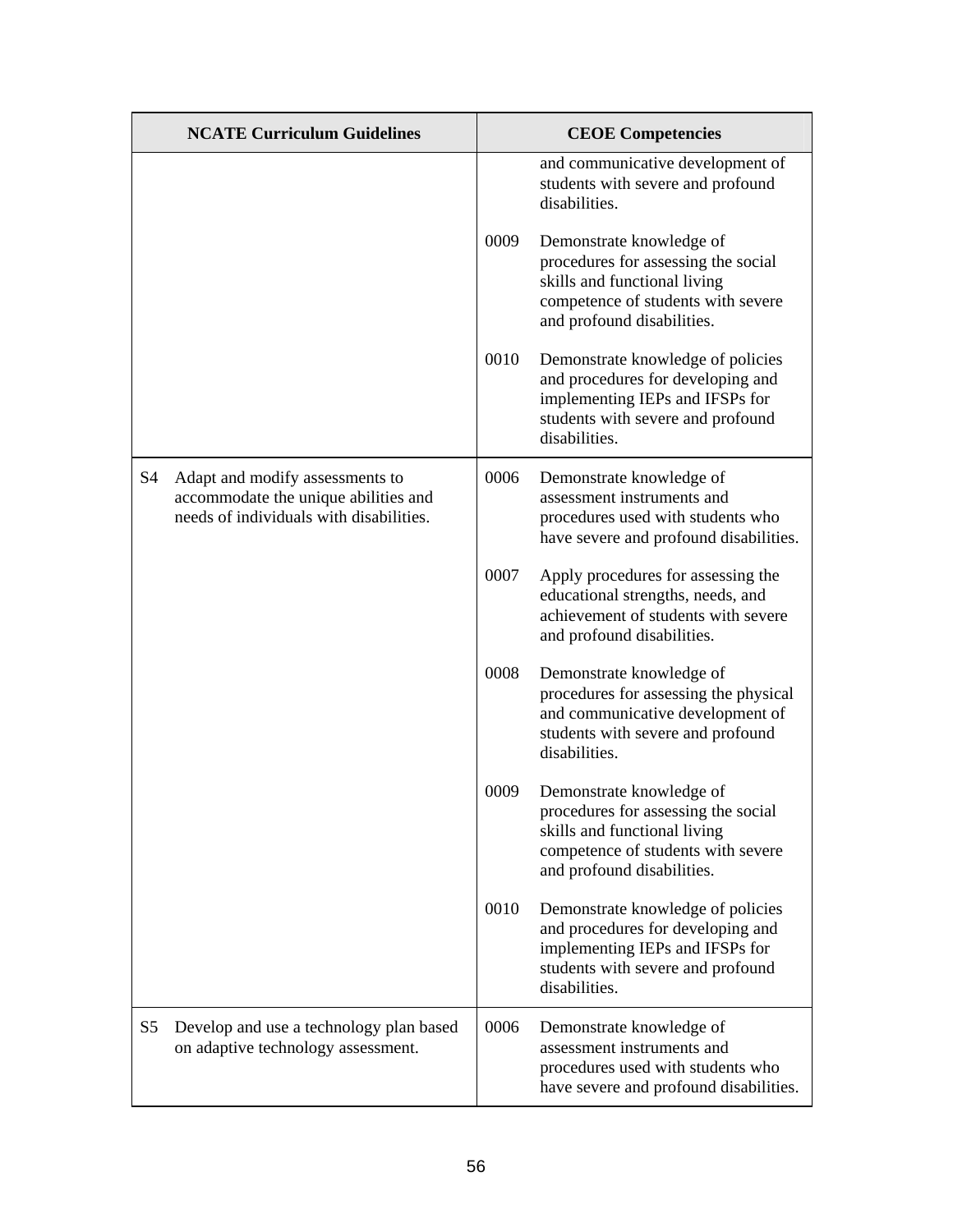| NCATE Curriculum Guidelines | CEOE Competencies |
|---|---|
| | and communicative development of students with severe and profound disabilities.<br><br>0009 Demonstrate knowledge of procedures for assessing the social skills and functional living competence of students with severe and profound disabilities.<br><br>0010 Demonstrate knowledge of policies and procedures for developing and implementing IEPs and IFSPs for students with severe and profound disabilities. |
| S4 Adapt and modify assessments to accommodate the unique abilities and needs of individuals with disabilities. | 0006 Demonstrate knowledge of assessment instruments and procedures used with students who have severe and profound disabilities.<br><br>0007 Apply procedures for assessing the educational strengths, needs, and achievement of students with severe and profound disabilities.<br><br>0008 Demonstrate knowledge of procedures for assessing the physical and communicative development of students with severe and profound disabilities.<br><br>0009 Demonstrate knowledge of procedures for assessing the social skills and functional living competence of students with severe and profound disabilities.<br><br>0010 Demonstrate knowledge of policies and procedures for developing and implementing IEPs and IFSPs for students with severe and profound disabilities. |
| S5 Develop and use a technology plan based on adaptive technology assessment. | 0006 Demonstrate knowledge of assessment instruments and procedures used with students who have severe and profound disabilities. |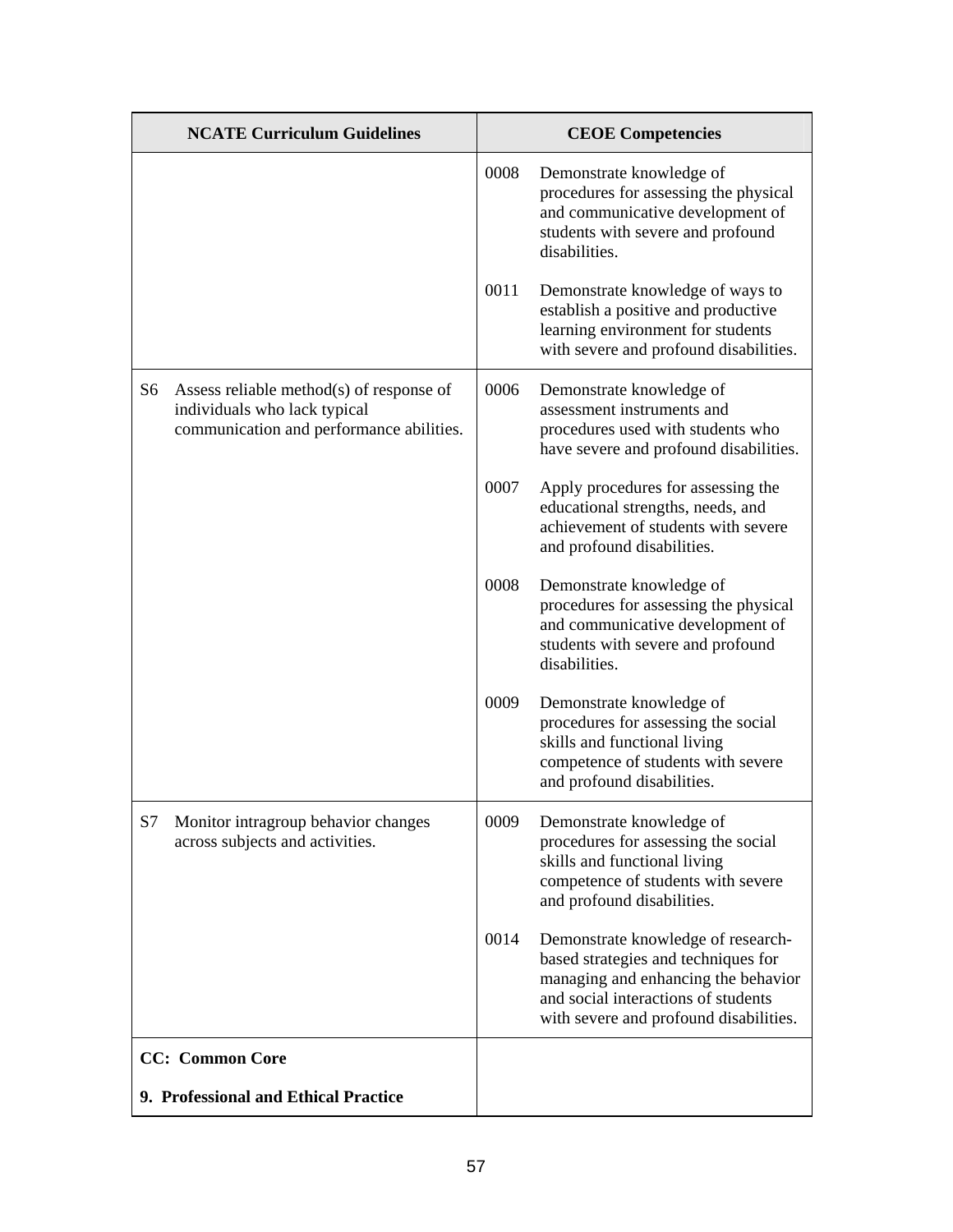| NCATE Curriculum Guidelines | CEOE Competencies |
|---|---|
| | 0008 Demonstrate knowledge of procedures for assessing the physical and communicative development of students with severe and profound disabilities. |
| | 0011 Demonstrate knowledge of ways to establish a positive and productive learning environment for students with severe and profound disabilities. |
| S6 Assess reliable method(s) of response of individuals who lack typical communication and performance abilities. | 0006 Demonstrate knowledge of assessment instruments and procedures used with students who have severe and profound disabilities. |
| | 0007 Apply procedures for assessing the educational strengths, needs, and achievement of students with severe and profound disabilities. |
| | 0008 Demonstrate knowledge of procedures for assessing the physical and communicative development of students with severe and profound disabilities. |
| | 0009 Demonstrate knowledge of procedures for assessing the social skills and functional living competence of students with severe and profound disabilities. |
| S7 Monitor intragroup behavior changes across subjects and activities. | 0009 Demonstrate knowledge of procedures for assessing the social skills and functional living competence of students with severe and profound disabilities. |
| | 0014 Demonstrate knowledge of research-based strategies and techniques for managing and enhancing the behavior and social interactions of students with severe and profound disabilities. |
| **CC: Common Core** **9. Professional and Ethical Practice** | |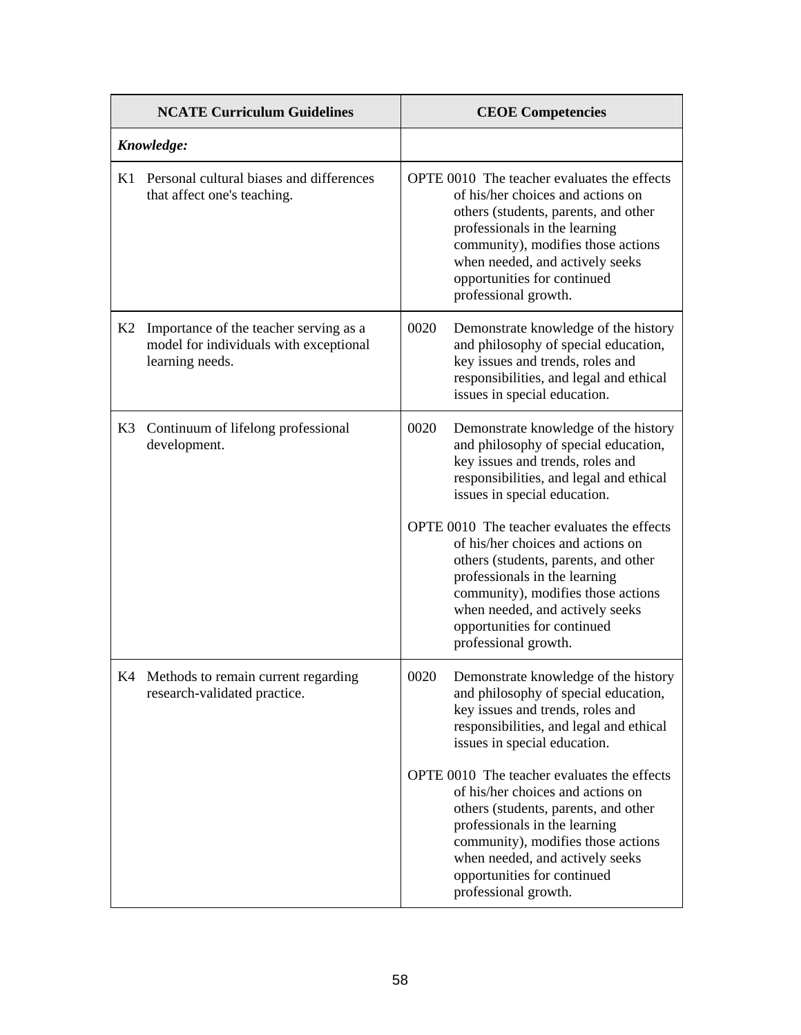| NCATE Curriculum Guidelines | CEOE Competencies |
|---|---|
| ***Knowledge:*** | |
| K1 Personal cultural biases and differences that affect one's teaching. | OPTE 0010 The teacher evaluates the effects of his/her choices and actions on others (students, parents, and other professionals in the learning community), modifies those actions when needed, and actively seeks opportunities for continued professional growth. |
| K2 Importance of the teacher serving as a model for individuals with exceptional learning needs. | 0020 Demonstrate knowledge of the history and philosophy of special education, key issues and trends, roles and responsibilities, and legal and ethical issues in special education. |
| K3 Continuum of lifelong professional development. | 0020 Demonstrate knowledge of the history and philosophy of special education, key issues and trends, roles and responsibilities, and legal and ethical issues in special education.<br><br>OPTE 0010 The teacher evaluates the effects of his/her choices and actions on others (students, parents, and other professionals in the learning community), modifies those actions when needed, and actively seeks opportunities for continued professional growth. |
| K4 Methods to remain current regarding research-validated practice. | 0020 Demonstrate knowledge of the history and philosophy of special education, key issues and trends, roles and responsibilities, and legal and ethical issues in special education.<br><br>OPTE 0010 The teacher evaluates the effects of his/her choices and actions on others (students, parents, and other professionals in the learning community), modifies those actions when needed, and actively seeks opportunities for continued professional growth. |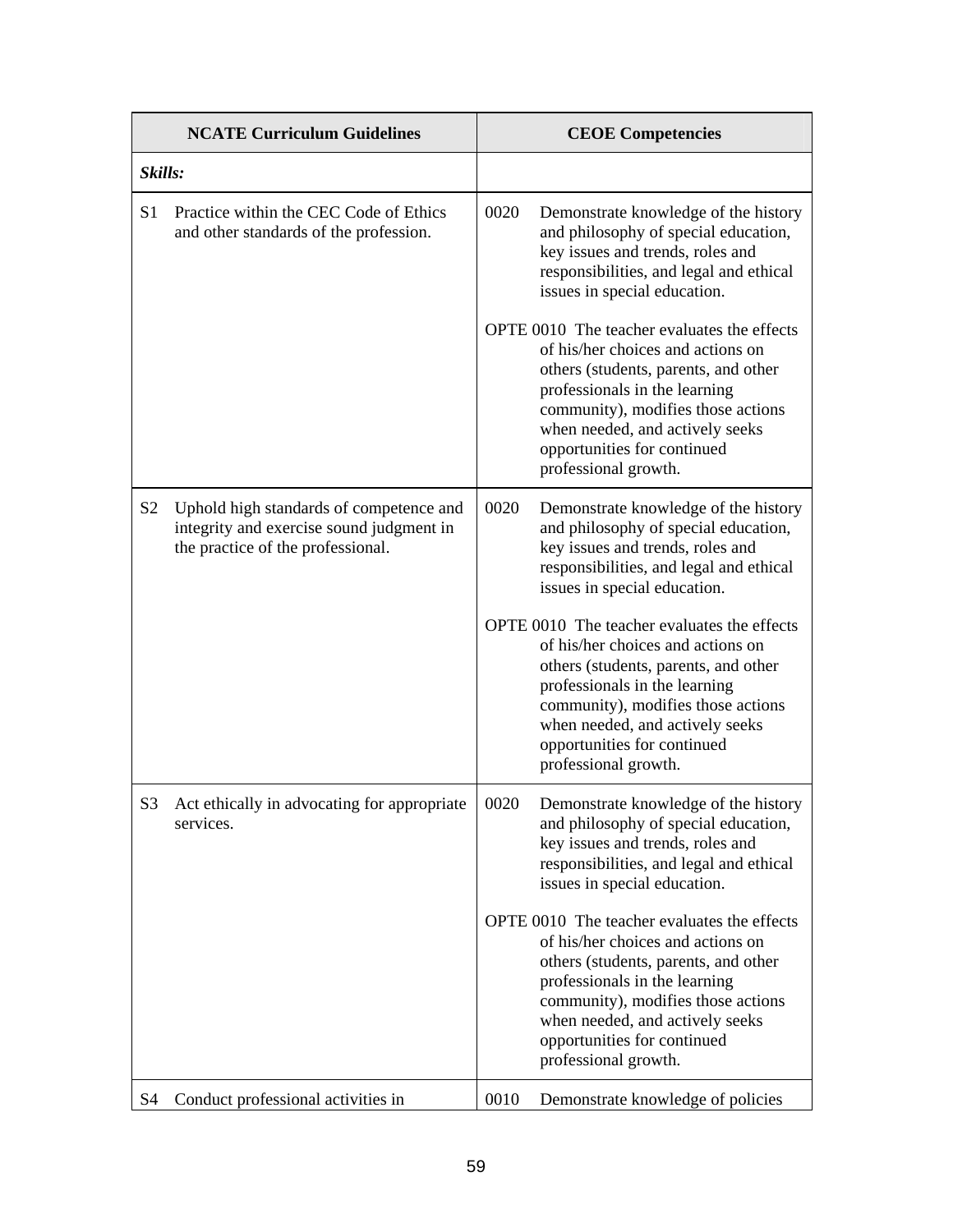| NCATE Curriculum Guidelines | CEOE Competencies |
|---|---|
| ***Skills:*** | |
| S1 Practice within the CEC Code of Ethics and other standards of the profession. | 0020 Demonstrate knowledge of the history and philosophy of special education, key issues and trends, roles and responsibilities, and legal and ethical issues in special education.<br><br>OPTE 0010 The teacher evaluates the effects of his/her choices and actions on others (students, parents, and other professionals in the learning community), modifies those actions when needed, and actively seeks opportunities for continued professional growth. |
| S2 Uphold high standards of competence and integrity and exercise sound judgment in the practice of the professional. | 0020 Demonstrate knowledge of the history and philosophy of special education, key issues and trends, roles and responsibilities, and legal and ethical issues in special education.<br><br>OPTE 0010 The teacher evaluates the effects of his/her choices and actions on others (students, parents, and other professionals in the learning community), modifies those actions when needed, and actively seeks opportunities for continued professional growth. |
| S3 Act ethically in advocating for appropriate services. | 0020 Demonstrate knowledge of the history and philosophy of special education, key issues and trends, roles and responsibilities, and legal and ethical issues in special education.<br><br>OPTE 0010 The teacher evaluates the effects of his/her choices and actions on others (students, parents, and other professionals in the learning community), modifies those actions when needed, and actively seeks opportunities for continued professional growth. |
| S4 Conduct professional activities in | 0010 Demonstrate knowledge of policies |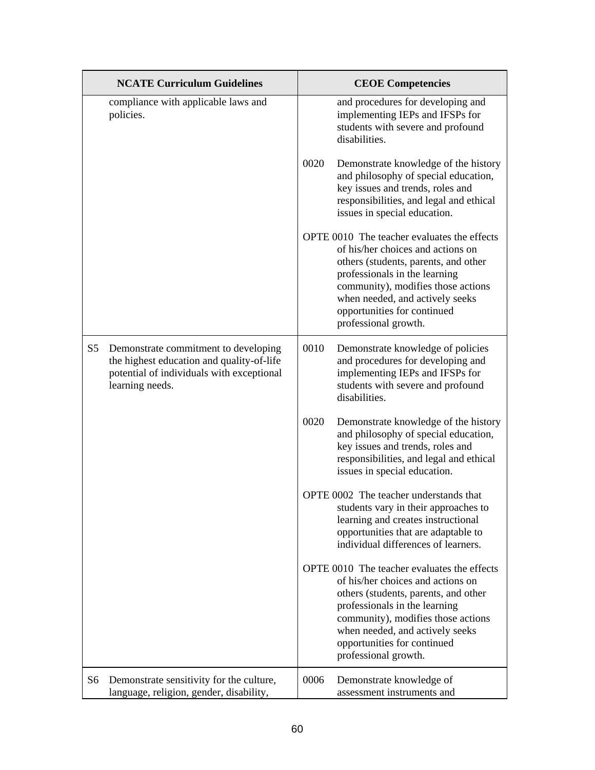| NCATE Curriculum Guidelines | CEOE Competencies |
|---|---|
| compliance with applicable laws and policies. | and procedures for developing and implementing IEPs and IFSPs for students with severe and profound disabilities.<br><br>0020 Demonstrate knowledge of the history and philosophy of special education, key issues and trends, roles and responsibilities, and legal and ethical issues in special education.<br><br>OPTE 0010 The teacher evaluates the effects of his/her choices and actions on others (students, parents, and other professionals in the learning community), modifies those actions when needed, and actively seeks opportunities for continued professional growth. |
| S5 Demonstrate commitment to developing the highest education and quality-of-life potential of individuals with exceptional learning needs. | 0010 Demonstrate knowledge of policies and procedures for developing and implementing IEPs and IFSPs for students with severe and profound disabilities.<br><br>0020 Demonstrate knowledge of the history and philosophy of special education, key issues and trends, roles and responsibilities, and legal and ethical issues in special education.<br><br>OPTE 0002 The teacher understands that students vary in their approaches to learning and creates instructional opportunities that are adaptable to individual differences of learners.<br><br>OPTE 0010 The teacher evaluates the effects of his/her choices and actions on others (students, parents, and other professionals in the learning community), modifies those actions when needed, and actively seeks opportunities for continued professional growth. |
| S6 Demonstrate sensitivity for the culture, language, religion, gender, disability, | 0006 Demonstrate knowledge of assessment instruments and |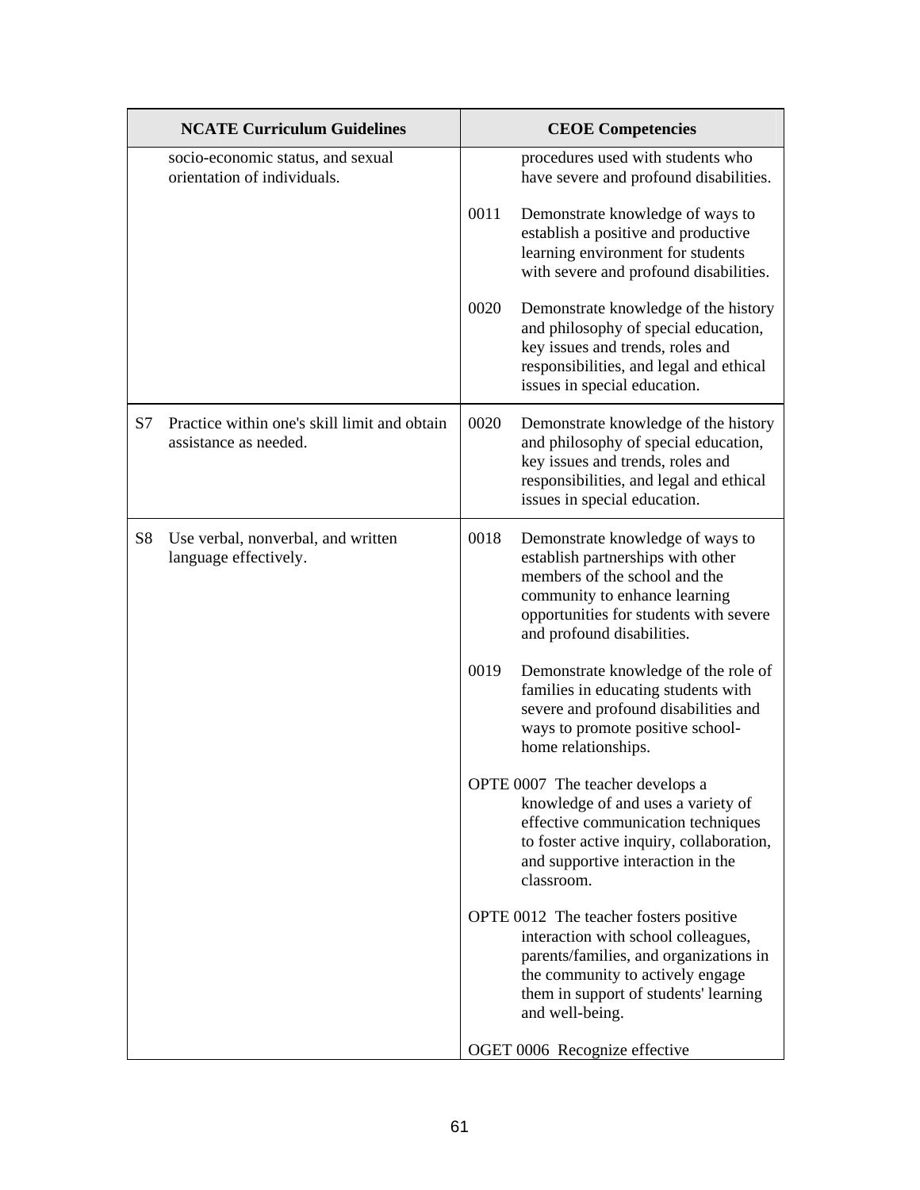| NCATE Curriculum Guidelines | CEOE Competencies |
|---|---|
| socio-economic status, and sexual orientation of individuals. | procedures used with students who have severe and profound disabilities.<br><br>0011 Demonstrate knowledge of ways to establish a positive and productive learning environment for students with severe and profound disabilities.<br><br>0020 Demonstrate knowledge of the history and philosophy of special education, key issues and trends, roles and responsibilities, and legal and ethical issues in special education. |
| S7 Practice within one's skill limit and obtain assistance as needed. | 0020 Demonstrate knowledge of the history and philosophy of special education, key issues and trends, roles and responsibilities, and legal and ethical issues in special education. |
| S8 Use verbal, nonverbal, and written language effectively. | 0018 Demonstrate knowledge of ways to establish partnerships with other members of the school and the community to enhance learning opportunities for students with severe and profound disabilities.<br><br>0019 Demonstrate knowledge of the role of families in educating students with severe and profound disabilities and ways to promote positive school-home relationships.<br><br>OPTE 0007 The teacher develops a knowledge of and uses a variety of effective communication techniques to foster active inquiry, collaboration, and supportive interaction in the classroom.<br><br>OPTE 0012 The teacher fosters positive interaction with school colleagues, parents/families, and organizations in the community to actively engage them in support of students' learning and well-being.<br><br>OGET 0006 Recognize effective |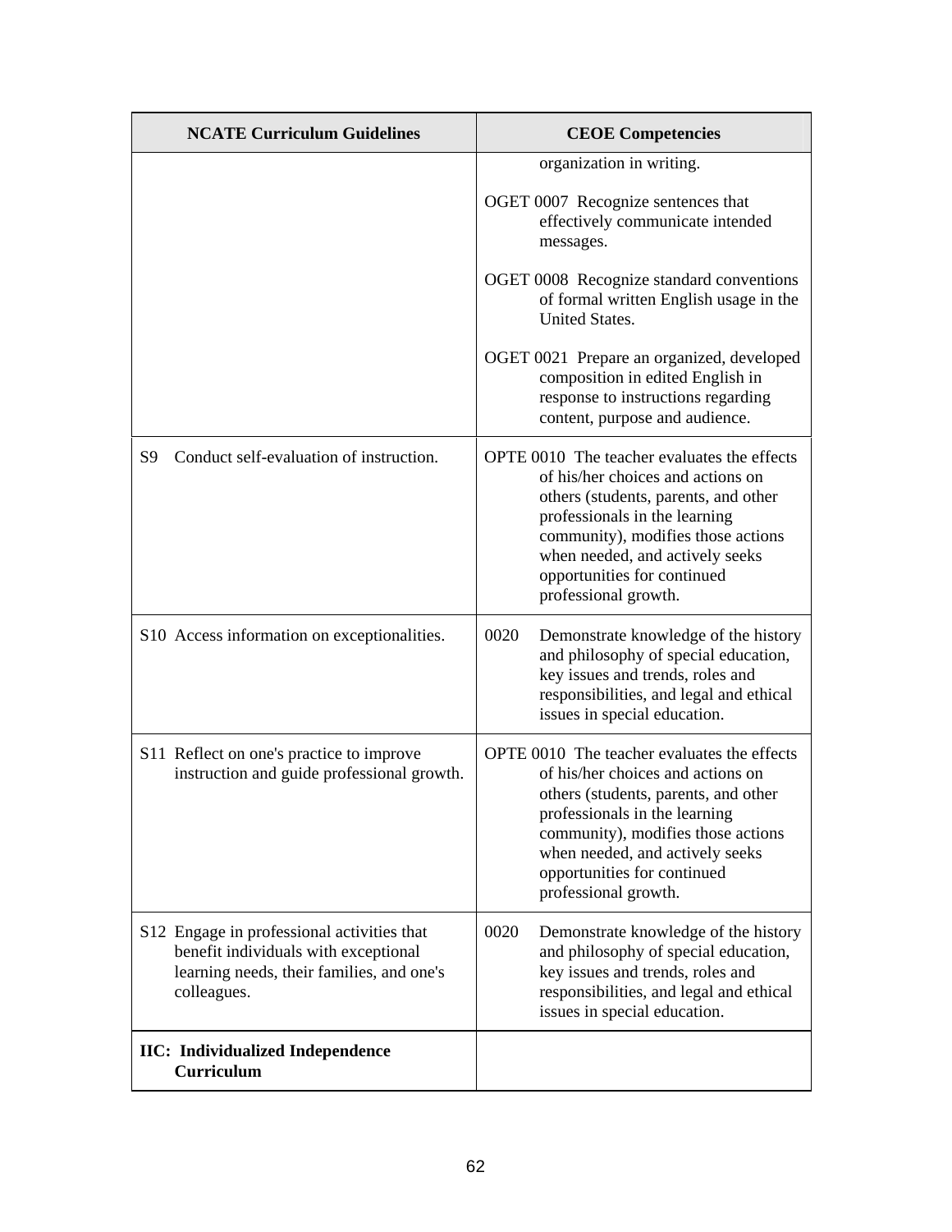| NCATE Curriculum Guidelines | CEOE Competencies |
|---|---|
| | organization in writing.<br><br>OGET 0007 Recognize sentences that effectively communicate intended messages.<br><br>OGET 0008 Recognize standard conventions of formal written English usage in the United States.<br><br>OGET 0021 Prepare an organized, developed composition in edited English in response to instructions regarding content, purpose and audience. |
| S9 Conduct self-evaluation of instruction. | OPTE 0010 The teacher evaluates the effects of his/her choices and actions on others (students, parents, and other professionals in the learning community), modifies those actions when needed, and actively seeks opportunities for continued professional growth. |
| S10 Access information on exceptionalities. | 0020 Demonstrate knowledge of the history and philosophy of special education, key issues and trends, roles and responsibilities, and legal and ethical issues in special education. |
| S11 Reflect on one's practice to improve instruction and guide professional growth. | OPTE 0010 The teacher evaluates the effects of his/her choices and actions on others (students, parents, and other professionals in the learning community), modifies those actions when needed, and actively seeks opportunities for continued professional growth. |
| S12 Engage in professional activities that benefit individuals with exceptional learning needs, their families, and one's colleagues. | 0020 Demonstrate knowledge of the history and philosophy of special education, key issues and trends, roles and responsibilities, and legal and ethical issues in special education. |
| **IIC: Individualized Independence Curriculum** | |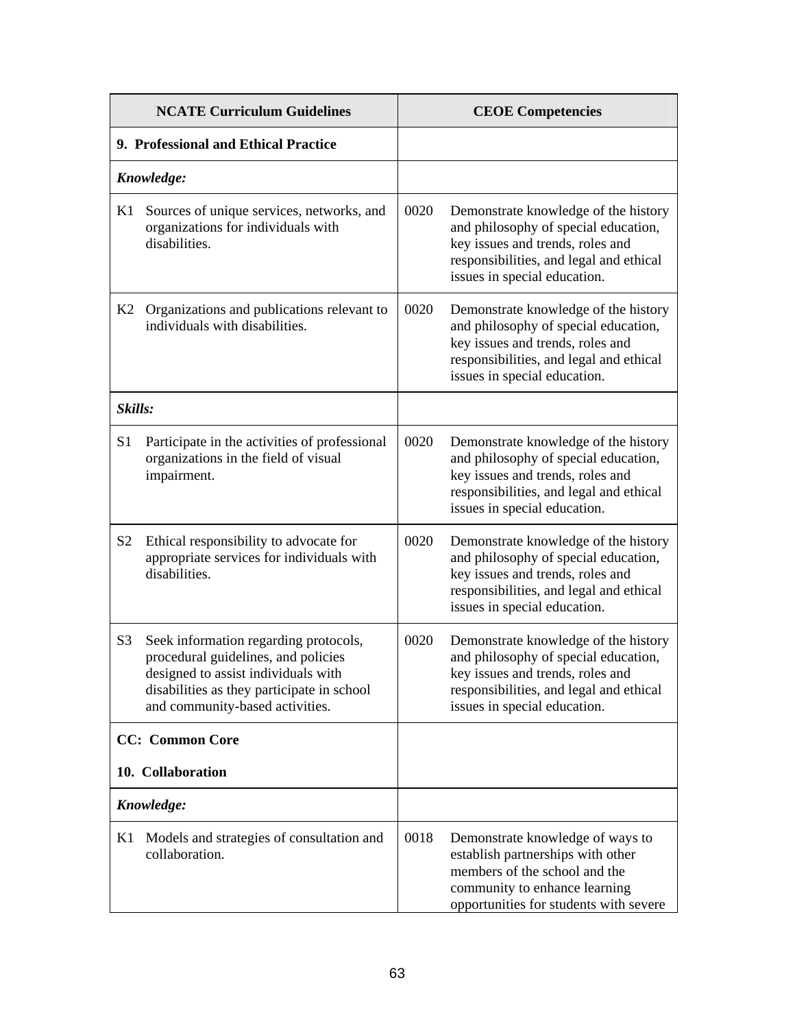| NCATE Curriculum Guidelines | CEOE Competencies |
|---|---|
| **9. Professional and Ethical Practice** | |
| ***Knowledge:*** | |
| K1 Sources of unique services, networks, and organizations for individuals with disabilities. | 0020 Demonstrate knowledge of the history and philosophy of special education, key issues and trends, roles and responsibilities, and legal and ethical issues in special education. |
| K2 Organizations and publications relevant to individuals with disabilities. | 0020 Demonstrate knowledge of the history and philosophy of special education, key issues and trends, roles and responsibilities, and legal and ethical issues in special education. |
| ***Skills:*** | |
| S1 Participate in the activities of professional organizations in the field of visual impairment. | 0020 Demonstrate knowledge of the history and philosophy of special education, key issues and trends, roles and responsibilities, and legal and ethical issues in special education. |
| S2 Ethical responsibility to advocate for appropriate services for individuals with disabilities. | 0020 Demonstrate knowledge of the history and philosophy of special education, key issues and trends, roles and responsibilities, and legal and ethical issues in special education. |
| S3 Seek information regarding protocols, procedural guidelines, and policies designed to assist individuals with disabilities as they participate in school and community-based activities. | 0020 Demonstrate knowledge of the history and philosophy of special education, key issues and trends, roles and responsibilities, and legal and ethical issues in special education. |
| **CC: Common Core**<br><br>**10. Collaboration** | |
| ***Knowledge:*** | |
| K1 Models and strategies of consultation and collaboration. | 0018 Demonstrate knowledge of ways to establish partnerships with other members of the school and the community to enhance learning opportunities for students with severe |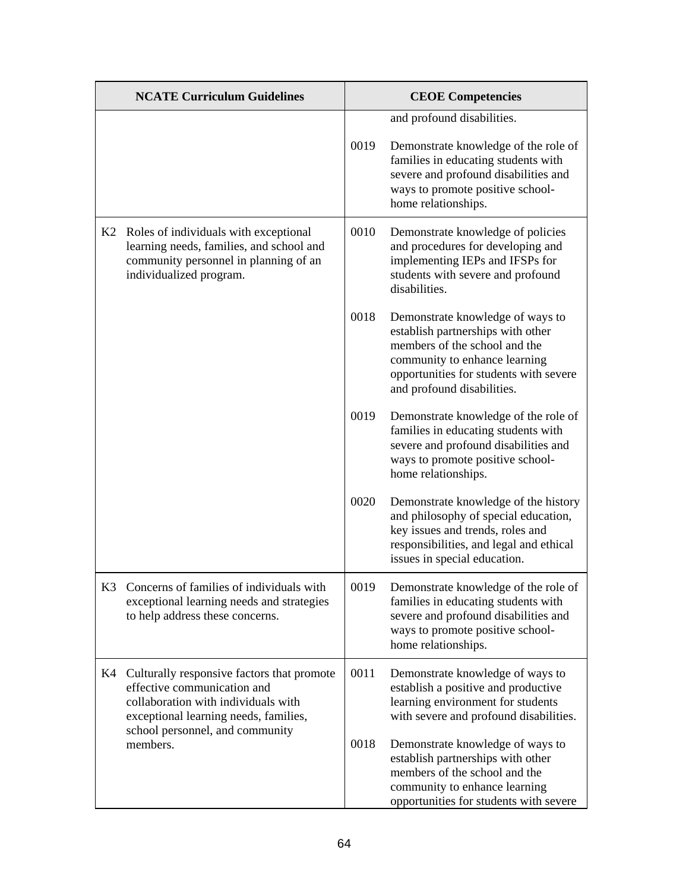| NCATE Curriculum Guidelines | CEOE Competencies |
|---|---|
| | and profound disabilities.<br><br>0019 Demonstrate knowledge of the role of families in educating students with severe and profound disabilities and ways to promote positive school-home relationships. |
| K2 Roles of individuals with exceptional learning needs, families, and school and community personnel in planning of an individualized program. | 0010 Demonstrate knowledge of policies and procedures for developing and implementing IEPs and IFSPs for students with severe and profound disabilities.<br><br>0018 Demonstrate knowledge of ways to establish partnerships with other members of the school and the community to enhance learning opportunities for students with severe and profound disabilities.<br><br>0019 Demonstrate knowledge of the role of families in educating students with severe and profound disabilities and ways to promote positive school-home relationships.<br><br>0020 Demonstrate knowledge of the history and philosophy of special education, key issues and trends, roles and responsibilities, and legal and ethical issues in special education. |
| K3 Concerns of families of individuals with exceptional learning needs and strategies to help address these concerns. | 0019 Demonstrate knowledge of the role of families in educating students with severe and profound disabilities and ways to promote positive school-home relationships. |
| K4 Culturally responsive factors that promote effective communication and collaboration with individuals with exceptional learning needs, families, school personnel, and community members. | 0011 Demonstrate knowledge of ways to establish a positive and productive learning environment for students with severe and profound disabilities.<br><br>0018 Demonstrate knowledge of ways to establish partnerships with other members of the school and the community to enhance learning opportunities for students with severe |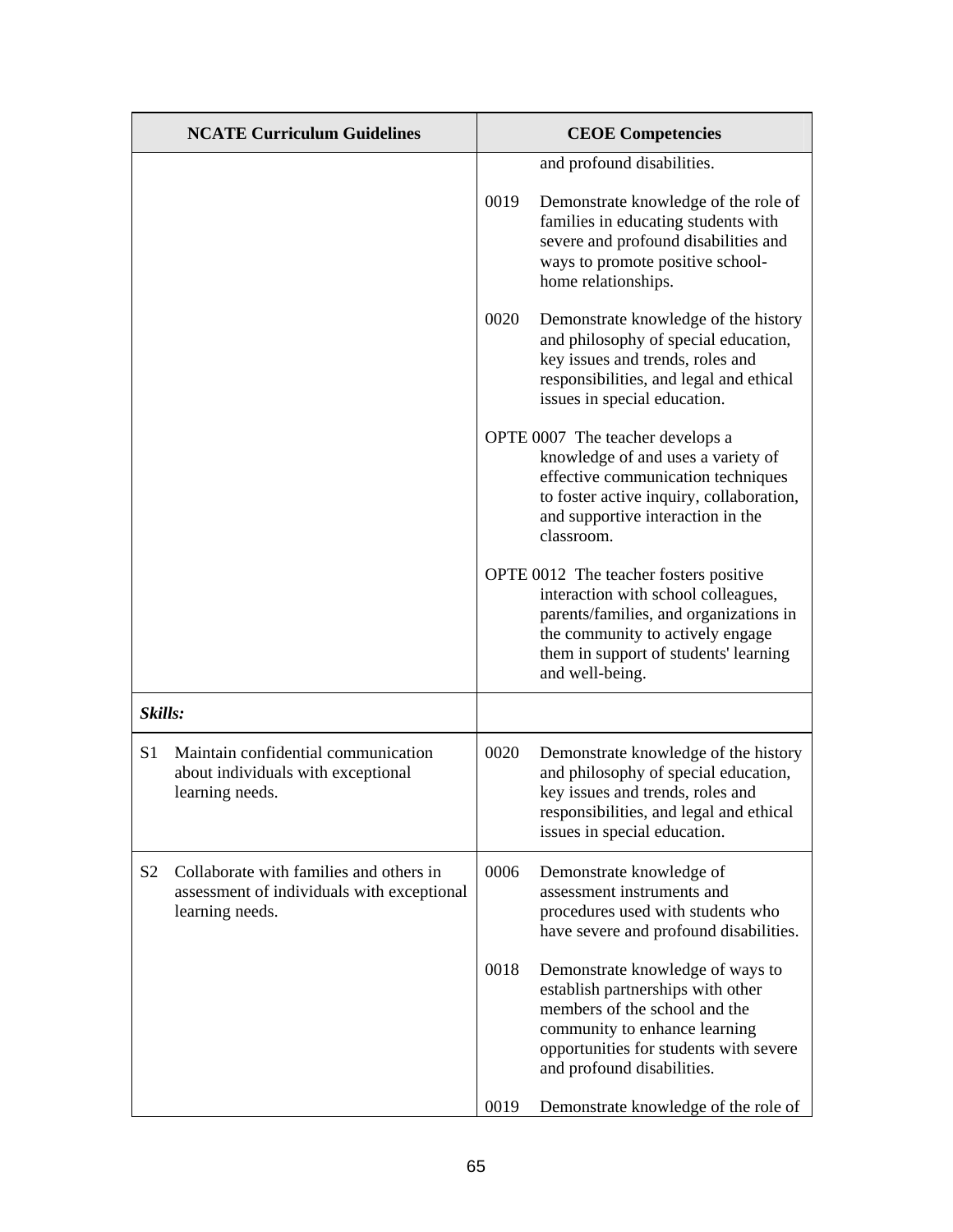| NCATE Curriculum Guidelines | CEOE Competencies |
|---|---|
| | and profound disabilities. |
| | 0019 Demonstrate knowledge of the role of families in educating students with severe and profound disabilities and ways to promote positive school-home relationships. |
| | 0020 Demonstrate knowledge of the history and philosophy of special education, key issues and trends, roles and responsibilities, and legal and ethical issues in special education. |
| | OPTE 0007 The teacher develops a knowledge of and uses a variety of effective communication techniques to foster active inquiry, collaboration, and supportive interaction in the classroom. |
| | OPTE 0012 The teacher fosters positive interaction with school colleagues, parents/families, and organizations in the community to actively engage them in support of students' learning and well-being. |
| ***Skills:*** | |
| S1 Maintain confidential communication about individuals with exceptional learning needs. | 0020 Demonstrate knowledge of the history and philosophy of special education, key issues and trends, roles and responsibilities, and legal and ethical issues in special education. |
| S2 Collaborate with families and others in assessment of individuals with exceptional learning needs. | 0006 Demonstrate knowledge of assessment instruments and procedures used with students who have severe and profound disabilities. |
| | 0018 Demonstrate knowledge of ways to establish partnerships with other members of the school and the community to enhance learning opportunities for students with severe and profound disabilities. |
| | 0019 Demonstrate knowledge of the role of |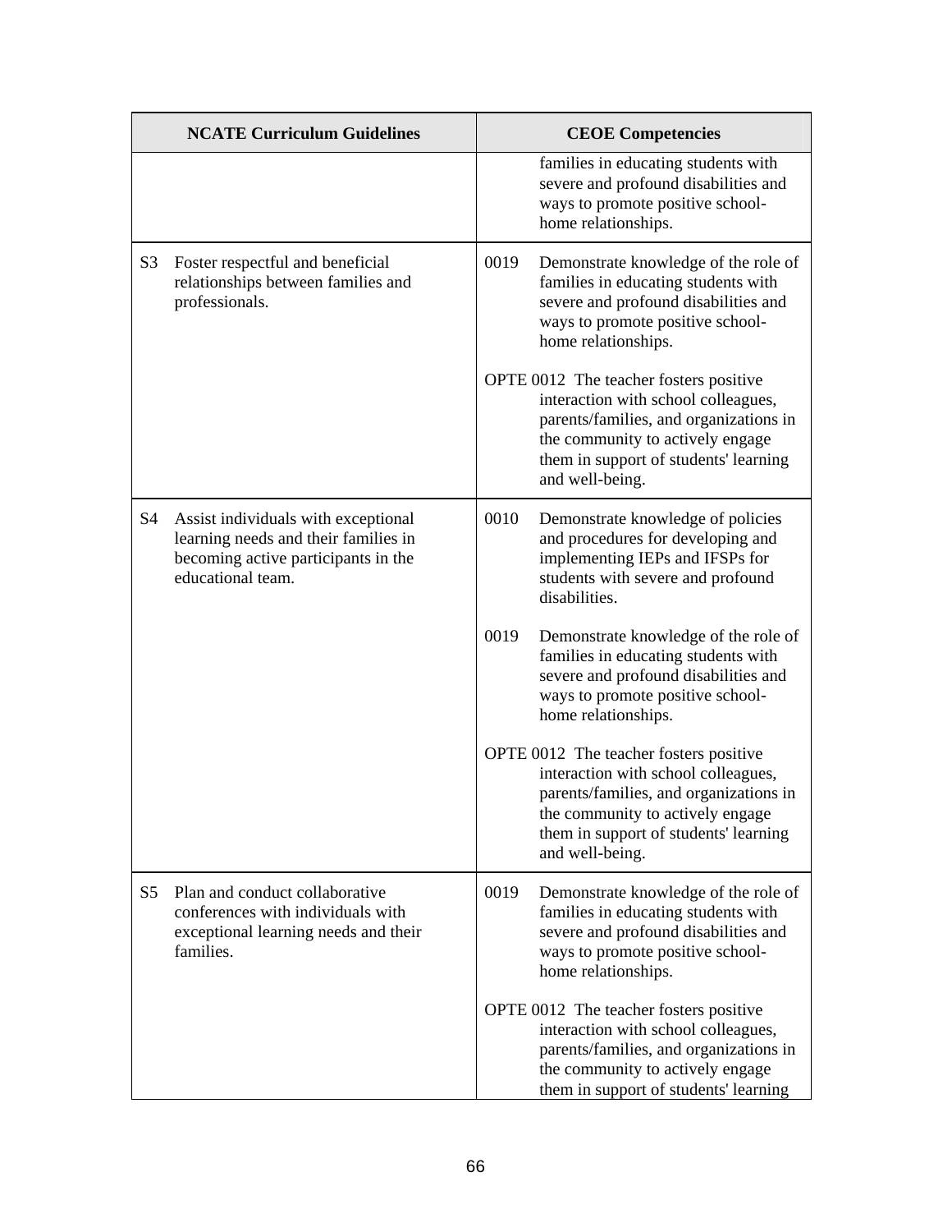| NCATE Curriculum Guidelines | CEOE Competencies |
|---|---|
| | families in educating students with severe and profound disabilities and ways to promote positive school-home relationships. |
| S3 Foster respectful and beneficial relationships between families and professionals. | 0019 Demonstrate knowledge of the role of families in educating students with severe and profound disabilities and ways to promote positive school-home relationships.<br><br>OPTE 0012 The teacher fosters positive interaction with school colleagues, parents/families, and organizations in the community to actively engage them in support of students' learning and well-being. |
| S4 Assist individuals with exceptional learning needs and their families in becoming active participants in the educational team. | 0010 Demonstrate knowledge of policies and procedures for developing and implementing IEPs and IFSPs for students with severe and profound disabilities.<br><br>0019 Demonstrate knowledge of the role of families in educating students with severe and profound disabilities and ways to promote positive school-home relationships.<br><br>OPTE 0012 The teacher fosters positive interaction with school colleagues, parents/families, and organizations in the community to actively engage them in support of students' learning and well-being. |
| S5 Plan and conduct collaborative conferences with individuals with exceptional learning needs and their families. | 0019 Demonstrate knowledge of the role of families in educating students with severe and profound disabilities and ways to promote positive school-home relationships.<br><br>OPTE 0012 The teacher fosters positive interaction with school colleagues, parents/families, and organizations in the community to actively engage them in support of students' learning |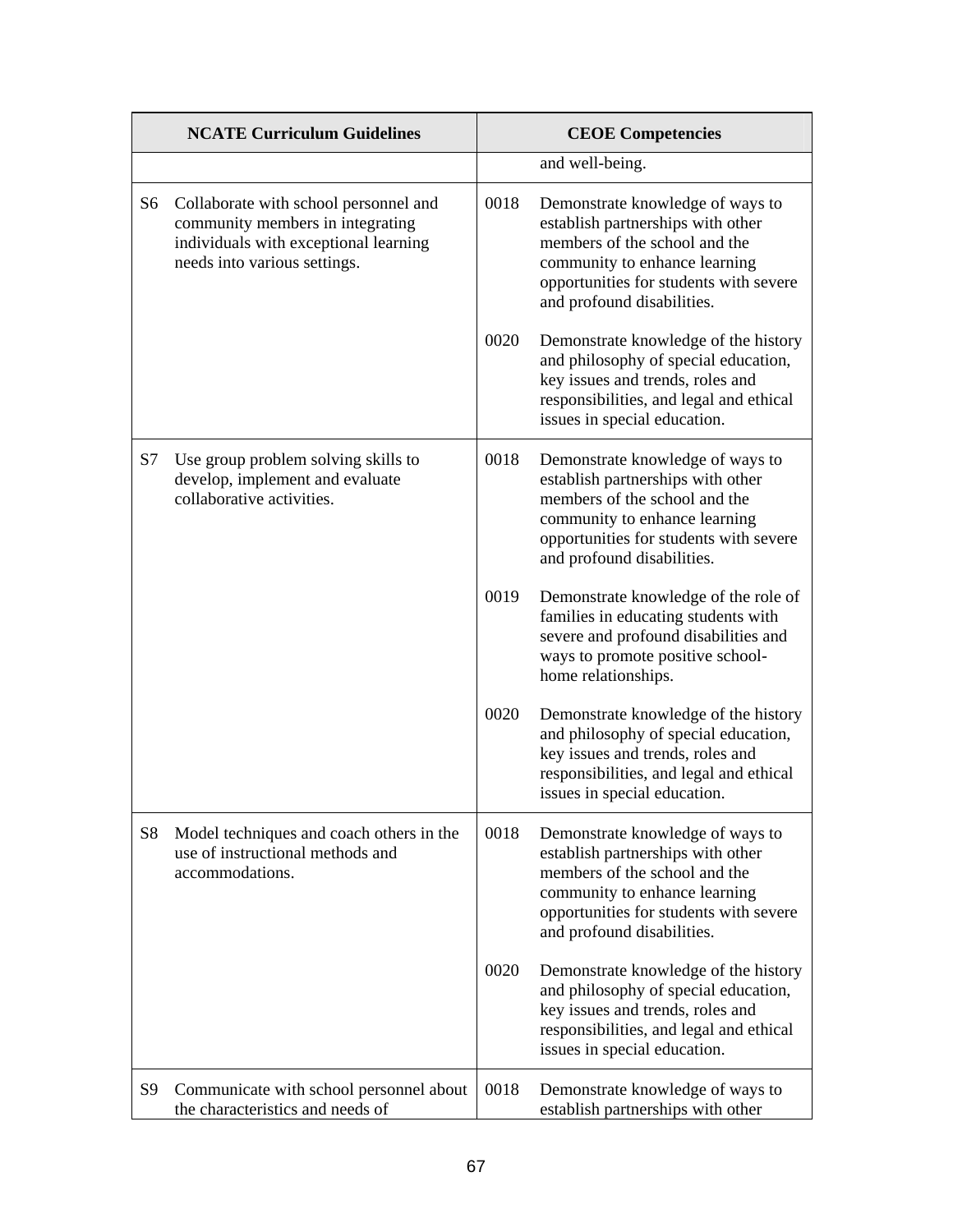| NCATE Curriculum Guidelines | CEOE Competencies |
|---|---|
| | and well-being. |
| S6 Collaborate with school personnel and community members in integrating individuals with exceptional learning needs into various settings. | 0018 Demonstrate knowledge of ways to establish partnerships with other members of the school and the community to enhance learning opportunities for students with severe and profound disabilities.<br><br>0020 Demonstrate knowledge of the history and philosophy of special education, key issues and trends, roles and responsibilities, and legal and ethical issues in special education. |
| S7 Use group problem solving skills to develop, implement and evaluate collaborative activities. | 0018 Demonstrate knowledge of ways to establish partnerships with other members of the school and the community to enhance learning opportunities for students with severe and profound disabilities.<br><br>0019 Demonstrate knowledge of the role of families in educating students with severe and profound disabilities and ways to promote positive school-home relationships.<br><br>0020 Demonstrate knowledge of the history and philosophy of special education, key issues and trends, roles and responsibilities, and legal and ethical issues in special education. |
| S8 Model techniques and coach others in the use of instructional methods and accommodations. | 0018 Demonstrate knowledge of ways to establish partnerships with other members of the school and the community to enhance learning opportunities for students with severe and profound disabilities.<br><br>0020 Demonstrate knowledge of the history and philosophy of special education, key issues and trends, roles and responsibilities, and legal and ethical issues in special education. |
| S9 Communicate with school personnel about the characteristics and needs of | 0018 Demonstrate knowledge of ways to establish partnerships with other |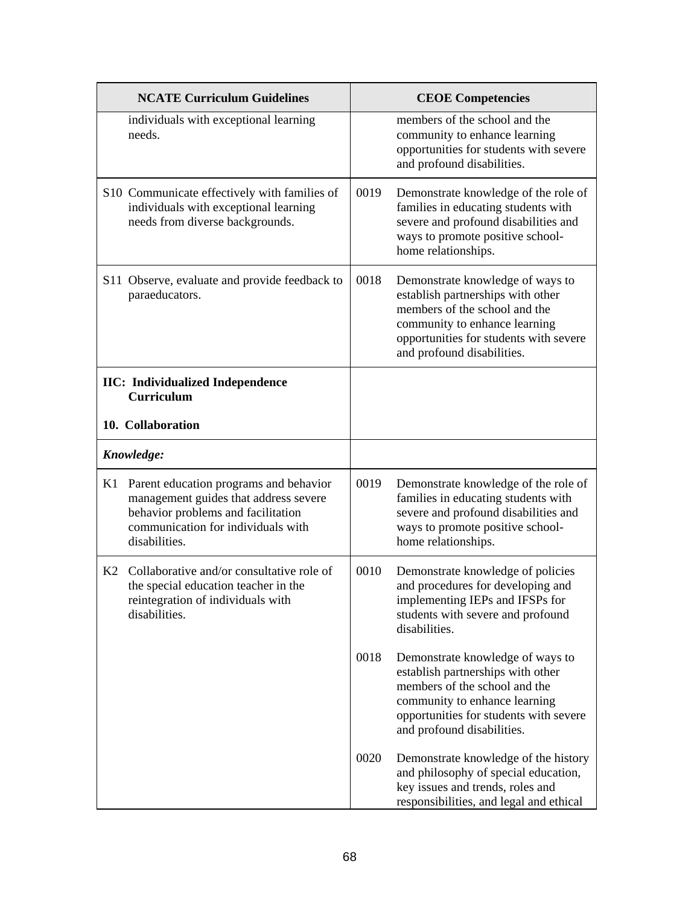| NCATE Curriculum Guidelines | CEOE Competencies |
|---|---|
| individuals with exceptional learning needs. | members of the school and the community to enhance learning opportunities for students with severe and profound disabilities. |
| S10 Communicate effectively with families of individuals with exceptional learning needs from diverse backgrounds. | 0019 Demonstrate knowledge of the role of families in educating students with severe and profound disabilities and ways to promote positive school-home relationships. |
| S11 Observe, evaluate and provide feedback to paraeducators. | 0018 Demonstrate knowledge of ways to establish partnerships with other members of the school and the community to enhance learning opportunities for students with severe and profound disabilities. |
| **IIC: Individualized Independence Curriculum**<br><br>**10. Collaboration** | |
| ***Knowledge:*** | |
| K1 Parent education programs and behavior management guides that address severe behavior problems and facilitation communication for individuals with disabilities. | 0019 Demonstrate knowledge of the role of families in educating students with severe and profound disabilities and ways to promote positive school-home relationships. |
| K2 Collaborative and/or consultative role of the special education teacher in the reintegration of individuals with disabilities. | 0010 Demonstrate knowledge of policies and procedures for developing and implementing IEPs and IFSPs for students with severe and profound disabilities.<br><br>0018 Demonstrate knowledge of ways to establish partnerships with other members of the school and the community to enhance learning opportunities for students with severe and profound disabilities.<br><br>0020 Demonstrate knowledge of the history and philosophy of special education, key issues and trends, roles and responsibilities, and legal and ethical |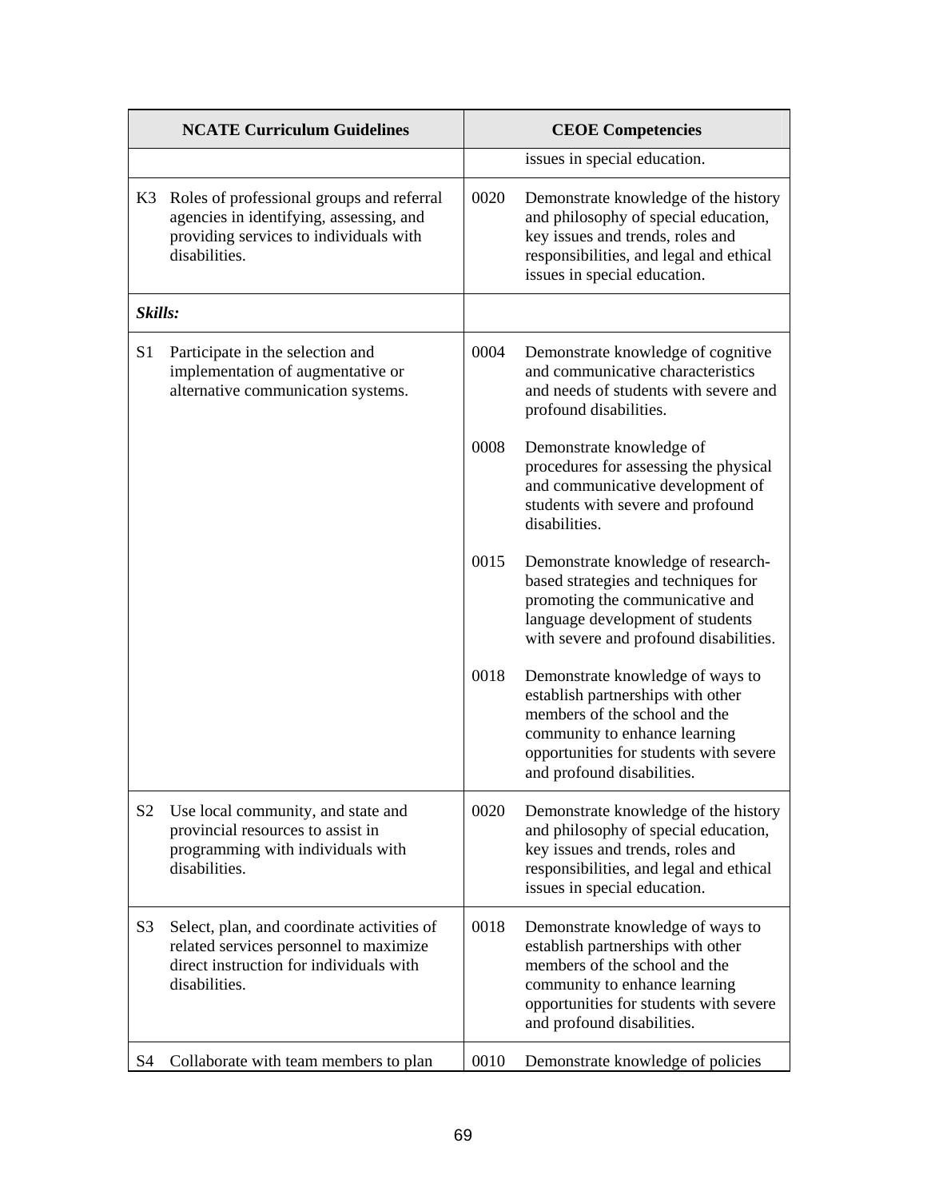| NCATE Curriculum Guidelines | CEOE Competencies |
| --- | --- |
| | issues in special education. |
| K3 Roles of professional groups and referral agencies in identifying, assessing, and providing services to individuals with disabilities. | 0020 Demonstrate knowledge of the history and philosophy of special education, key issues and trends, roles and responsibilities, and legal and ethical issues in special education. |
| ***Skills:*** | |
| S1 Participate in the selection and implementation of augmentative or alternative communication systems. | 0004 Demonstrate knowledge of cognitive and communicative characteristics and needs of students with severe and profound disabilities.<br><br>0008 Demonstrate knowledge of procedures for assessing the physical and communicative development of students with severe and profound disabilities.<br><br>0015 Demonstrate knowledge of research-based strategies and techniques for promoting the communicative and language development of students with severe and profound disabilities.<br><br>0018 Demonstrate knowledge of ways to establish partnerships with other members of the school and the community to enhance learning opportunities for students with severe and profound disabilities. |
| S2 Use local community, and state and provincial resources to assist in programming with individuals with disabilities. | 0020 Demonstrate knowledge of the history and philosophy of special education, key issues and trends, roles and responsibilities, and legal and ethical issues in special education. |
| S3 Select, plan, and coordinate activities of related services personnel to maximize direct instruction for individuals with disabilities. | 0018 Demonstrate knowledge of ways to establish partnerships with other members of the school and the community to enhance learning opportunities for students with severe and profound disabilities. |
| S4 Collaborate with team members to plan | 0010 Demonstrate knowledge of policies |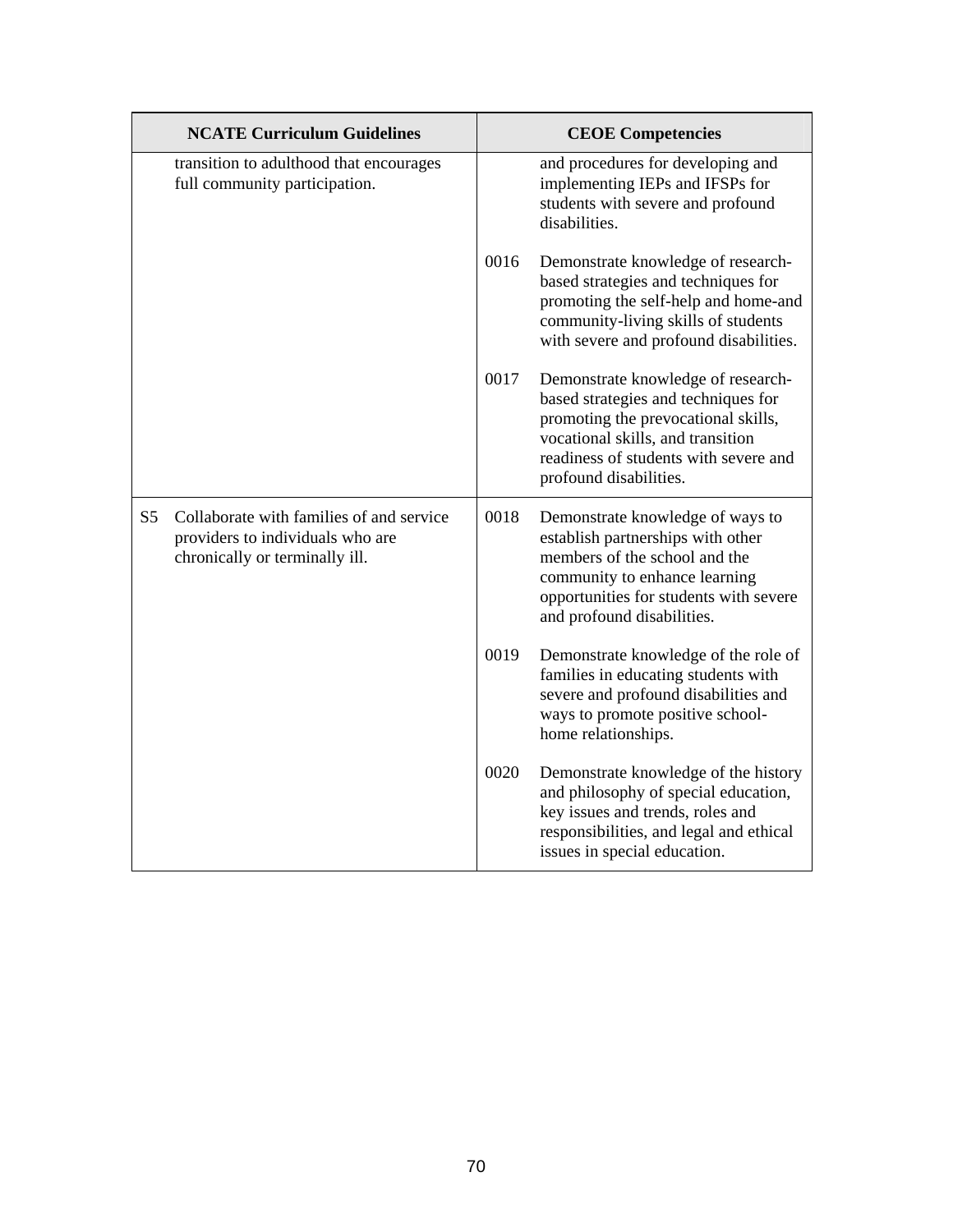| NCATE Curriculum Guidelines | | CEOE Competencies | |
|---|---|---|---|
| | transition to adulthood that encourages full community participation. | | and procedures for developing and implementing IEPs and IFSPs for students with severe and profound disabilities. |
| | | 0016 | Demonstrate knowledge of research-based strategies and techniques for promoting the self-help and home-and community-living skills of students with severe and profound disabilities. |
| | | 0017 | Demonstrate knowledge of research-based strategies and techniques for promoting the prevocational skills, vocational skills, and transition readiness of students with severe and profound disabilities. |
| S5 | Collaborate with families of and service providers to individuals who are chronically or terminally ill. | 0018 | Demonstrate knowledge of ways to establish partnerships with other members of the school and the community to enhance learning opportunities for students with severe and profound disabilities. |
| | | 0019 | Demonstrate knowledge of the role of families in educating students with severe and profound disabilities and ways to promote positive school-home relationships. |
| | | 0020 | Demonstrate knowledge of the history and philosophy of special education, key issues and trends, roles and responsibilities, and legal and ethical issues in special education. |